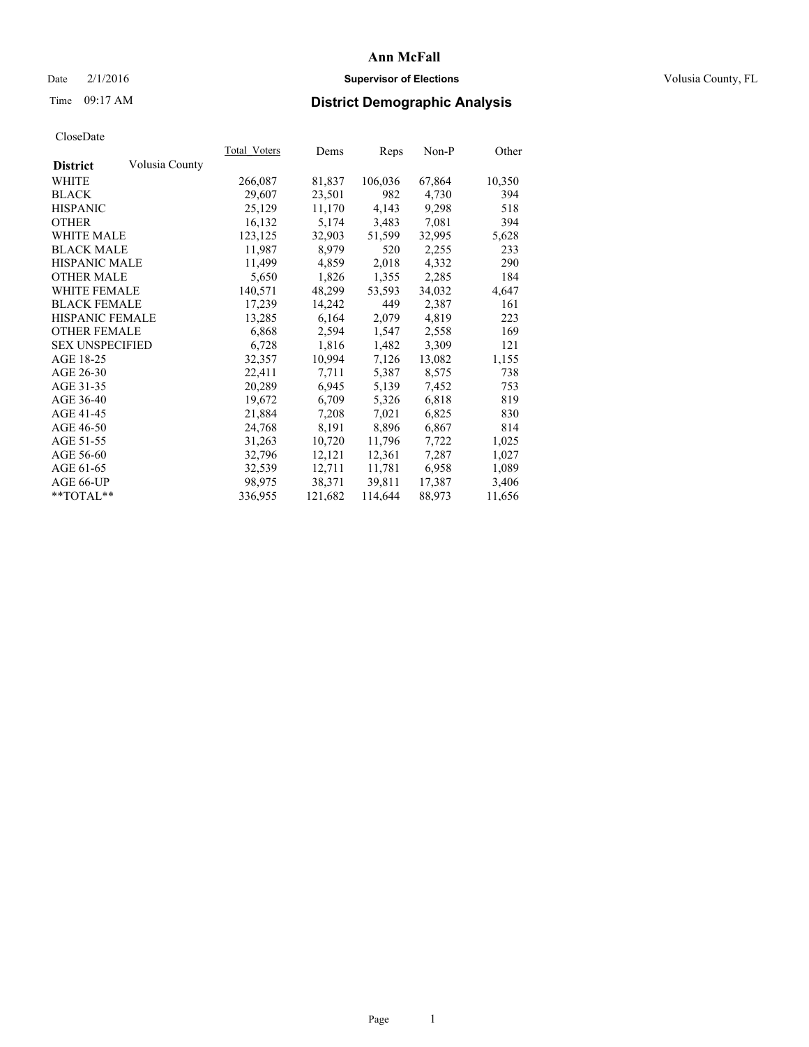# Ann McFall

Date 2/1/2016 **Supervisor of Elections** Volusia County, FL

Time 09:17 AM **District Demographic Analysis**

CloseDate

| District | Volusia County | Total_Voters | Dems | Reps | Non-P | Other |
|---|---|---|---|---|---|---|
| WHITE | | 266,087 | 81,837 | 106,036 | 67,864 | 10,350 |
| BLACK | | 29,607 | 23,501 | 982 | 4,730 | 394 |
| HISPANIC | | 25,129 | 11,170 | 4,143 | 9,298 | 518 |
| OTHER | | 16,132 | 5,174 | 3,483 | 7,081 | 394 |
| WHITE MALE | | 123,125 | 32,903 | 51,599 | 32,995 | 5,628 |
| BLACK MALE | | 11,987 | 8,979 | 520 | 2,255 | 233 |
| HISPANIC MALE | | 11,499 | 4,859 | 2,018 | 4,332 | 290 |
| OTHER MALE | | 5,650 | 1,826 | 1,355 | 2,285 | 184 |
| WHITE FEMALE | | 140,571 | 48,299 | 53,593 | 34,032 | 4,647 |
| BLACK FEMALE | | 17,239 | 14,242 | 449 | 2,387 | 161 |
| HISPANIC FEMALE | | 13,285 | 6,164 | 2,079 | 4,819 | 223 |
| OTHER FEMALE | | 6,868 | 2,594 | 1,547 | 2,558 | 169 |
| SEX UNSPECIFIED | | 6,728 | 1,816 | 1,482 | 3,309 | 121 |
| AGE 18-25 | | 32,357 | 10,994 | 7,126 | 13,082 | 1,155 |
| AGE 26-30 | | 22,411 | 7,711 | 5,387 | 8,575 | 738 |
| AGE 31-35 | | 20,289 | 6,945 | 5,139 | 7,452 | 753 |
| AGE 36-40 | | 19,672 | 6,709 | 5,326 | 6,818 | 819 |
| AGE 41-45 | | 21,884 | 7,208 | 7,021 | 6,825 | 830 |
| AGE 46-50 | | 24,768 | 8,191 | 8,896 | 6,867 | 814 |
| AGE 51-55 | | 31,263 | 10,720 | 11,796 | 7,722 | 1,025 |
| AGE 56-60 | | 32,796 | 12,121 | 12,361 | 7,287 | 1,027 |
| AGE 61-65 | | 32,539 | 12,711 | 11,781 | 6,958 | 1,089 |
| AGE 66-UP | | 98,975 | 38,371 | 39,811 | 17,387 | 3,406 |
| **TOTAL** | | 336,955 | 121,682 | 114,644 | 88,973 | 11,656 |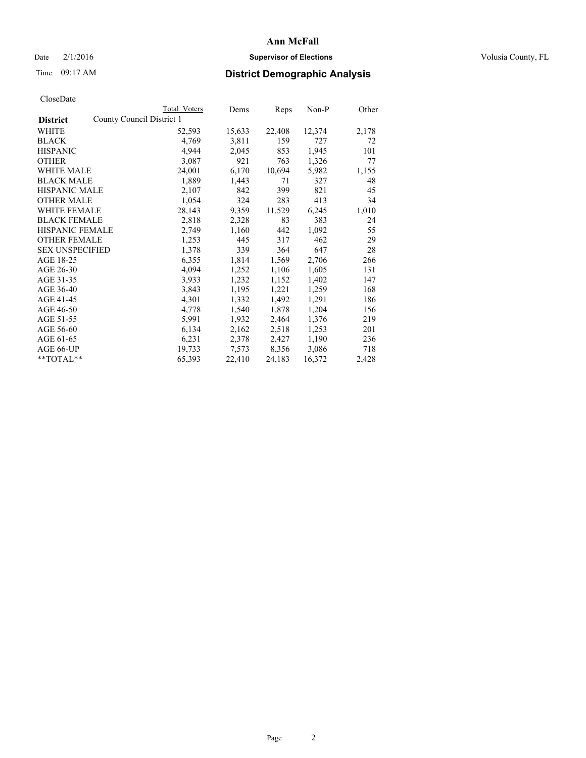# Ann McFall

Date 2/1/2016 **Supervisor of Elections** Volusia County, FL

Time 09:17 AM **District Demographic Analysis**

CloseDate

| | Total Voters | Dems | Reps | Non-P | Other |
|---|---|---|---|---|---|
| **District** County Council District 1 | | | | | |
| WHITE | 52,593 | 15,633 | 22,408 | 12,374 | 2,178 |
| BLACK | 4,769 | 3,811 | 159 | 727 | 72 |
| HISPANIC | 4,944 | 2,045 | 853 | 1,945 | 101 |
| OTHER | 3,087 | 921 | 763 | 1,326 | 77 |
| WHITE MALE | 24,001 | 6,170 | 10,694 | 5,982 | 1,155 |
| BLACK MALE | 1,889 | 1,443 | 71 | 327 | 48 |
| HISPANIC MALE | 2,107 | 842 | 399 | 821 | 45 |
| OTHER MALE | 1,054 | 324 | 283 | 413 | 34 |
| WHITE FEMALE | 28,143 | 9,359 | 11,529 | 6,245 | 1,010 |
| BLACK FEMALE | 2,818 | 2,328 | 83 | 383 | 24 |
| HISPANIC FEMALE | 2,749 | 1,160 | 442 | 1,092 | 55 |
| OTHER FEMALE | 1,253 | 445 | 317 | 462 | 29 |
| SEX UNSPECIFIED | 1,378 | 339 | 364 | 647 | 28 |
| AGE 18-25 | 6,355 | 1,814 | 1,569 | 2,706 | 266 |
| AGE 26-30 | 4,094 | 1,252 | 1,106 | 1,605 | 131 |
| AGE 31-35 | 3,933 | 1,232 | 1,152 | 1,402 | 147 |
| AGE 36-40 | 3,843 | 1,195 | 1,221 | 1,259 | 168 |
| AGE 41-45 | 4,301 | 1,332 | 1,492 | 1,291 | 186 |
| AGE 46-50 | 4,778 | 1,540 | 1,878 | 1,204 | 156 |
| AGE 51-55 | 5,991 | 1,932 | 2,464 | 1,376 | 219 |
| AGE 56-60 | 6,134 | 2,162 | 2,518 | 1,253 | 201 |
| AGE 61-65 | 6,231 | 2,378 | 2,427 | 1,190 | 236 |
| AGE 66-UP | 19,733 | 7,573 | 8,356 | 3,086 | 718 |
| **TOTAL** | 65,393 | 22,410 | 24,183 | 16,372 | 2,428 |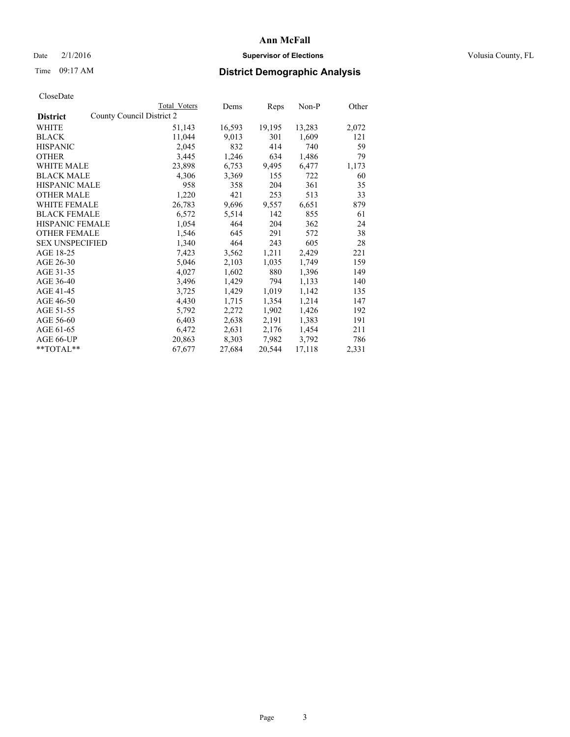# Ann McFall

Date 2/1/2016 **Supervisor of Elections** Volusia County, FL

Time 09:17 AM **District Demographic Analysis**

CloseDate

| **District** | County Council District 2 | Total Voters | Dems | Reps | Non-P | Other |
|---|---|---|---|---|---|---|
| WHITE | | 51,143 | 16,593 | 19,195 | 13,283 | 2,072 |
| BLACK | | 11,044 | 9,013 | 301 | 1,609 | 121 |
| HISPANIC | | 2,045 | 832 | 414 | 740 | 59 |
| OTHER | | 3,445 | 1,246 | 634 | 1,486 | 79 |
| WHITE MALE | | 23,898 | 6,753 | 9,495 | 6,477 | 1,173 |
| BLACK MALE | | 4,306 | 3,369 | 155 | 722 | 60 |
| HISPANIC MALE | | 958 | 358 | 204 | 361 | 35 |
| OTHER MALE | | 1,220 | 421 | 253 | 513 | 33 |
| WHITE FEMALE | | 26,783 | 9,696 | 9,557 | 6,651 | 879 |
| BLACK FEMALE | | 6,572 | 5,514 | 142 | 855 | 61 |
| HISPANIC FEMALE | | 1,054 | 464 | 204 | 362 | 24 |
| OTHER FEMALE | | 1,546 | 645 | 291 | 572 | 38 |
| SEX UNSPECIFIED | | 1,340 | 464 | 243 | 605 | 28 |
| AGE 18-25 | | 7,423 | 3,562 | 1,211 | 2,429 | 221 |
| AGE 26-30 | | 5,046 | 2,103 | 1,035 | 1,749 | 159 |
| AGE 31-35 | | 4,027 | 1,602 | 880 | 1,396 | 149 |
| AGE 36-40 | | 3,496 | 1,429 | 794 | 1,133 | 140 |
| AGE 41-45 | | 3,725 | 1,429 | 1,019 | 1,142 | 135 |
| AGE 46-50 | | 4,430 | 1,715 | 1,354 | 1,214 | 147 |
| AGE 51-55 | | 5,792 | 2,272 | 1,902 | 1,426 | 192 |
| AGE 56-60 | | 6,403 | 2,638 | 2,191 | 1,383 | 191 |
| AGE 61-65 | | 6,472 | 2,631 | 2,176 | 1,454 | 211 |
| AGE 66-UP | | 20,863 | 8,303 | 7,982 | 3,792 | 786 |
| **TOTAL** | | 67,677 | 27,684 | 20,544 | 17,118 | 2,331 |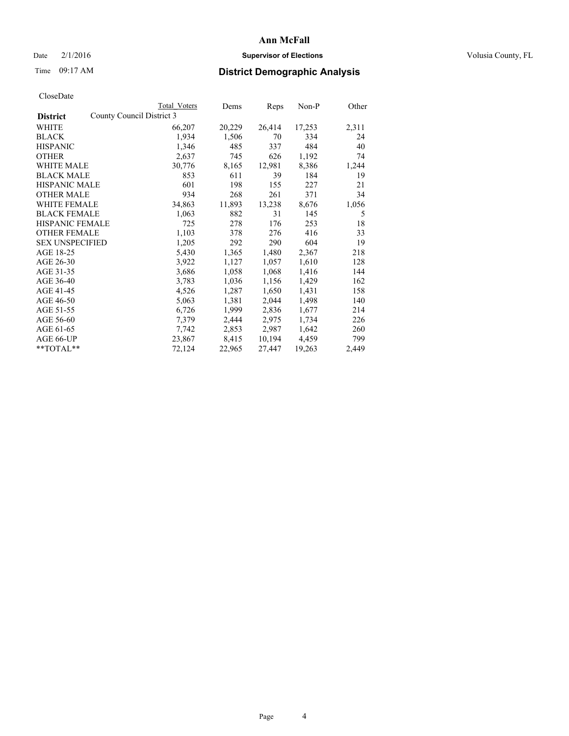# Ann McFall

Date 2/1/2016 **Supervisor of Elections** Volusia County, FL

Time 09:17 AM **District Demographic Analysis**

CloseDate

| District | Total Voters | Dems | Reps | Non-P | Other |
|---|---|---|---|---|---|
| County Council District 3 | | | | | |
| WHITE | 66,207 | 20,229 | 26,414 | 17,253 | 2,311 |
| BLACK | 1,934 | 1,506 | 70 | 334 | 24 |
| HISPANIC | 1,346 | 485 | 337 | 484 | 40 |
| OTHER | 2,637 | 745 | 626 | 1,192 | 74 |
| WHITE MALE | 30,776 | 8,165 | 12,981 | 8,386 | 1,244 |
| BLACK MALE | 853 | 611 | 39 | 184 | 19 |
| HISPANIC MALE | 601 | 198 | 155 | 227 | 21 |
| OTHER MALE | 934 | 268 | 261 | 371 | 34 |
| WHITE FEMALE | 34,863 | 11,893 | 13,238 | 8,676 | 1,056 |
| BLACK FEMALE | 1,063 | 882 | 31 | 145 | 5 |
| HISPANIC FEMALE | 725 | 278 | 176 | 253 | 18 |
| OTHER FEMALE | 1,103 | 378 | 276 | 416 | 33 |
| SEX UNSPECIFIED | 1,205 | 292 | 290 | 604 | 19 |
| AGE 18-25 | 5,430 | 1,365 | 1,480 | 2,367 | 218 |
| AGE 26-30 | 3,922 | 1,127 | 1,057 | 1,610 | 128 |
| AGE 31-35 | 3,686 | 1,058 | 1,068 | 1,416 | 144 |
| AGE 36-40 | 3,783 | 1,036 | 1,156 | 1,429 | 162 |
| AGE 41-45 | 4,526 | 1,287 | 1,650 | 1,431 | 158 |
| AGE 46-50 | 5,063 | 1,381 | 2,044 | 1,498 | 140 |
| AGE 51-55 | 6,726 | 1,999 | 2,836 | 1,677 | 214 |
| AGE 56-60 | 7,379 | 2,444 | 2,975 | 1,734 | 226 |
| AGE 61-65 | 7,742 | 2,853 | 2,987 | 1,642 | 260 |
| AGE 66-UP | 23,867 | 8,415 | 10,194 | 4,459 | 799 |
| **TOTAL** | 72,124 | 22,965 | 27,447 | 19,263 | 2,449 |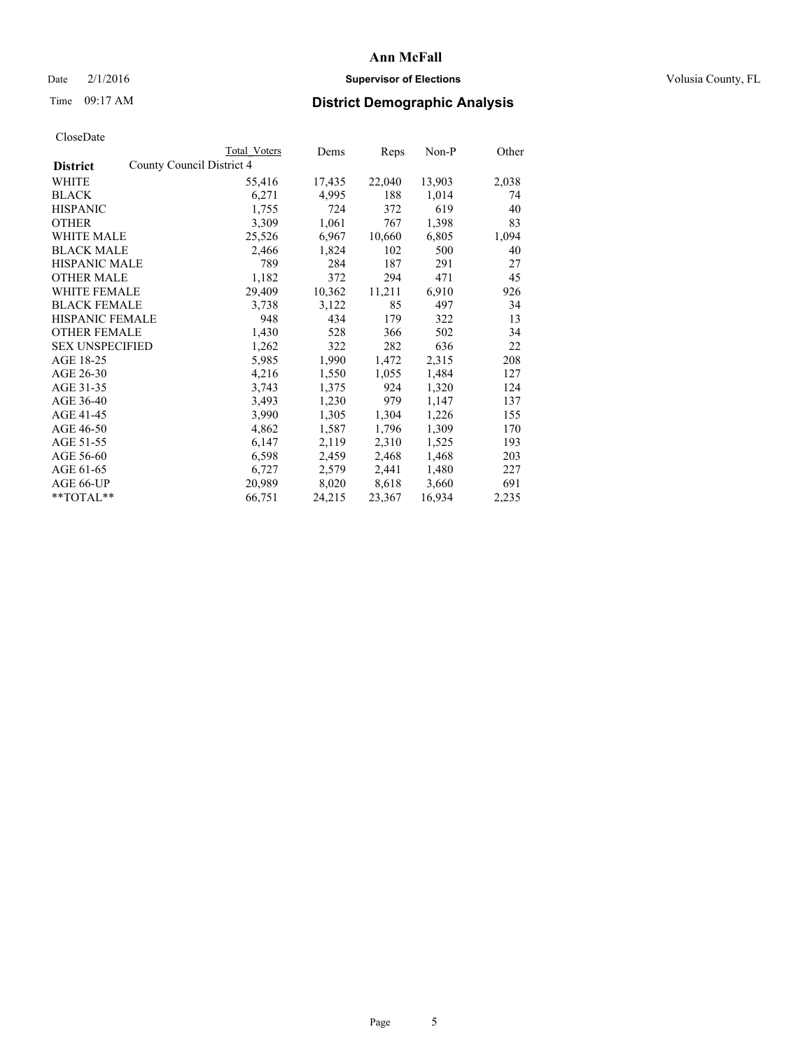# Ann McFall

Date 2/1/2016 **Supervisor of Elections** Volusia County, FL

Time 09:17 AM **District Demographic Analysis**

CloseDate

| | Total Voters | Dems | Reps | Non-P | Other |
|---|---|---|---|---|---|
| **District** County Council District 4 | | | | | |
| WHITE | 55,416 | 17,435 | 22,040 | 13,903 | 2,038 |
| BLACK | 6,271 | 4,995 | 188 | 1,014 | 74 |
| HISPANIC | 1,755 | 724 | 372 | 619 | 40 |
| OTHER | 3,309 | 1,061 | 767 | 1,398 | 83 |
| WHITE MALE | 25,526 | 6,967 | 10,660 | 6,805 | 1,094 |
| BLACK MALE | 2,466 | 1,824 | 102 | 500 | 40 |
| HISPANIC MALE | 789 | 284 | 187 | 291 | 27 |
| OTHER MALE | 1,182 | 372 | 294 | 471 | 45 |
| WHITE FEMALE | 29,409 | 10,362 | 11,211 | 6,910 | 926 |
| BLACK FEMALE | 3,738 | 3,122 | 85 | 497 | 34 |
| HISPANIC FEMALE | 948 | 434 | 179 | 322 | 13 |
| OTHER FEMALE | 1,430 | 528 | 366 | 502 | 34 |
| SEX UNSPECIFIED | 1,262 | 322 | 282 | 636 | 22 |
| AGE 18-25 | 5,985 | 1,990 | 1,472 | 2,315 | 208 |
| AGE 26-30 | 4,216 | 1,550 | 1,055 | 1,484 | 127 |
| AGE 31-35 | 3,743 | 1,375 | 924 | 1,320 | 124 |
| AGE 36-40 | 3,493 | 1,230 | 979 | 1,147 | 137 |
| AGE 41-45 | 3,990 | 1,305 | 1,304 | 1,226 | 155 |
| AGE 46-50 | 4,862 | 1,587 | 1,796 | 1,309 | 170 |
| AGE 51-55 | 6,147 | 2,119 | 2,310 | 1,525 | 193 |
| AGE 56-60 | 6,598 | 2,459 | 2,468 | 1,468 | 203 |
| AGE 61-65 | 6,727 | 2,579 | 2,441 | 1,480 | 227 |
| AGE 66-UP | 20,989 | 8,020 | 8,618 | 3,660 | 691 |
| **TOTAL** | 66,751 | 24,215 | 23,367 | 16,934 | 2,235 |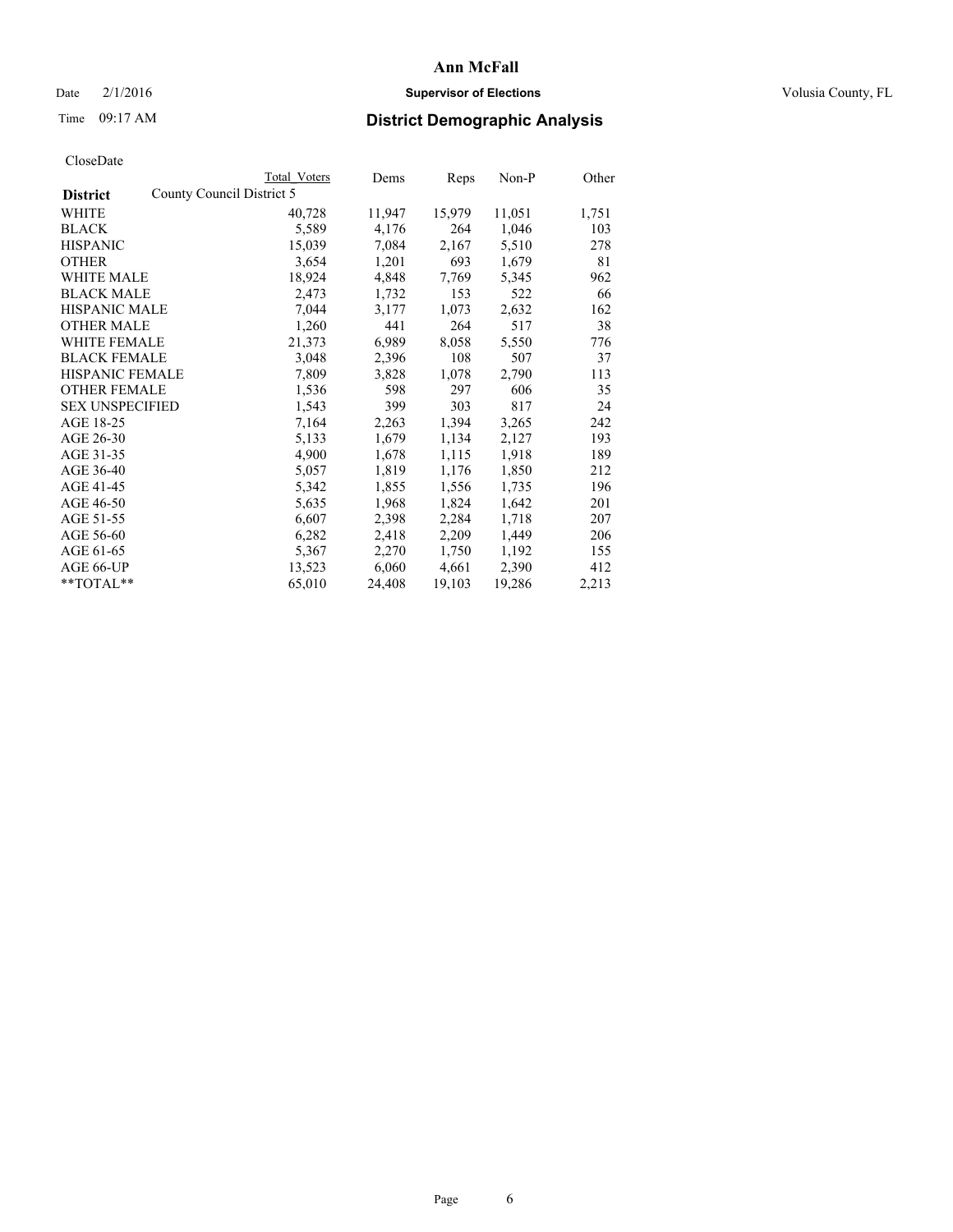# Ann McFall

Date 2/1/2016 **Supervisor of Elections** Volusia County, FL

Time 09:17 AM **District Demographic Analysis**

CloseDate

| District | Total Voters | Dems | Reps | Non-P | Other |
|---|---|---|---|---|---|
| County Council District 5 | | | | | |
| WHITE | 40,728 | 11,947 | 15,979 | 11,051 | 1,751 |
| BLACK | 5,589 | 4,176 | 264 | 1,046 | 103 |
| HISPANIC | 15,039 | 7,084 | 2,167 | 5,510 | 278 |
| OTHER | 3,654 | 1,201 | 693 | 1,679 | 81 |
| WHITE MALE | 18,924 | 4,848 | 7,769 | 5,345 | 962 |
| BLACK MALE | 2,473 | 1,732 | 153 | 522 | 66 |
| HISPANIC MALE | 7,044 | 3,177 | 1,073 | 2,632 | 162 |
| OTHER MALE | 1,260 | 441 | 264 | 517 | 38 |
| WHITE FEMALE | 21,373 | 6,989 | 8,058 | 5,550 | 776 |
| BLACK FEMALE | 3,048 | 2,396 | 108 | 507 | 37 |
| HISPANIC FEMALE | 7,809 | 3,828 | 1,078 | 2,790 | 113 |
| OTHER FEMALE | 1,536 | 598 | 297 | 606 | 35 |
| SEX UNSPECIFIED | 1,543 | 399 | 303 | 817 | 24 |
| AGE 18-25 | 7,164 | 2,263 | 1,394 | 3,265 | 242 |
| AGE 26-30 | 5,133 | 1,679 | 1,134 | 2,127 | 193 |
| AGE 31-35 | 4,900 | 1,678 | 1,115 | 1,918 | 189 |
| AGE 36-40 | 5,057 | 1,819 | 1,176 | 1,850 | 212 |
| AGE 41-45 | 5,342 | 1,855 | 1,556 | 1,735 | 196 |
| AGE 46-50 | 5,635 | 1,968 | 1,824 | 1,642 | 201 |
| AGE 51-55 | 6,607 | 2,398 | 2,284 | 1,718 | 207 |
| AGE 56-60 | 6,282 | 2,418 | 2,209 | 1,449 | 206 |
| AGE 61-65 | 5,367 | 2,270 | 1,750 | 1,192 | 155 |
| AGE 66-UP | 13,523 | 6,060 | 4,661 | 2,390 | 412 |
| **TOTAL** | 65,010 | 24,408 | 19,103 | 19,286 | 2,213 |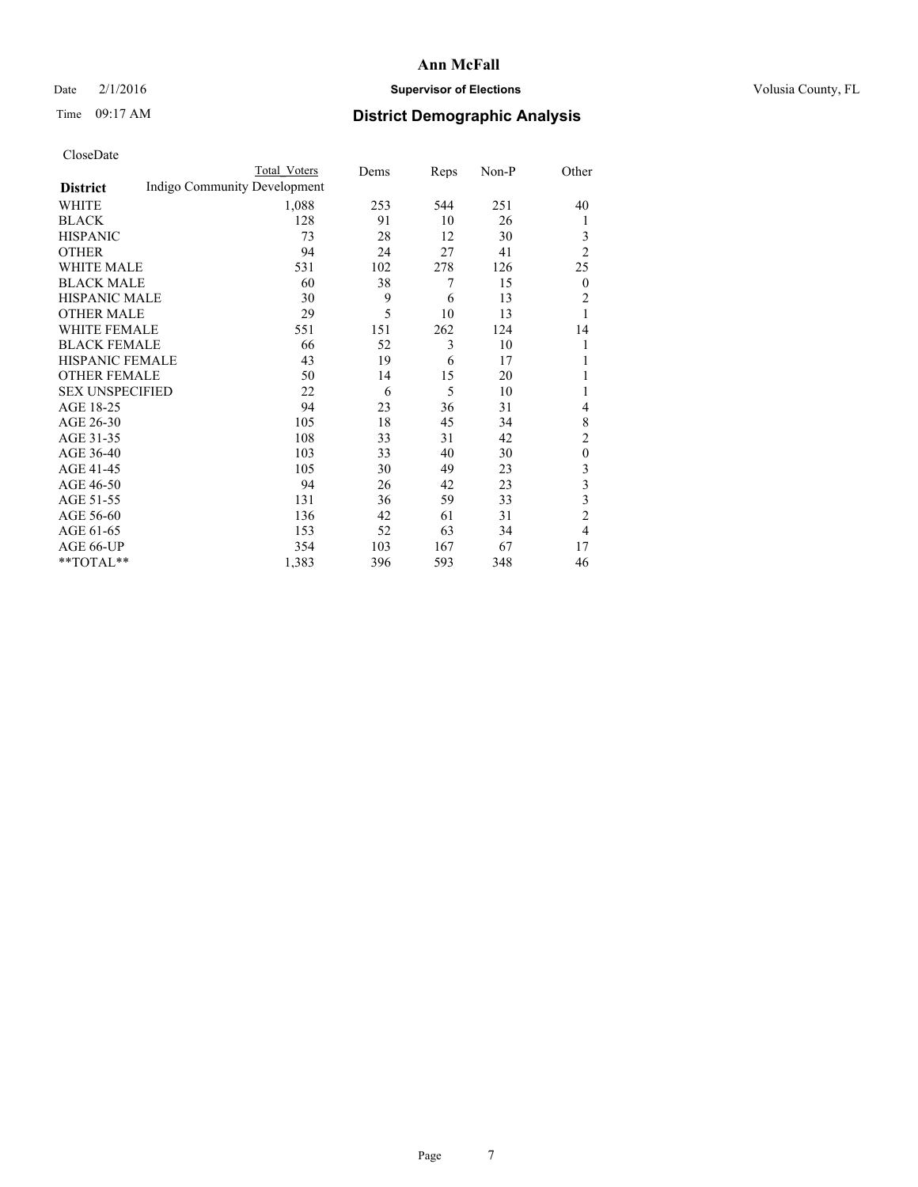# Ann McFall

Date 2/1/2016 **Supervisor of Elections** Volusia County, FL

Time 09:17 AM **District Demographic Analysis**

CloseDate

| **District** | Total Voters | Dems | Reps | Non-P | Other |
|---|---|---|---|---|---|
| Indigo Community Development | | | | | |
| WHITE | 1,088 | 253 | 544 | 251 | 40 |
| BLACK | 128 | 91 | 10 | 26 | 1 |
| HISPANIC | 73 | 28 | 12 | 30 | 3 |
| OTHER | 94 | 24 | 27 | 41 | 2 |
| WHITE MALE | 531 | 102 | 278 | 126 | 25 |
| BLACK MALE | 60 | 38 | 7 | 15 | 0 |
| HISPANIC MALE | 30 | 9 | 6 | 13 | 2 |
| OTHER MALE | 29 | 5 | 10 | 13 | 1 |
| WHITE FEMALE | 551 | 151 | 262 | 124 | 14 |
| BLACK FEMALE | 66 | 52 | 3 | 10 | 1 |
| HISPANIC FEMALE | 43 | 19 | 6 | 17 | 1 |
| OTHER FEMALE | 50 | 14 | 15 | 20 | 1 |
| SEX UNSPECIFIED | 22 | 6 | 5 | 10 | 1 |
| AGE 18-25 | 94 | 23 | 36 | 31 | 4 |
| AGE 26-30 | 105 | 18 | 45 | 34 | 8 |
| AGE 31-35 | 108 | 33 | 31 | 42 | 2 |
| AGE 36-40 | 103 | 33 | 40 | 30 | 0 |
| AGE 41-45 | 105 | 30 | 49 | 23 | 3 |
| AGE 46-50 | 94 | 26 | 42 | 23 | 3 |
| AGE 51-55 | 131 | 36 | 59 | 33 | 3 |
| AGE 56-60 | 136 | 42 | 61 | 31 | 2 |
| AGE 61-65 | 153 | 52 | 63 | 34 | 4 |
| AGE 66-UP | 354 | 103 | 167 | 67 | 17 |
| **TOTAL** | 1,383 | 396 | 593 | 348 | 46 |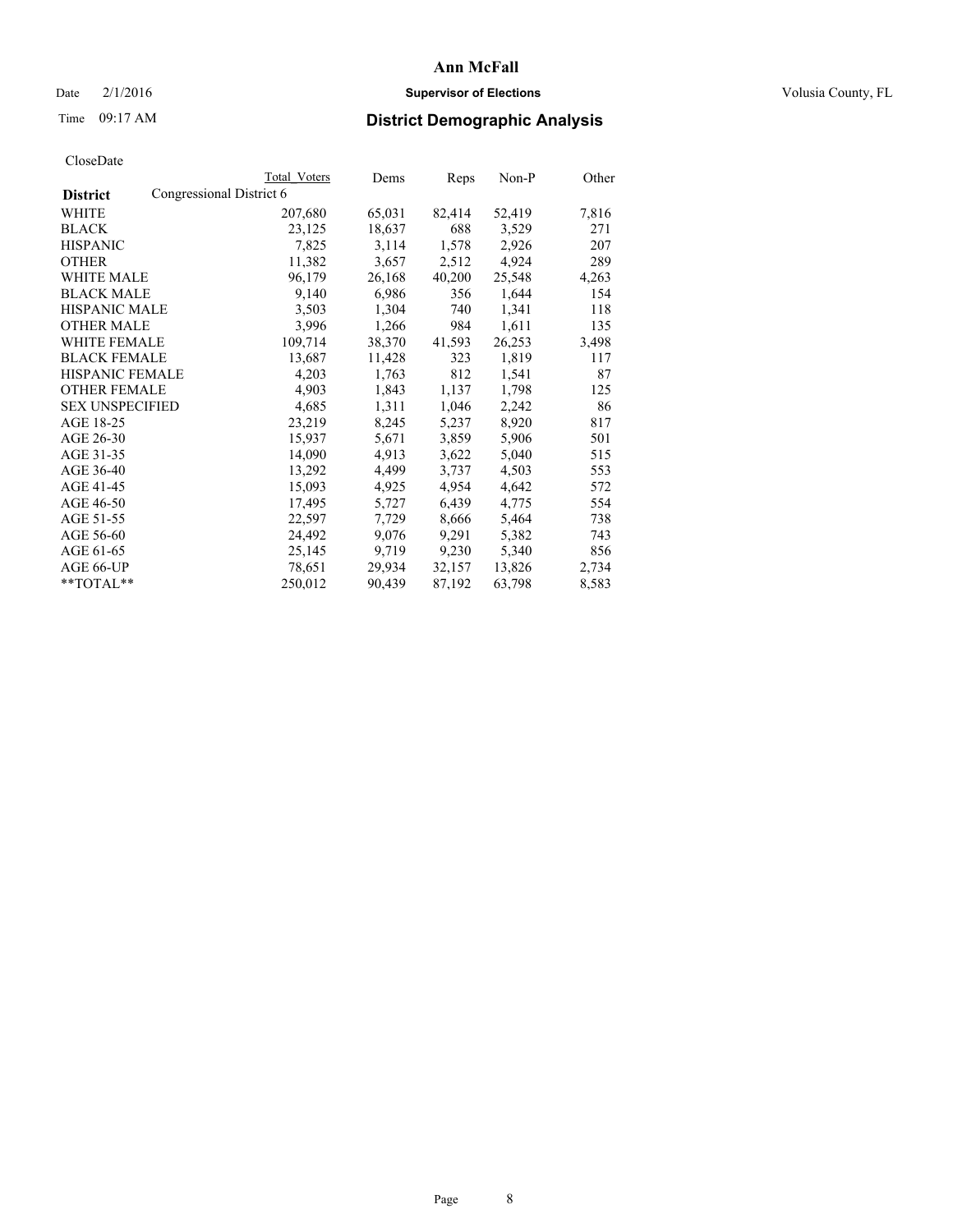# Ann McFall

Date 2/1/2016 **Supervisor of Elections** Volusia County, FL

Time 09:17 AM **District Demographic Analysis**

CloseDate

| **District** | Congressional District 6 Total Voters | Dems | Reps | Non-P | Other |
|---|---|---|---|---|---|
| WHITE | 207,680 | 65,031 | 82,414 | 52,419 | 7,816 |
| BLACK | 23,125 | 18,637 | 688 | 3,529 | 271 |
| HISPANIC | 7,825 | 3,114 | 1,578 | 2,926 | 207 |
| OTHER | 11,382 | 3,657 | 2,512 | 4,924 | 289 |
| WHITE MALE | 96,179 | 26,168 | 40,200 | 25,548 | 4,263 |
| BLACK MALE | 9,140 | 6,986 | 356 | 1,644 | 154 |
| HISPANIC MALE | 3,503 | 1,304 | 740 | 1,341 | 118 |
| OTHER MALE | 3,996 | 1,266 | 984 | 1,611 | 135 |
| WHITE FEMALE | 109,714 | 38,370 | 41,593 | 26,253 | 3,498 |
| BLACK FEMALE | 13,687 | 11,428 | 323 | 1,819 | 117 |
| HISPANIC FEMALE | 4,203 | 1,763 | 812 | 1,541 | 87 |
| OTHER FEMALE | 4,903 | 1,843 | 1,137 | 1,798 | 125 |
| SEX UNSPECIFIED | 4,685 | 1,311 | 1,046 | 2,242 | 86 |
| AGE 18-25 | 23,219 | 8,245 | 5,237 | 8,920 | 817 |
| AGE 26-30 | 15,937 | 5,671 | 3,859 | 5,906 | 501 |
| AGE 31-35 | 14,090 | 4,913 | 3,622 | 5,040 | 515 |
| AGE 36-40 | 13,292 | 4,499 | 3,737 | 4,503 | 553 |
| AGE 41-45 | 15,093 | 4,925 | 4,954 | 4,642 | 572 |
| AGE 46-50 | 17,495 | 5,727 | 6,439 | 4,775 | 554 |
| AGE 51-55 | 22,597 | 7,729 | 8,666 | 5,464 | 738 |
| AGE 56-60 | 24,492 | 9,076 | 9,291 | 5,382 | 743 |
| AGE 61-65 | 25,145 | 9,719 | 9,230 | 5,340 | 856 |
| AGE 66-UP | 78,651 | 29,934 | 32,157 | 13,826 | 2,734 |
| **TOTAL** | 250,012 | 90,439 | 87,192 | 63,798 | 8,583 |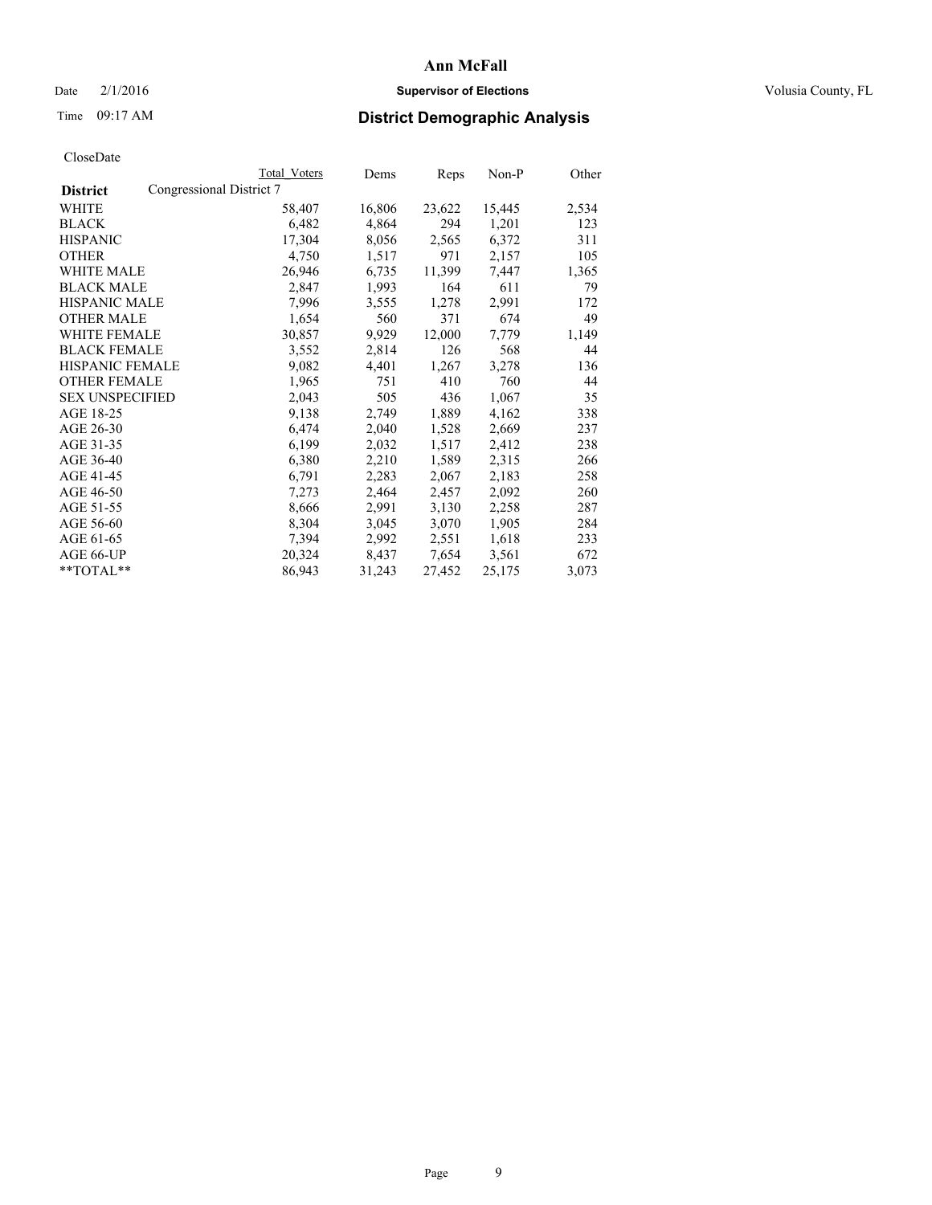# Ann McFall

Date 2/1/2016 **Supervisor of Elections** Volusia County, FL

Time 09:17 AM **District Demographic Analysis**

CloseDate

| District | Total Voters | Dems | Reps | Non-P | Other |
|---|---|---|---|---|---|
| Congressional District 7 | | | | | |
| WHITE | 58,407 | 16,806 | 23,622 | 15,445 | 2,534 |
| BLACK | 6,482 | 4,864 | 294 | 1,201 | 123 |
| HISPANIC | 17,304 | 8,056 | 2,565 | 6,372 | 311 |
| OTHER | 4,750 | 1,517 | 971 | 2,157 | 105 |
| WHITE MALE | 26,946 | 6,735 | 11,399 | 7,447 | 1,365 |
| BLACK MALE | 2,847 | 1,993 | 164 | 611 | 79 |
| HISPANIC MALE | 7,996 | 3,555 | 1,278 | 2,991 | 172 |
| OTHER MALE | 1,654 | 560 | 371 | 674 | 49 |
| WHITE FEMALE | 30,857 | 9,929 | 12,000 | 7,779 | 1,149 |
| BLACK FEMALE | 3,552 | 2,814 | 126 | 568 | 44 |
| HISPANIC FEMALE | 9,082 | 4,401 | 1,267 | 3,278 | 136 |
| OTHER FEMALE | 1,965 | 751 | 410 | 760 | 44 |
| SEX UNSPECIFIED | 2,043 | 505 | 436 | 1,067 | 35 |
| AGE 18-25 | 9,138 | 2,749 | 1,889 | 4,162 | 338 |
| AGE 26-30 | 6,474 | 2,040 | 1,528 | 2,669 | 237 |
| AGE 31-35 | 6,199 | 2,032 | 1,517 | 2,412 | 238 |
| AGE 36-40 | 6,380 | 2,210 | 1,589 | 2,315 | 266 |
| AGE 41-45 | 6,791 | 2,283 | 2,067 | 2,183 | 258 |
| AGE 46-50 | 7,273 | 2,464 | 2,457 | 2,092 | 260 |
| AGE 51-55 | 8,666 | 2,991 | 3,130 | 2,258 | 287 |
| AGE 56-60 | 8,304 | 3,045 | 3,070 | 1,905 | 284 |
| AGE 61-65 | 7,394 | 2,992 | 2,551 | 1,618 | 233 |
| AGE 66-UP | 20,324 | 8,437 | 7,654 | 3,561 | 672 |
| **TOTAL** | 86,943 | 31,243 | 27,452 | 25,175 | 3,073 |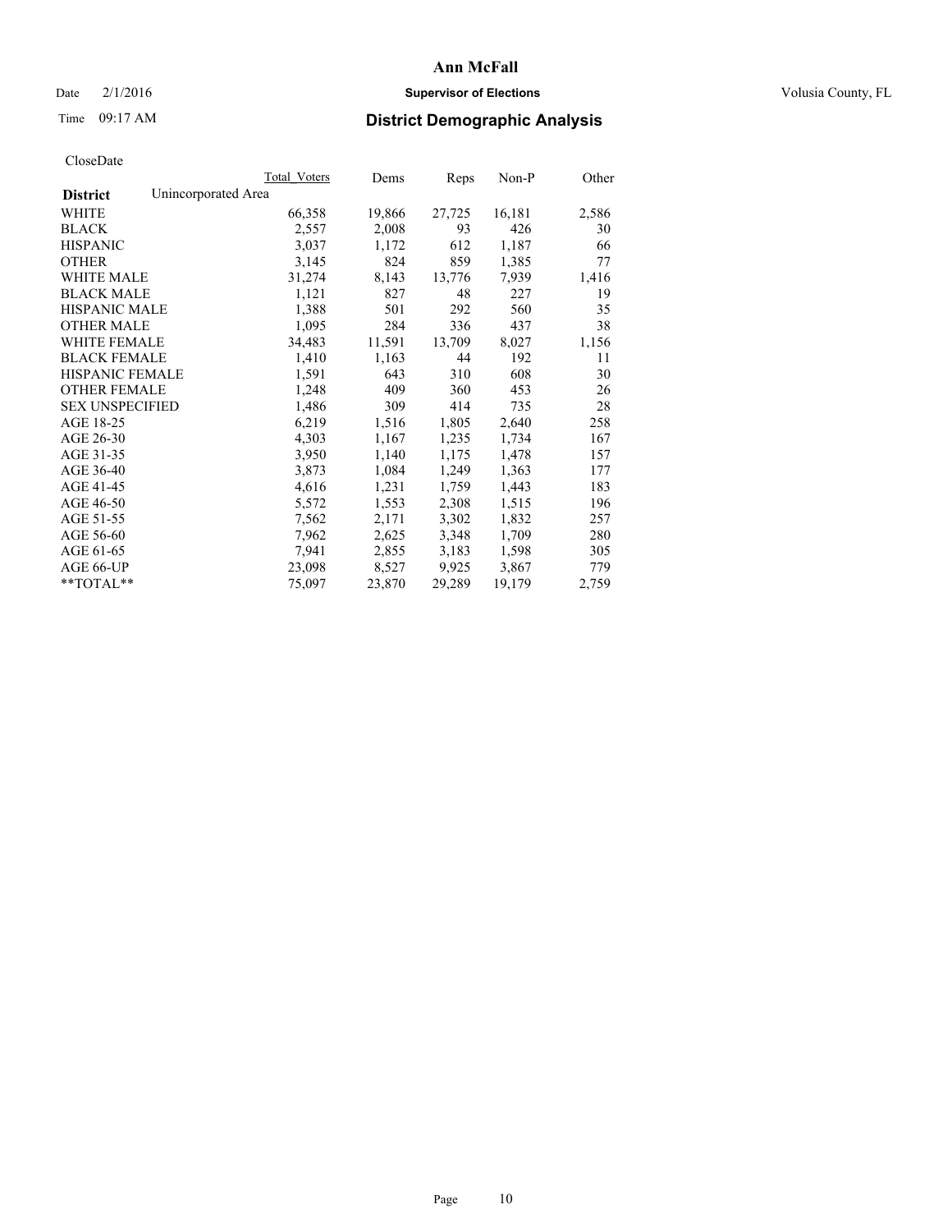# Ann McFall

Date 2/1/2016 **Supervisor of Elections** Volusia County, FL

Time 09:17 AM **District Demographic Analysis**

CloseDate

| | Total Voters | Dems | Reps | Non-P | Other |
|---|---|---|---|---|---|
| **District** Unincorporated Area | | | | | |
| WHITE | 66,358 | 19,866 | 27,725 | 16,181 | 2,586 |
| BLACK | 2,557 | 2,008 | 93 | 426 | 30 |
| HISPANIC | 3,037 | 1,172 | 612 | 1,187 | 66 |
| OTHER | 3,145 | 824 | 859 | 1,385 | 77 |
| WHITE MALE | 31,274 | 8,143 | 13,776 | 7,939 | 1,416 |
| BLACK MALE | 1,121 | 827 | 48 | 227 | 19 |
| HISPANIC MALE | 1,388 | 501 | 292 | 560 | 35 |
| OTHER MALE | 1,095 | 284 | 336 | 437 | 38 |
| WHITE FEMALE | 34,483 | 11,591 | 13,709 | 8,027 | 1,156 |
| BLACK FEMALE | 1,410 | 1,163 | 44 | 192 | 11 |
| HISPANIC FEMALE | 1,591 | 643 | 310 | 608 | 30 |
| OTHER FEMALE | 1,248 | 409 | 360 | 453 | 26 |
| SEX UNSPECIFIED | 1,486 | 309 | 414 | 735 | 28 |
| AGE 18-25 | 6,219 | 1,516 | 1,805 | 2,640 | 258 |
| AGE 26-30 | 4,303 | 1,167 | 1,235 | 1,734 | 167 |
| AGE 31-35 | 3,950 | 1,140 | 1,175 | 1,478 | 157 |
| AGE 36-40 | 3,873 | 1,084 | 1,249 | 1,363 | 177 |
| AGE 41-45 | 4,616 | 1,231 | 1,759 | 1,443 | 183 |
| AGE 46-50 | 5,572 | 1,553 | 2,308 | 1,515 | 196 |
| AGE 51-55 | 7,562 | 2,171 | 3,302 | 1,832 | 257 |
| AGE 56-60 | 7,962 | 2,625 | 3,348 | 1,709 | 280 |
| AGE 61-65 | 7,941 | 2,855 | 3,183 | 1,598 | 305 |
| AGE 66-UP | 23,098 | 8,527 | 9,925 | 3,867 | 779 |
| **TOTAL** | 75,097 | 23,870 | 29,289 | 19,179 | 2,759 |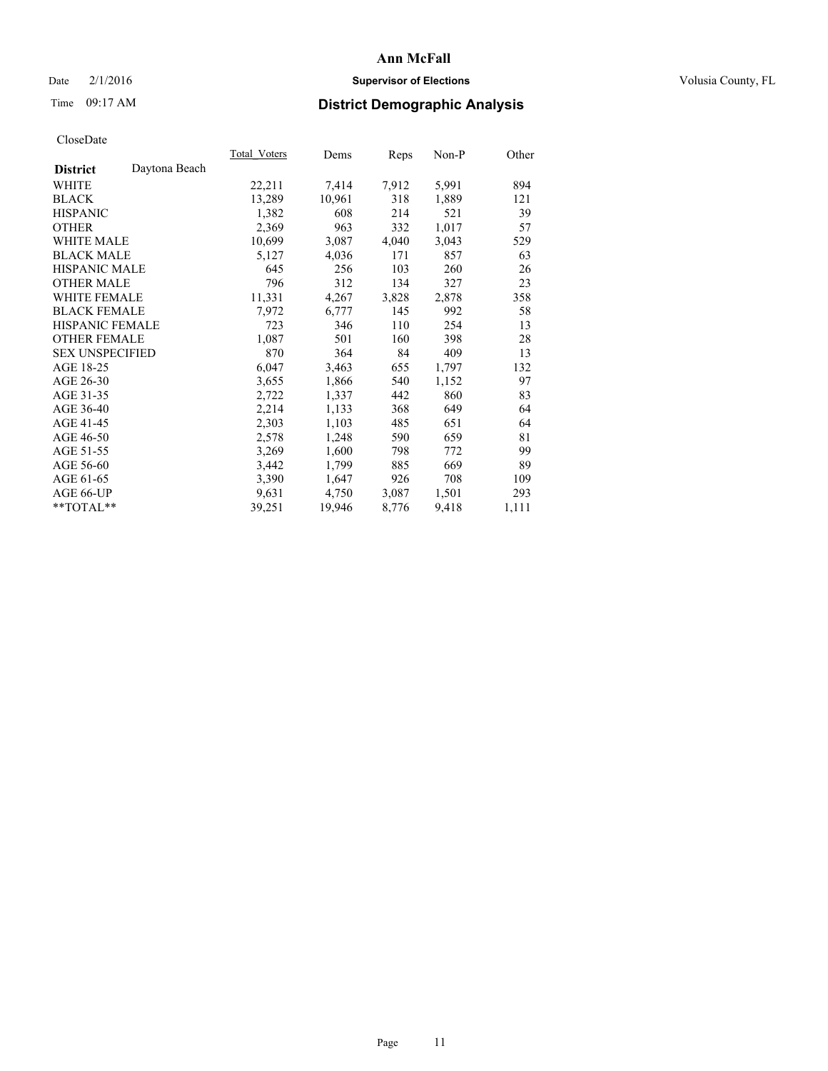# Ann McFall

Date 2/1/2016 **Supervisor of Elections** Volusia County, FL

Time 09:17 AM **District Demographic Analysis**

CloseDate

| District | Daytona Beach | Total_Voters | Dems | Reps | Non-P | Other |
|---|---|---|---|---|---|---|
| WHITE | | 22,211 | 7,414 | 7,912 | 5,991 | 894 |
| BLACK | | 13,289 | 10,961 | 318 | 1,889 | 121 |
| HISPANIC | | 1,382 | 608 | 214 | 521 | 39 |
| OTHER | | 2,369 | 963 | 332 | 1,017 | 57 |
| WHITE MALE | | 10,699 | 3,087 | 4,040 | 3,043 | 529 |
| BLACK MALE | | 5,127 | 4,036 | 171 | 857 | 63 |
| HISPANIC MALE | | 645 | 256 | 103 | 260 | 26 |
| OTHER MALE | | 796 | 312 | 134 | 327 | 23 |
| WHITE FEMALE | | 11,331 | 4,267 | 3,828 | 2,878 | 358 |
| BLACK FEMALE | | 7,972 | 6,777 | 145 | 992 | 58 |
| HISPANIC FEMALE | | 723 | 346 | 110 | 254 | 13 |
| OTHER FEMALE | | 1,087 | 501 | 160 | 398 | 28 |
| SEX UNSPECIFIED | | 870 | 364 | 84 | 409 | 13 |
| AGE 18-25 | | 6,047 | 3,463 | 655 | 1,797 | 132 |
| AGE 26-30 | | 3,655 | 1,866 | 540 | 1,152 | 97 |
| AGE 31-35 | | 2,722 | 1,337 | 442 | 860 | 83 |
| AGE 36-40 | | 2,214 | 1,133 | 368 | 649 | 64 |
| AGE 41-45 | | 2,303 | 1,103 | 485 | 651 | 64 |
| AGE 46-50 | | 2,578 | 1,248 | 590 | 659 | 81 |
| AGE 51-55 | | 3,269 | 1,600 | 798 | 772 | 99 |
| AGE 56-60 | | 3,442 | 1,799 | 885 | 669 | 89 |
| AGE 61-65 | | 3,390 | 1,647 | 926 | 708 | 109 |
| AGE 66-UP | | 9,631 | 4,750 | 3,087 | 1,501 | 293 |
| **TOTAL** | | 39,251 | 19,946 | 8,776 | 9,418 | 1,111 |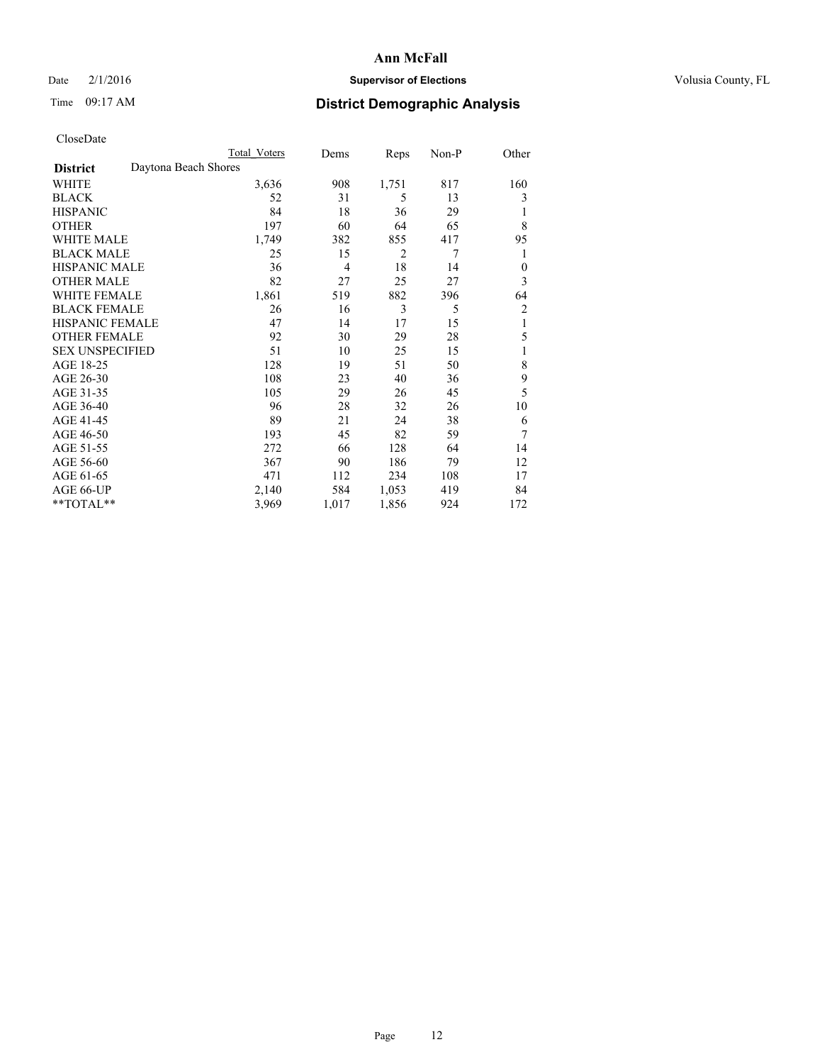CloseDate

| District | Daytona Beach Shores | Total Voters | Dems | Reps | Non-P | Other |
|---|---|---|---|---|---|---|
| WHITE | | 3,636 | 908 | 1,751 | 817 | 160 |
| BLACK | | 52 | 31 | 5 | 13 | 3 |
| HISPANIC | | 84 | 18 | 36 | 29 | 1 |
| OTHER | | 197 | 60 | 64 | 65 | 8 |
| WHITE MALE | | 1,749 | 382 | 855 | 417 | 95 |
| BLACK MALE | | 25 | 15 | 2 | 7 | 1 |
| HISPANIC MALE | | 36 | 4 | 18 | 14 | 0 |
| OTHER MALE | | 82 | 27 | 25 | 27 | 3 |
| WHITE FEMALE | | 1,861 | 519 | 882 | 396 | 64 |
| BLACK FEMALE | | 26 | 16 | 3 | 5 | 2 |
| HISPANIC FEMALE | | 47 | 14 | 17 | 15 | 1 |
| OTHER FEMALE | | 92 | 30 | 29 | 28 | 5 |
| SEX UNSPECIFIED | | 51 | 10 | 25 | 15 | 1 |
| AGE 18-25 | | 128 | 19 | 51 | 50 | 8 |
| AGE 26-30 | | 108 | 23 | 40 | 36 | 9 |
| AGE 31-35 | | 105 | 29 | 26 | 45 | 5 |
| AGE 36-40 | | 96 | 28 | 32 | 26 | 10 |
| AGE 41-45 | | 89 | 21 | 24 | 38 | 6 |
| AGE 46-50 | | 193 | 45 | 82 | 59 | 7 |
| AGE 51-55 | | 272 | 66 | 128 | 64 | 14 |
| AGE 56-60 | | 367 | 90 | 186 | 79 | 12 |
| AGE 61-65 | | 471 | 112 | 234 | 108 | 17 |
| AGE 66-UP | | 2,140 | 584 | 1,053 | 419 | 84 |
| **TOTAL** | | 3,969 | 1,017 | 1,856 | 924 | 172 |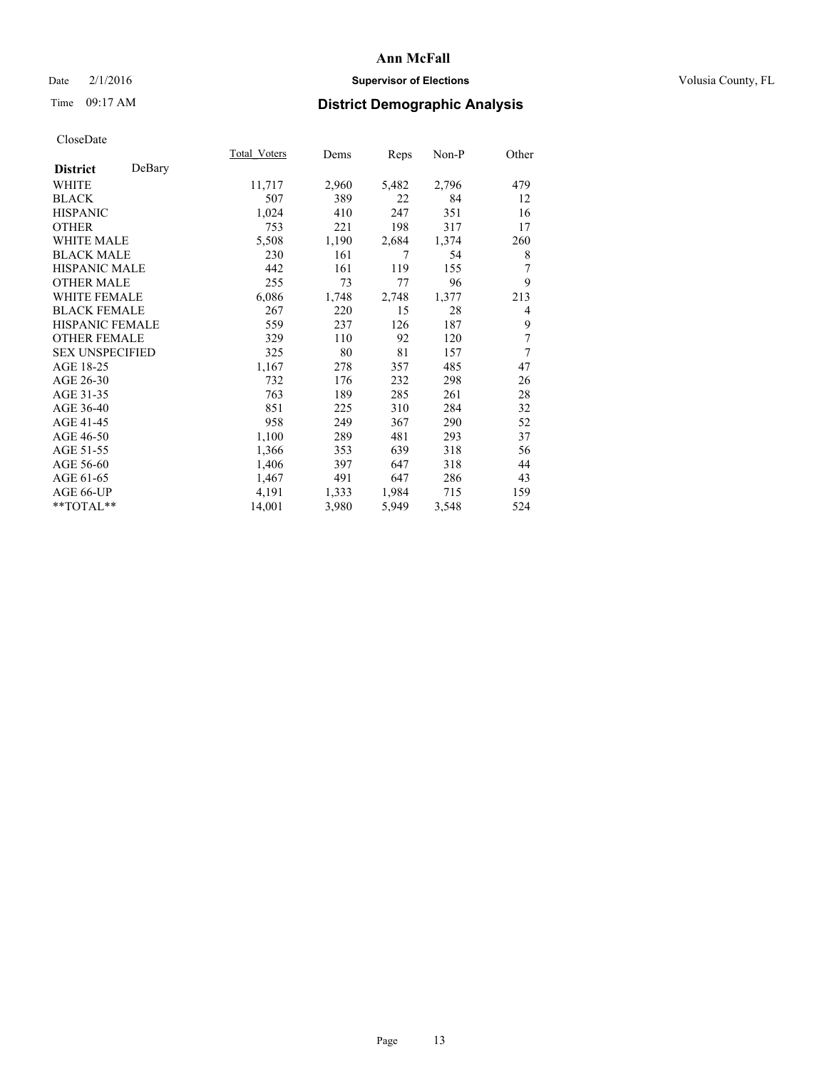# Ann McFall

Date 2/1/2016 **Supervisor of Elections** Volusia County, FL

Time 09:17 AM **District Demographic Analysis**

CloseDate

| **District** DeBary | Total Voters | Dems | Reps | Non-P | Other |
|---|---|---|---|---|---|
| WHITE | 11,717 | 2,960 | 5,482 | 2,796 | 479 |
| BLACK | 507 | 389 | 22 | 84 | 12 |
| HISPANIC | 1,024 | 410 | 247 | 351 | 16 |
| OTHER | 753 | 221 | 198 | 317 | 17 |
| WHITE MALE | 5,508 | 1,190 | 2,684 | 1,374 | 260 |
| BLACK MALE | 230 | 161 | 7 | 54 | 8 |
| HISPANIC MALE | 442 | 161 | 119 | 155 | 7 |
| OTHER MALE | 255 | 73 | 77 | 96 | 9 |
| WHITE FEMALE | 6,086 | 1,748 | 2,748 | 1,377 | 213 |
| BLACK FEMALE | 267 | 220 | 15 | 28 | 4 |
| HISPANIC FEMALE | 559 | 237 | 126 | 187 | 9 |
| OTHER FEMALE | 329 | 110 | 92 | 120 | 7 |
| SEX UNSPECIFIED | 325 | 80 | 81 | 157 | 7 |
| AGE 18-25 | 1,167 | 278 | 357 | 485 | 47 |
| AGE 26-30 | 732 | 176 | 232 | 298 | 26 |
| AGE 31-35 | 763 | 189 | 285 | 261 | 28 |
| AGE 36-40 | 851 | 225 | 310 | 284 | 32 |
| AGE 41-45 | 958 | 249 | 367 | 290 | 52 |
| AGE 46-50 | 1,100 | 289 | 481 | 293 | 37 |
| AGE 51-55 | 1,366 | 353 | 639 | 318 | 56 |
| AGE 56-60 | 1,406 | 397 | 647 | 318 | 44 |
| AGE 61-65 | 1,467 | 491 | 647 | 286 | 43 |
| AGE 66-UP | 4,191 | 1,333 | 1,984 | 715 | 159 |
| **TOTAL** | 14,001 | 3,980 | 5,949 | 3,548 | 524 |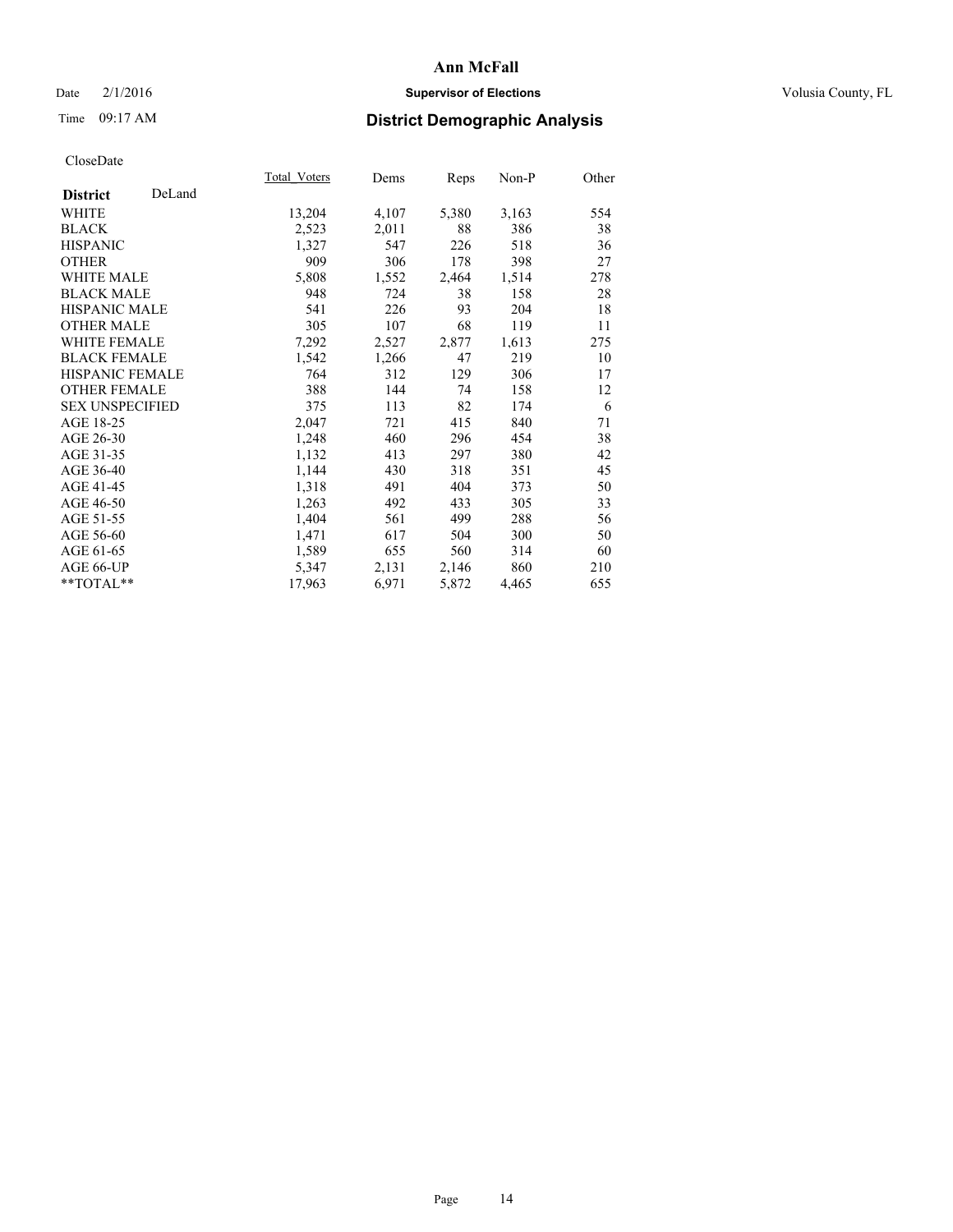CloseDate

| District | DeLand | Total_Voters | Dems | Reps | Non-P | Other |
|---|---|---|---|---|---|---|
| WHITE | | 13,204 | 4,107 | 5,380 | 3,163 | 554 |
| BLACK | | 2,523 | 2,011 | 88 | 386 | 38 |
| HISPANIC | | 1,327 | 547 | 226 | 518 | 36 |
| OTHER | | 909 | 306 | 178 | 398 | 27 |
| WHITE MALE | | 5,808 | 1,552 | 2,464 | 1,514 | 278 |
| BLACK MALE | | 948 | 724 | 38 | 158 | 28 |
| HISPANIC MALE | | 541 | 226 | 93 | 204 | 18 |
| OTHER MALE | | 305 | 107 | 68 | 119 | 11 |
| WHITE FEMALE | | 7,292 | 2,527 | 2,877 | 1,613 | 275 |
| BLACK FEMALE | | 1,542 | 1,266 | 47 | 219 | 10 |
| HISPANIC FEMALE | | 764 | 312 | 129 | 306 | 17 |
| OTHER FEMALE | | 388 | 144 | 74 | 158 | 12 |
| SEX UNSPECIFIED | | 375 | 113 | 82 | 174 | 6 |
| AGE 18-25 | | 2,047 | 721 | 415 | 840 | 71 |
| AGE 26-30 | | 1,248 | 460 | 296 | 454 | 38 |
| AGE 31-35 | | 1,132 | 413 | 297 | 380 | 42 |
| AGE 36-40 | | 1,144 | 430 | 318 | 351 | 45 |
| AGE 41-45 | | 1,318 | 491 | 404 | 373 | 50 |
| AGE 46-50 | | 1,263 | 492 | 433 | 305 | 33 |
| AGE 51-55 | | 1,404 | 561 | 499 | 288 | 56 |
| AGE 56-60 | | 1,471 | 617 | 504 | 300 | 50 |
| AGE 61-65 | | 1,589 | 655 | 560 | 314 | 60 |
| AGE 66-UP | | 5,347 | 2,131 | 2,146 | 860 | 210 |
| **TOTAL** | | 17,963 | 6,971 | 5,872 | 4,465 | 655 |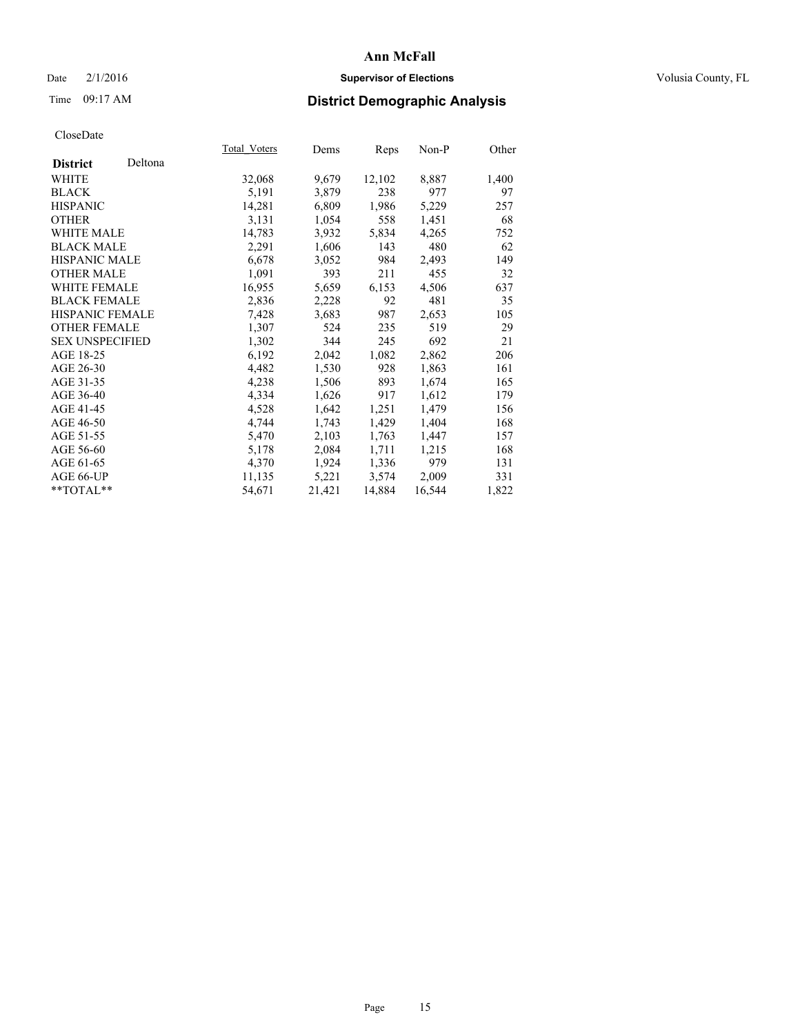**Ann McFall**

Date 2/1/2016 **Supervisor of Elections** Volusia County, FL

Time 09:17 AM **District Demographic Analysis**

CloseDate

| **District** Deltona | Total_Voters | Dems | Reps | Non-P | Other |
|---|---|---|---|---|---|
| WHITE | 32,068 | 9,679 | 12,102 | 8,887 | 1,400 |
| BLACK | 5,191 | 3,879 | 238 | 977 | 97 |
| HISPANIC | 14,281 | 6,809 | 1,986 | 5,229 | 257 |
| OTHER | 3,131 | 1,054 | 558 | 1,451 | 68 |
| WHITE MALE | 14,783 | 3,932 | 5,834 | 4,265 | 752 |
| BLACK MALE | 2,291 | 1,606 | 143 | 480 | 62 |
| HISPANIC MALE | 6,678 | 3,052 | 984 | 2,493 | 149 |
| OTHER MALE | 1,091 | 393 | 211 | 455 | 32 |
| WHITE FEMALE | 16,955 | 5,659 | 6,153 | 4,506 | 637 |
| BLACK FEMALE | 2,836 | 2,228 | 92 | 481 | 35 |
| HISPANIC FEMALE | 7,428 | 3,683 | 987 | 2,653 | 105 |
| OTHER FEMALE | 1,307 | 524 | 235 | 519 | 29 |
| SEX UNSPECIFIED | 1,302 | 344 | 245 | 692 | 21 |
| AGE 18-25 | 6,192 | 2,042 | 1,082 | 2,862 | 206 |
| AGE 26-30 | 4,482 | 1,530 | 928 | 1,863 | 161 |
| AGE 31-35 | 4,238 | 1,506 | 893 | 1,674 | 165 |
| AGE 36-40 | 4,334 | 1,626 | 917 | 1,612 | 179 |
| AGE 41-45 | 4,528 | 1,642 | 1,251 | 1,479 | 156 |
| AGE 46-50 | 4,744 | 1,743 | 1,429 | 1,404 | 168 |
| AGE 51-55 | 5,470 | 2,103 | 1,763 | 1,447 | 157 |
| AGE 56-60 | 5,178 | 2,084 | 1,711 | 1,215 | 168 |
| AGE 61-65 | 4,370 | 1,924 | 1,336 | 979 | 131 |
| AGE 66-UP | 11,135 | 5,221 | 3,574 | 2,009 | 331 |
| **TOTAL** | 54,671 | 21,421 | 14,884 | 16,544 | 1,822 |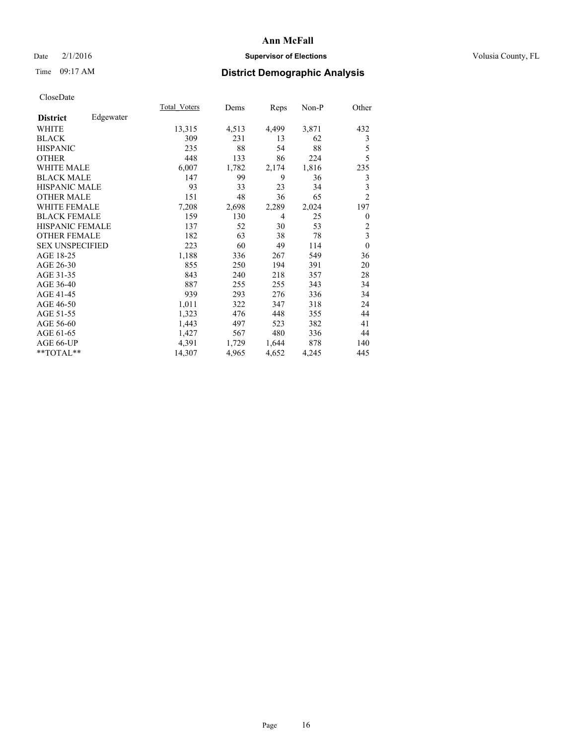# Ann McFall

Date 2/1/2016 **Supervisor of Elections** Volusia County, FL

Time 09:17 AM **District Demographic Analysis**

CloseDate

| **District** Edgewater | Total_Voters | Dems | Reps | Non-P | Other |
|---|---|---|---|---|---|
| WHITE | 13,315 | 4,513 | 4,499 | 3,871 | 432 |
| BLACK | 309 | 231 | 13 | 62 | 3 |
| HISPANIC | 235 | 88 | 54 | 88 | 5 |
| OTHER | 448 | 133 | 86 | 224 | 5 |
| WHITE MALE | 6,007 | 1,782 | 2,174 | 1,816 | 235 |
| BLACK MALE | 147 | 99 | 9 | 36 | 3 |
| HISPANIC MALE | 93 | 33 | 23 | 34 | 3 |
| OTHER MALE | 151 | 48 | 36 | 65 | 2 |
| WHITE FEMALE | 7,208 | 2,698 | 2,289 | 2,024 | 197 |
| BLACK FEMALE | 159 | 130 | 4 | 25 | 0 |
| HISPANIC FEMALE | 137 | 52 | 30 | 53 | 2 |
| OTHER FEMALE | 182 | 63 | 38 | 78 | 3 |
| SEX UNSPECIFIED | 223 | 60 | 49 | 114 | 0 |
| AGE 18-25 | 1,188 | 336 | 267 | 549 | 36 |
| AGE 26-30 | 855 | 250 | 194 | 391 | 20 |
| AGE 31-35 | 843 | 240 | 218 | 357 | 28 |
| AGE 36-40 | 887 | 255 | 255 | 343 | 34 |
| AGE 41-45 | 939 | 293 | 276 | 336 | 34 |
| AGE 46-50 | 1,011 | 322 | 347 | 318 | 24 |
| AGE 51-55 | 1,323 | 476 | 448 | 355 | 44 |
| AGE 56-60 | 1,443 | 497 | 523 | 382 | 41 |
| AGE 61-65 | 1,427 | 567 | 480 | 336 | 44 |
| AGE 66-UP | 4,391 | 1,729 | 1,644 | 878 | 140 |
| **TOTAL** | 14,307 | 4,965 | 4,652 | 4,245 | 445 |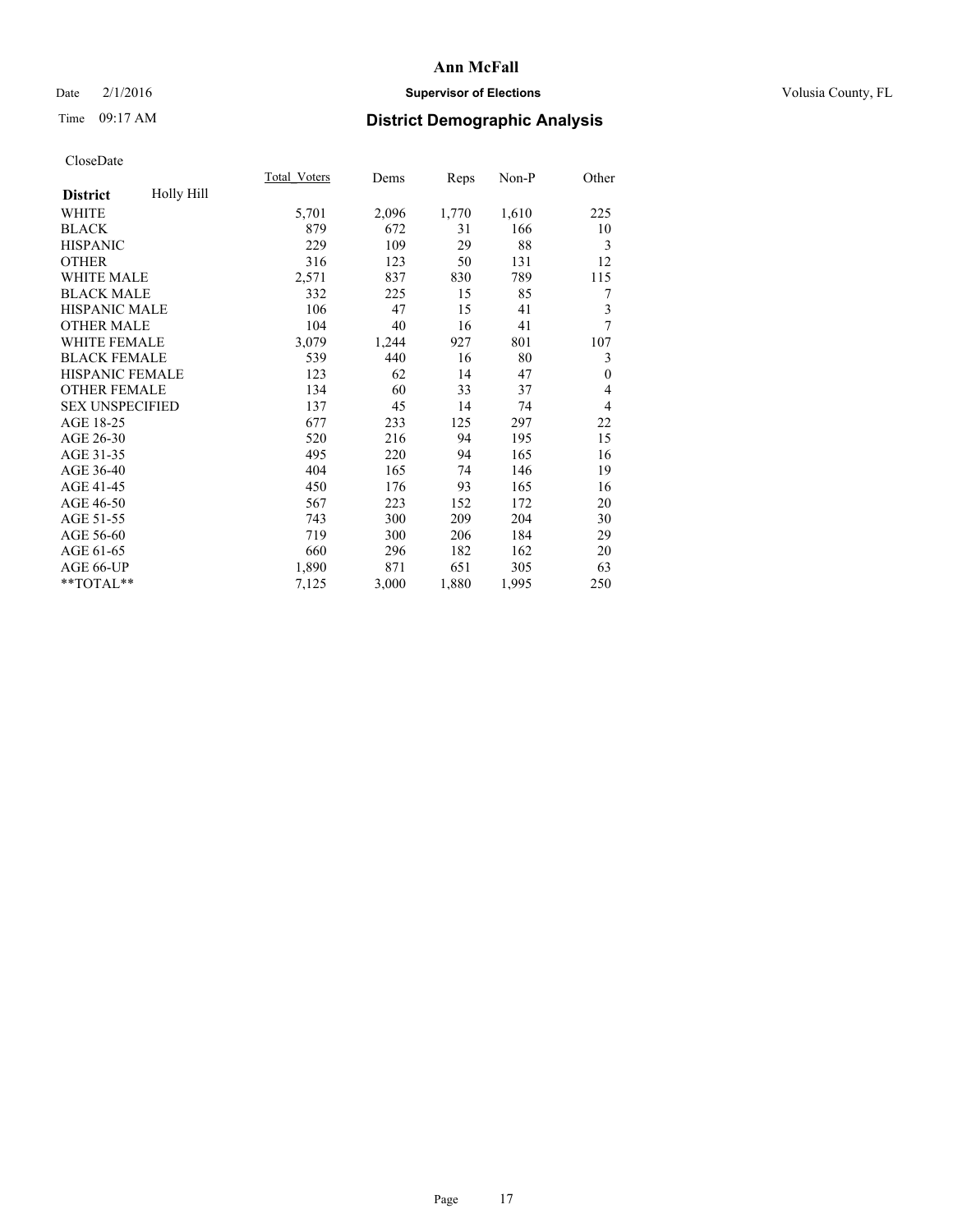# Ann McFall

Date 2/1/2016 **Supervisor of Elections** Volusia County, FL

Time 09:17 AM **District Demographic Analysis**

CloseDate

| **District** Holly Hill | Total_Voters | Dems | Reps | Non-P | Other |
|---|---|---|---|---|---|
| WHITE | 5,701 | 2,096 | 1,770 | 1,610 | 225 |
| BLACK | 879 | 672 | 31 | 166 | 10 |
| HISPANIC | 229 | 109 | 29 | 88 | 3 |
| OTHER | 316 | 123 | 50 | 131 | 12 |
| WHITE MALE | 2,571 | 837 | 830 | 789 | 115 |
| BLACK MALE | 332 | 225 | 15 | 85 | 7 |
| HISPANIC MALE | 106 | 47 | 15 | 41 | 3 |
| OTHER MALE | 104 | 40 | 16 | 41 | 7 |
| WHITE FEMALE | 3,079 | 1,244 | 927 | 801 | 107 |
| BLACK FEMALE | 539 | 440 | 16 | 80 | 3 |
| HISPANIC FEMALE | 123 | 62 | 14 | 47 | 0 |
| OTHER FEMALE | 134 | 60 | 33 | 37 | 4 |
| SEX UNSPECIFIED | 137 | 45 | 14 | 74 | 4 |
| AGE 18-25 | 677 | 233 | 125 | 297 | 22 |
| AGE 26-30 | 520 | 216 | 94 | 195 | 15 |
| AGE 31-35 | 495 | 220 | 94 | 165 | 16 |
| AGE 36-40 | 404 | 165 | 74 | 146 | 19 |
| AGE 41-45 | 450 | 176 | 93 | 165 | 16 |
| AGE 46-50 | 567 | 223 | 152 | 172 | 20 |
| AGE 51-55 | 743 | 300 | 209 | 204 | 30 |
| AGE 56-60 | 719 | 300 | 206 | 184 | 29 |
| AGE 61-65 | 660 | 296 | 182 | 162 | 20 |
| AGE 66-UP | 1,890 | 871 | 651 | 305 | 63 |
| **TOTAL** | 7,125 | 3,000 | 1,880 | 1,995 | 250 |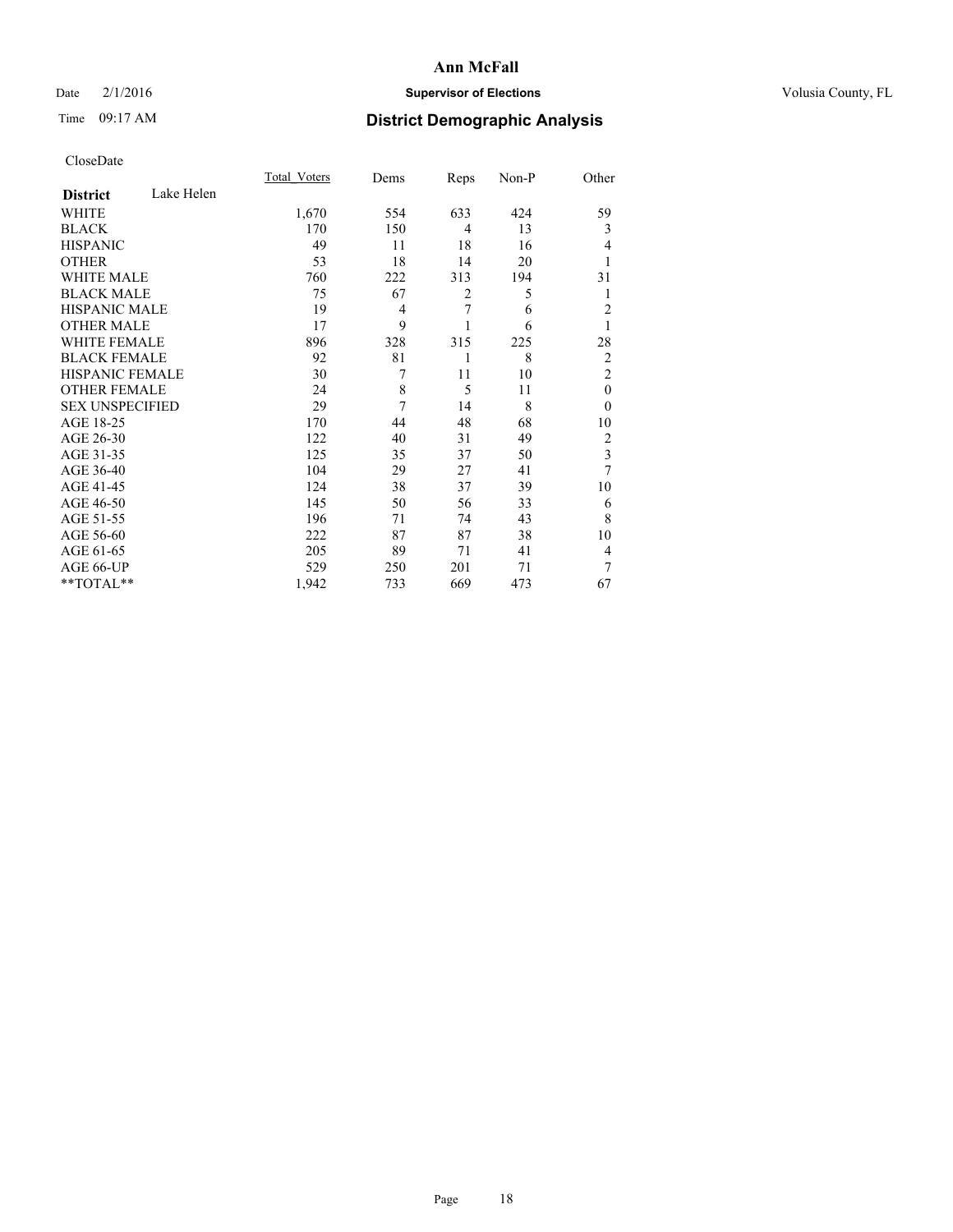# Ann McFall

Date 2/1/2016

**Supervisor of Elections**

Volusia County, FL

Time 09:17 AM

## District Demographic Analysis

CloseDate

| **District** Lake Helen | Total_Voters | Dems | Reps | Non-P | Other |
|---|---|---|---|---|---|
| WHITE | 1,670 | 554 | 633 | 424 | 59 |
| BLACK | 170 | 150 | 4 | 13 | 3 |
| HISPANIC | 49 | 11 | 18 | 16 | 4 |
| OTHER | 53 | 18 | 14 | 20 | 1 |
| WHITE MALE | 760 | 222 | 313 | 194 | 31 |
| BLACK MALE | 75 | 67 | 2 | 5 | 1 |
| HISPANIC MALE | 19 | 4 | 7 | 6 | 2 |
| OTHER MALE | 17 | 9 | 1 | 6 | 1 |
| WHITE FEMALE | 896 | 328 | 315 | 225 | 28 |
| BLACK FEMALE | 92 | 81 | 1 | 8 | 2 |
| HISPANIC FEMALE | 30 | 7 | 11 | 10 | 2 |
| OTHER FEMALE | 24 | 8 | 5 | 11 | 0 |
| SEX UNSPECIFIED | 29 | 7 | 14 | 8 | 0 |
| AGE 18-25 | 170 | 44 | 48 | 68 | 10 |
| AGE 26-30 | 122 | 40 | 31 | 49 | 2 |
| AGE 31-35 | 125 | 35 | 37 | 50 | 3 |
| AGE 36-40 | 104 | 29 | 27 | 41 | 7 |
| AGE 41-45 | 124 | 38 | 37 | 39 | 10 |
| AGE 46-50 | 145 | 50 | 56 | 33 | 6 |
| AGE 51-55 | 196 | 71 | 74 | 43 | 8 |
| AGE 56-60 | 222 | 87 | 87 | 38 | 10 |
| AGE 61-65 | 205 | 89 | 71 | 41 | 4 |
| AGE 66-UP | 529 | 250 | 201 | 71 | 7 |
| **TOTAL** | 1,942 | 733 | 669 | 473 | 67 |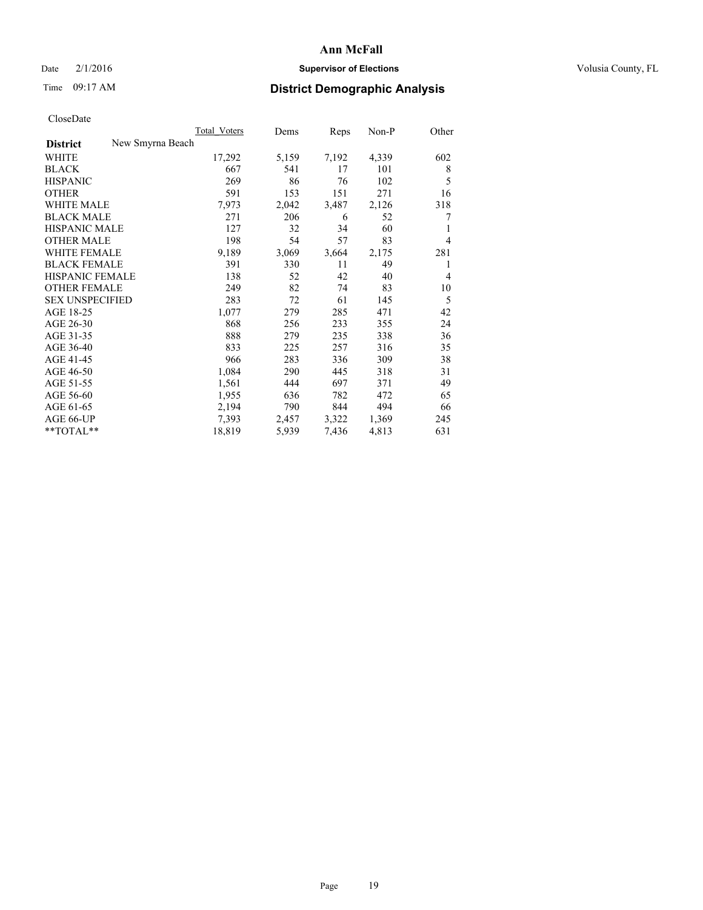# Ann McFall

Date 2/1/2016 **Supervisor of Elections** Volusia County, FL

Time 09:17 AM **District Demographic Analysis**

CloseDate

| | Total_Voters | Dems | Reps | Non-P | Other |
|---|---|---|---|---|---|
| **District** New Smyrna Beach | | | | | |
| WHITE | 17,292 | 5,159 | 7,192 | 4,339 | 602 |
| BLACK | 667 | 541 | 17 | 101 | 8 |
| HISPANIC | 269 | 86 | 76 | 102 | 5 |
| OTHER | 591 | 153 | 151 | 271 | 16 |
| WHITE MALE | 7,973 | 2,042 | 3,487 | 2,126 | 318 |
| BLACK MALE | 271 | 206 | 6 | 52 | 7 |
| HISPANIC MALE | 127 | 32 | 34 | 60 | 1 |
| OTHER MALE | 198 | 54 | 57 | 83 | 4 |
| WHITE FEMALE | 9,189 | 3,069 | 3,664 | 2,175 | 281 |
| BLACK FEMALE | 391 | 330 | 11 | 49 | 1 |
| HISPANIC FEMALE | 138 | 52 | 42 | 40 | 4 |
| OTHER FEMALE | 249 | 82 | 74 | 83 | 10 |
| SEX UNSPECIFIED | 283 | 72 | 61 | 145 | 5 |
| AGE 18-25 | 1,077 | 279 | 285 | 471 | 42 |
| AGE 26-30 | 868 | 256 | 233 | 355 | 24 |
| AGE 31-35 | 888 | 279 | 235 | 338 | 36 |
| AGE 36-40 | 833 | 225 | 257 | 316 | 35 |
| AGE 41-45 | 966 | 283 | 336 | 309 | 38 |
| AGE 46-50 | 1,084 | 290 | 445 | 318 | 31 |
| AGE 51-55 | 1,561 | 444 | 697 | 371 | 49 |
| AGE 56-60 | 1,955 | 636 | 782 | 472 | 65 |
| AGE 61-65 | 2,194 | 790 | 844 | 494 | 66 |
| AGE 66-UP | 7,393 | 2,457 | 3,322 | 1,369 | 245 |
| **TOTAL** | 18,819 | 5,939 | 7,436 | 4,813 | 631 |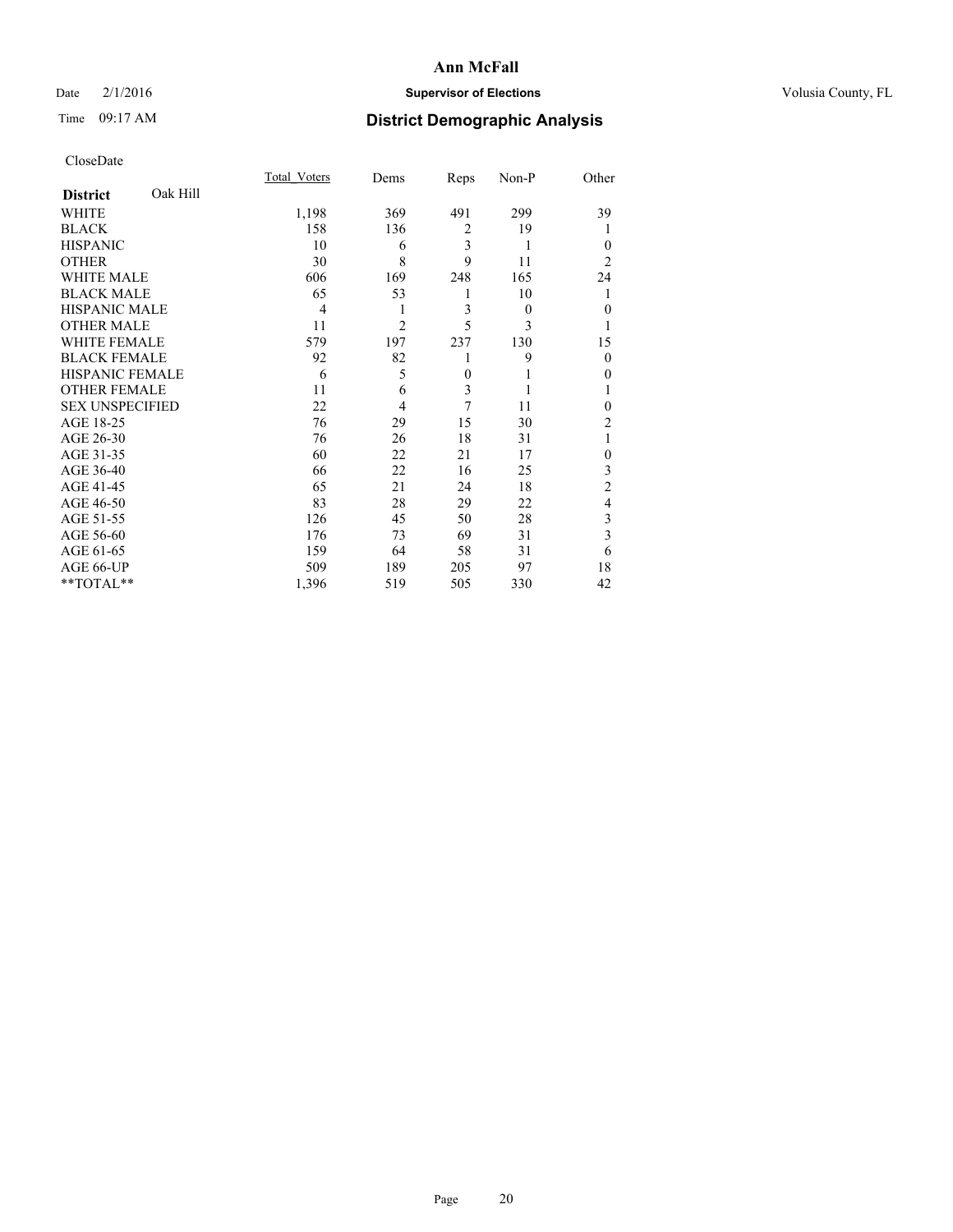CloseDate

| District | Oak Hill | Total_Voters | Dems | Reps | Non-P | Other |
|---|---|---|---|---|---|---|
| WHITE | | 1,198 | 369 | 491 | 299 | 39 |
| BLACK | | 158 | 136 | 2 | 19 | 1 |
| HISPANIC | | 10 | 6 | 3 | 1 | 0 |
| OTHER | | 30 | 8 | 9 | 11 | 2 |
| WHITE MALE | | 606 | 169 | 248 | 165 | 24 |
| BLACK MALE | | 65 | 53 | 1 | 10 | 1 |
| HISPANIC MALE | | 4 | 1 | 3 | 0 | 0 |
| OTHER MALE | | 11 | 2 | 5 | 3 | 1 |
| WHITE FEMALE | | 579 | 197 | 237 | 130 | 15 |
| BLACK FEMALE | | 92 | 82 | 1 | 9 | 0 |
| HISPANIC FEMALE | | 6 | 5 | 0 | 1 | 0 |
| OTHER FEMALE | | 11 | 6 | 3 | 1 | 1 |
| SEX UNSPECIFIED | | 22 | 4 | 7 | 11 | 0 |
| AGE 18-25 | | 76 | 29 | 15 | 30 | 2 |
| AGE 26-30 | | 76 | 26 | 18 | 31 | 1 |
| AGE 31-35 | | 60 | 22 | 21 | 17 | 0 |
| AGE 36-40 | | 66 | 22 | 16 | 25 | 3 |
| AGE 41-45 | | 65 | 21 | 24 | 18 | 2 |
| AGE 46-50 | | 83 | 28 | 29 | 22 | 4 |
| AGE 51-55 | | 126 | 45 | 50 | 28 | 3 |
| AGE 56-60 | | 176 | 73 | 69 | 31 | 3 |
| AGE 61-65 | | 159 | 64 | 58 | 31 | 6 |
| AGE 66-UP | | 509 | 189 | 205 | 97 | 18 |
| **TOTAL** | | 1,396 | 519 | 505 | 330 | 42 |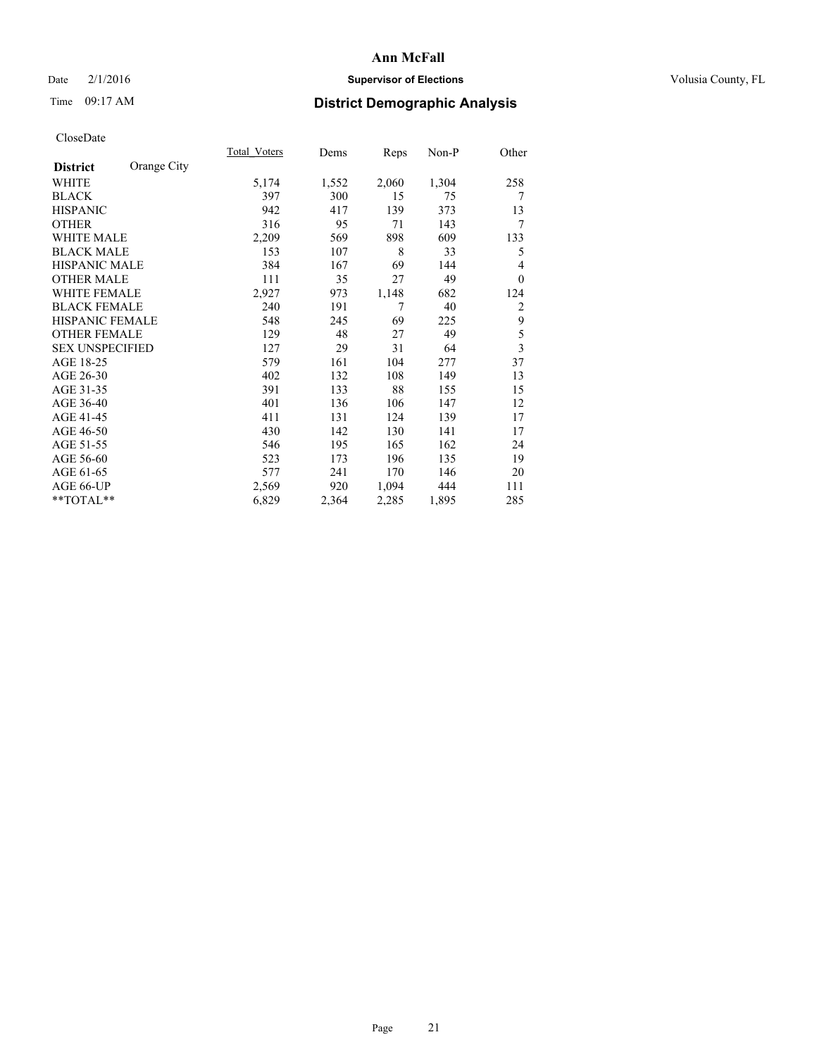# Ann McFall

Date 2/1/2016 **Supervisor of Elections** Volusia County, FL

Time 09:17 AM **District Demographic Analysis**

CloseDate

| **District** Orange City | Total_Voters | Dems | Reps | Non-P | Other |
|---|---|---|---|---|---|
| WHITE | 5,174 | 1,552 | 2,060 | 1,304 | 258 |
| BLACK | 397 | 300 | 15 | 75 | 7 |
| HISPANIC | 942 | 417 | 139 | 373 | 13 |
| OTHER | 316 | 95 | 71 | 143 | 7 |
| WHITE MALE | 2,209 | 569 | 898 | 609 | 133 |
| BLACK MALE | 153 | 107 | 8 | 33 | 5 |
| HISPANIC MALE | 384 | 167 | 69 | 144 | 4 |
| OTHER MALE | 111 | 35 | 27 | 49 | 0 |
| WHITE FEMALE | 2,927 | 973 | 1,148 | 682 | 124 |
| BLACK FEMALE | 240 | 191 | 7 | 40 | 2 |
| HISPANIC FEMALE | 548 | 245 | 69 | 225 | 9 |
| OTHER FEMALE | 129 | 48 | 27 | 49 | 5 |
| SEX UNSPECIFIED | 127 | 29 | 31 | 64 | 3 |
| AGE 18-25 | 579 | 161 | 104 | 277 | 37 |
| AGE 26-30 | 402 | 132 | 108 | 149 | 13 |
| AGE 31-35 | 391 | 133 | 88 | 155 | 15 |
| AGE 36-40 | 401 | 136 | 106 | 147 | 12 |
| AGE 41-45 | 411 | 131 | 124 | 139 | 17 |
| AGE 46-50 | 430 | 142 | 130 | 141 | 17 |
| AGE 51-55 | 546 | 195 | 165 | 162 | 24 |
| AGE 56-60 | 523 | 173 | 196 | 135 | 19 |
| AGE 61-65 | 577 | 241 | 170 | 146 | 20 |
| AGE 66-UP | 2,569 | 920 | 1,094 | 444 | 111 |
| **TOTAL** | 6,829 | 2,364 | 2,285 | 1,895 | 285 |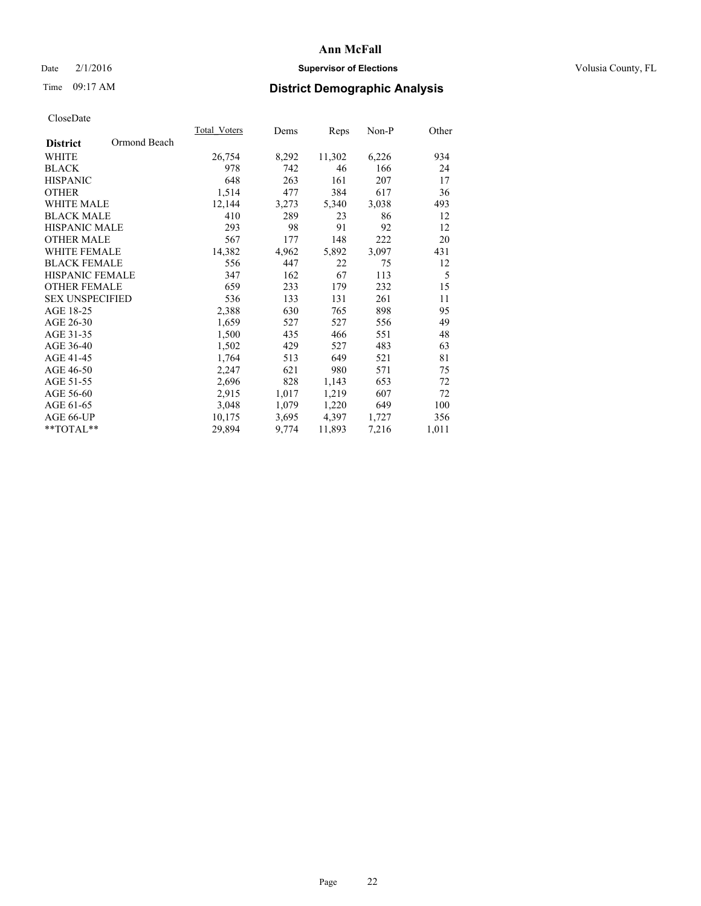# Ann McFall

Date 2/1/2016 **Supervisor of Elections** Volusia County, FL

Time 09:17 AM **District Demographic Analysis**

CloseDate

| District | Ormond Beach | Total_Voters | Dems | Reps | Non-P | Other |
|---|---|---|---|---|---|---|
| WHITE | | 26,754 | 8,292 | 11,302 | 6,226 | 934 |
| BLACK | | 978 | 742 | 46 | 166 | 24 |
| HISPANIC | | 648 | 263 | 161 | 207 | 17 |
| OTHER | | 1,514 | 477 | 384 | 617 | 36 |
| WHITE MALE | | 12,144 | 3,273 | 5,340 | 3,038 | 493 |
| BLACK MALE | | 410 | 289 | 23 | 86 | 12 |
| HISPANIC MALE | | 293 | 98 | 91 | 92 | 12 |
| OTHER MALE | | 567 | 177 | 148 | 222 | 20 |
| WHITE FEMALE | | 14,382 | 4,962 | 5,892 | 3,097 | 431 |
| BLACK FEMALE | | 556 | 447 | 22 | 75 | 12 |
| HISPANIC FEMALE | | 347 | 162 | 67 | 113 | 5 |
| OTHER FEMALE | | 659 | 233 | 179 | 232 | 15 |
| SEX UNSPECIFIED | | 536 | 133 | 131 | 261 | 11 |
| AGE 18-25 | | 2,388 | 630 | 765 | 898 | 95 |
| AGE 26-30 | | 1,659 | 527 | 527 | 556 | 49 |
| AGE 31-35 | | 1,500 | 435 | 466 | 551 | 48 |
| AGE 36-40 | | 1,502 | 429 | 527 | 483 | 63 |
| AGE 41-45 | | 1,764 | 513 | 649 | 521 | 81 |
| AGE 46-50 | | 2,247 | 621 | 980 | 571 | 75 |
| AGE 51-55 | | 2,696 | 828 | 1,143 | 653 | 72 |
| AGE 56-60 | | 2,915 | 1,017 | 1,219 | 607 | 72 |
| AGE 61-65 | | 3,048 | 1,079 | 1,220 | 649 | 100 |
| AGE 66-UP | | 10,175 | 3,695 | 4,397 | 1,727 | 356 |
| **TOTAL** | | 29,894 | 9,774 | 11,893 | 7,216 | 1,011 |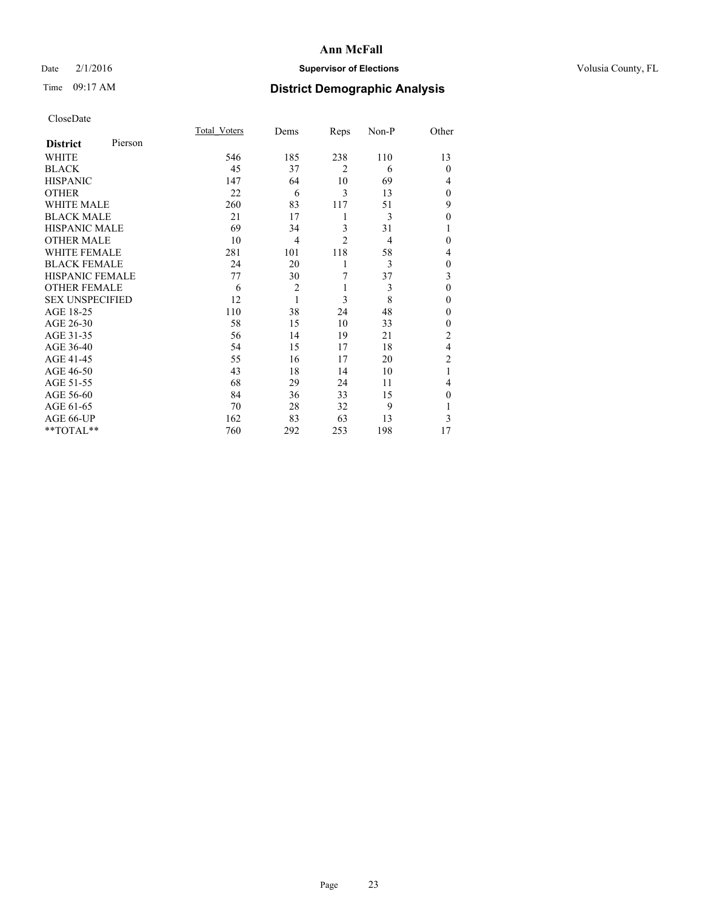# Ann McFall

Date 2/1/2016 **Supervisor of Elections** Volusia County, FL

Time 09:17 AM **District Demographic Analysis**

CloseDate

| **District** Pierson | Total_Voters | Dems | Reps | Non-P | Other |
|---|---|---|---|---|---|
| WHITE | 546 | 185 | 238 | 110 | 13 |
| BLACK | 45 | 37 | 2 | 6 | 0 |
| HISPANIC | 147 | 64 | 10 | 69 | 4 |
| OTHER | 22 | 6 | 3 | 13 | 0 |
| WHITE MALE | 260 | 83 | 117 | 51 | 9 |
| BLACK MALE | 21 | 17 | 1 | 3 | 0 |
| HISPANIC MALE | 69 | 34 | 3 | 31 | 1 |
| OTHER MALE | 10 | 4 | 2 | 4 | 0 |
| WHITE FEMALE | 281 | 101 | 118 | 58 | 4 |
| BLACK FEMALE | 24 | 20 | 1 | 3 | 0 |
| HISPANIC FEMALE | 77 | 30 | 7 | 37 | 3 |
| OTHER FEMALE | 6 | 2 | 1 | 3 | 0 |
| SEX UNSPECIFIED | 12 | 1 | 3 | 8 | 0 |
| AGE 18-25 | 110 | 38 | 24 | 48 | 0 |
| AGE 26-30 | 58 | 15 | 10 | 33 | 0 |
| AGE 31-35 | 56 | 14 | 19 | 21 | 2 |
| AGE 36-40 | 54 | 15 | 17 | 18 | 4 |
| AGE 41-45 | 55 | 16 | 17 | 20 | 2 |
| AGE 46-50 | 43 | 18 | 14 | 10 | 1 |
| AGE 51-55 | 68 | 29 | 24 | 11 | 4 |
| AGE 56-60 | 84 | 36 | 33 | 15 | 0 |
| AGE 61-65 | 70 | 28 | 32 | 9 | 1 |
| AGE 66-UP | 162 | 83 | 63 | 13 | 3 |
| **TOTAL** | 760 | 292 | 253 | 198 | 17 |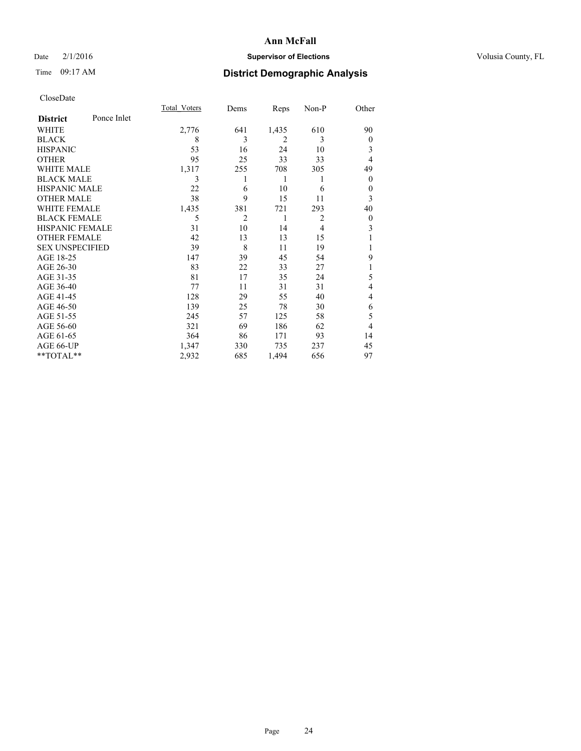# Ann McFall

Date 2/1/2016 **Supervisor of Elections** Volusia County, FL

Time 09:17 AM **District Demographic Analysis**

CloseDate

| **District** Ponce Inlet | Total_Voters | Dems | Reps | Non-P | Other |
|---|---|---|---|---|---|
| WHITE | 2,776 | 641 | 1,435 | 610 | 90 |
| BLACK | 8 | 3 | 2 | 3 | 0 |
| HISPANIC | 53 | 16 | 24 | 10 | 3 |
| OTHER | 95 | 25 | 33 | 33 | 4 |
| WHITE MALE | 1,317 | 255 | 708 | 305 | 49 |
| BLACK MALE | 3 | 1 | 1 | 1 | 0 |
| HISPANIC MALE | 22 | 6 | 10 | 6 | 0 |
| OTHER MALE | 38 | 9 | 15 | 11 | 3 |
| WHITE FEMALE | 1,435 | 381 | 721 | 293 | 40 |
| BLACK FEMALE | 5 | 2 | 1 | 2 | 0 |
| HISPANIC FEMALE | 31 | 10 | 14 | 4 | 3 |
| OTHER FEMALE | 42 | 13 | 13 | 15 | 1 |
| SEX UNSPECIFIED | 39 | 8 | 11 | 19 | 1 |
| AGE 18-25 | 147 | 39 | 45 | 54 | 9 |
| AGE 26-30 | 83 | 22 | 33 | 27 | 1 |
| AGE 31-35 | 81 | 17 | 35 | 24 | 5 |
| AGE 36-40 | 77 | 11 | 31 | 31 | 4 |
| AGE 41-45 | 128 | 29 | 55 | 40 | 4 |
| AGE 46-50 | 139 | 25 | 78 | 30 | 6 |
| AGE 51-55 | 245 | 57 | 125 | 58 | 5 |
| AGE 56-60 | 321 | 69 | 186 | 62 | 4 |
| AGE 61-65 | 364 | 86 | 171 | 93 | 14 |
| AGE 66-UP | 1,347 | 330 | 735 | 237 | 45 |
| **TOTAL** | 2,932 | 685 | 1,494 | 656 | 97 |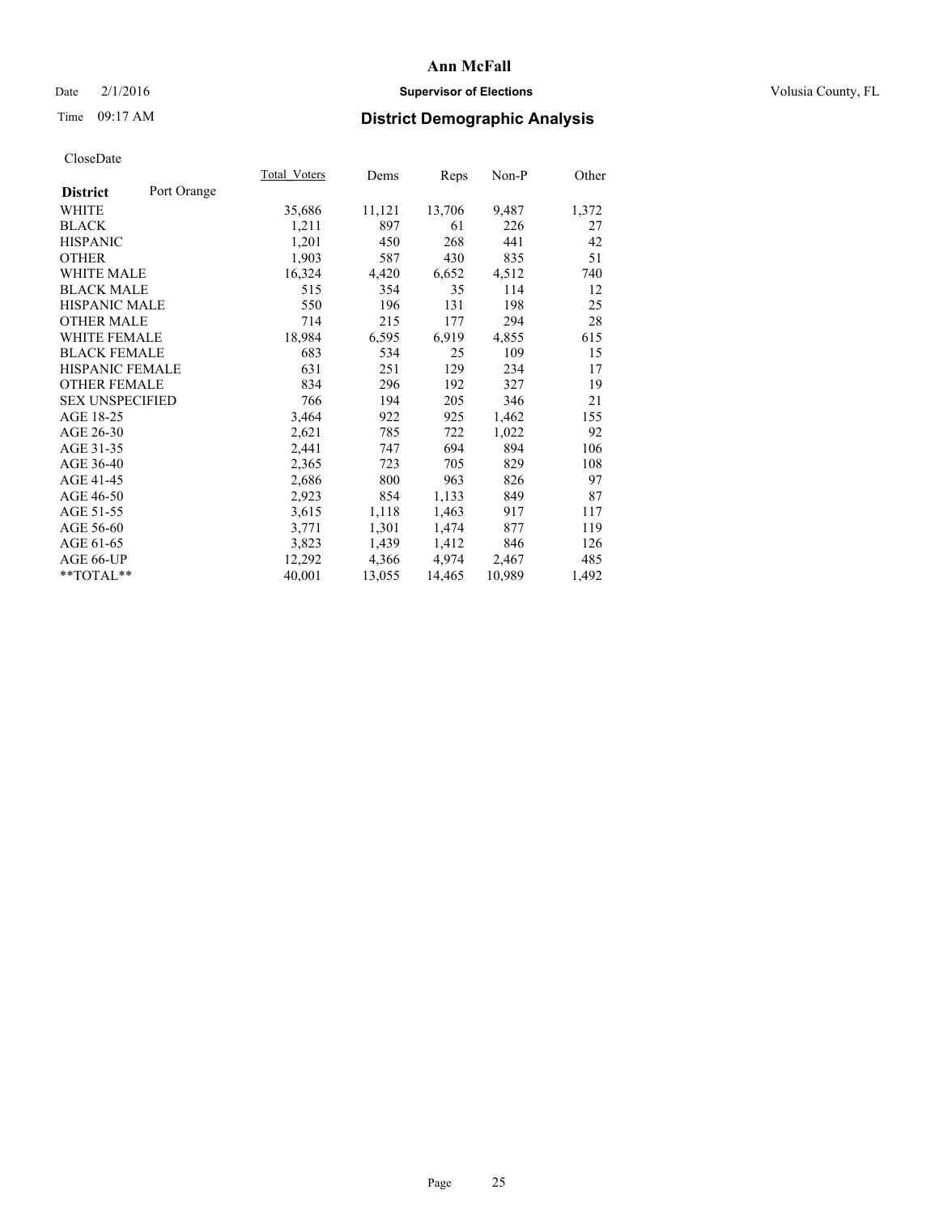**Ann McFall**

Date 2/1/2016 **Supervisor of Elections** Volusia County, FL

Time 09:17 AM **District Demographic Analysis**

CloseDate

| District: Port Orange | Total_Voters | Dems | Reps | Non-P | Other |
|---|---|---|---|---|---|
| WHITE | 35,686 | 11,121 | 13,706 | 9,487 | 1,372 |
| BLACK | 1,211 | 897 | 61 | 226 | 27 |
| HISPANIC | 1,201 | 450 | 268 | 441 | 42 |
| OTHER | 1,903 | 587 | 430 | 835 | 51 |
| WHITE MALE | 16,324 | 4,420 | 6,652 | 4,512 | 740 |
| BLACK MALE | 515 | 354 | 35 | 114 | 12 |
| HISPANIC MALE | 550 | 196 | 131 | 198 | 25 |
| OTHER MALE | 714 | 215 | 177 | 294 | 28 |
| WHITE FEMALE | 18,984 | 6,595 | 6,919 | 4,855 | 615 |
| BLACK FEMALE | 683 | 534 | 25 | 109 | 15 |
| HISPANIC FEMALE | 631 | 251 | 129 | 234 | 17 |
| OTHER FEMALE | 834 | 296 | 192 | 327 | 19 |
| SEX UNSPECIFIED | 766 | 194 | 205 | 346 | 21 |
| AGE 18-25 | 3,464 | 922 | 925 | 1,462 | 155 |
| AGE 26-30 | 2,621 | 785 | 722 | 1,022 | 92 |
| AGE 31-35 | 2,441 | 747 | 694 | 894 | 106 |
| AGE 36-40 | 2,365 | 723 | 705 | 829 | 108 |
| AGE 41-45 | 2,686 | 800 | 963 | 826 | 97 |
| AGE 46-50 | 2,923 | 854 | 1,133 | 849 | 87 |
| AGE 51-55 | 3,615 | 1,118 | 1,463 | 917 | 117 |
| AGE 56-60 | 3,771 | 1,301 | 1,474 | 877 | 119 |
| AGE 61-65 | 3,823 | 1,439 | 1,412 | 846 | 126 |
| AGE 66-UP | 12,292 | 4,366 | 4,974 | 2,467 | 485 |
| **TOTAL** | 40,001 | 13,055 | 14,465 | 10,989 | 1,492 |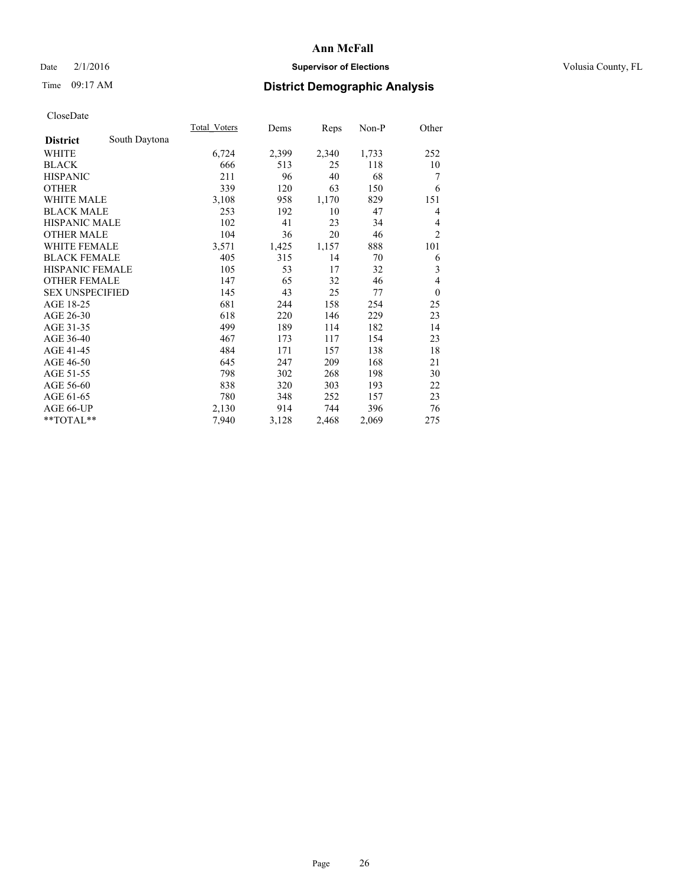CloseDate

| | Total_Voters | Dems | Reps | Non-P | Other |
|---|---|---|---|---|---|
| **District** South Daytona | | | | | |
| WHITE | 6,724 | 2,399 | 2,340 | 1,733 | 252 |
| BLACK | 666 | 513 | 25 | 118 | 10 |
| HISPANIC | 211 | 96 | 40 | 68 | 7 |
| OTHER | 339 | 120 | 63 | 150 | 6 |
| WHITE MALE | 3,108 | 958 | 1,170 | 829 | 151 |
| BLACK MALE | 253 | 192 | 10 | 47 | 4 |
| HISPANIC MALE | 102 | 41 | 23 | 34 | 4 |
| OTHER MALE | 104 | 36 | 20 | 46 | 2 |
| WHITE FEMALE | 3,571 | 1,425 | 1,157 | 888 | 101 |
| BLACK FEMALE | 405 | 315 | 14 | 70 | 6 |
| HISPANIC FEMALE | 105 | 53 | 17 | 32 | 3 |
| OTHER FEMALE | 147 | 65 | 32 | 46 | 4 |
| SEX UNSPECIFIED | 145 | 43 | 25 | 77 | 0 |
| AGE 18-25 | 681 | 244 | 158 | 254 | 25 |
| AGE 26-30 | 618 | 220 | 146 | 229 | 23 |
| AGE 31-35 | 499 | 189 | 114 | 182 | 14 |
| AGE 36-40 | 467 | 173 | 117 | 154 | 23 |
| AGE 41-45 | 484 | 171 | 157 | 138 | 18 |
| AGE 46-50 | 645 | 247 | 209 | 168 | 21 |
| AGE 51-55 | 798 | 302 | 268 | 198 | 30 |
| AGE 56-60 | 838 | 320 | 303 | 193 | 22 |
| AGE 61-65 | 780 | 348 | 252 | 157 | 23 |
| AGE 66-UP | 2,130 | 914 | 744 | 396 | 76 |
| **TOTAL** | 7,940 | 3,128 | 2,468 | 2,069 | 275 |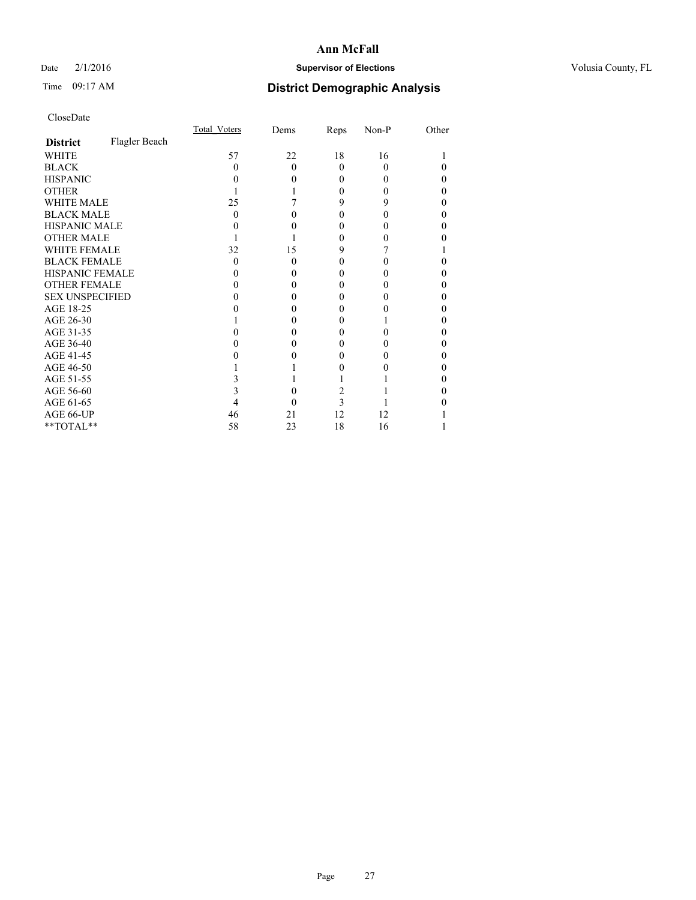# Ann McFall

Date 2/1/2016 **Supervisor of Elections** Volusia County, FL

Time 09:17 AM **District Demographic Analysis**

CloseDate

| **District** Flagler Beach | Total_Voters | Dems | Reps | Non-P | Other |
|---|---|---|---|---|---|
| WHITE | 57 | 22 | 18 | 16 | 1 |
| BLACK | 0 | 0 | 0 | 0 | 0 |
| HISPANIC | 0 | 0 | 0 | 0 | 0 |
| OTHER | 1 | 1 | 0 | 0 | 0 |
| WHITE MALE | 25 | 7 | 9 | 9 | 0 |
| BLACK MALE | 0 | 0 | 0 | 0 | 0 |
| HISPANIC MALE | 0 | 0 | 0 | 0 | 0 |
| OTHER MALE | 1 | 1 | 0 | 0 | 0 |
| WHITE FEMALE | 32 | 15 | 9 | 7 | 1 |
| BLACK FEMALE | 0 | 0 | 0 | 0 | 0 |
| HISPANIC FEMALE | 0 | 0 | 0 | 0 | 0 |
| OTHER FEMALE | 0 | 0 | 0 | 0 | 0 |
| SEX UNSPECIFIED | 0 | 0 | 0 | 0 | 0 |
| AGE 18-25 | 0 | 0 | 0 | 0 | 0 |
| AGE 26-30 | 1 | 0 | 0 | 1 | 0 |
| AGE 31-35 | 0 | 0 | 0 | 0 | 0 |
| AGE 36-40 | 0 | 0 | 0 | 0 | 0 |
| AGE 41-45 | 0 | 0 | 0 | 0 | 0 |
| AGE 46-50 | 1 | 1 | 0 | 0 | 0 |
| AGE 51-55 | 3 | 1 | 1 | 1 | 0 |
| AGE 56-60 | 3 | 0 | 2 | 1 | 0 |
| AGE 61-65 | 4 | 0 | 3 | 1 | 0 |
| AGE 66-UP | 46 | 21 | 12 | 12 | 1 |
| **TOTAL** | 58 | 23 | 18 | 16 | 1 |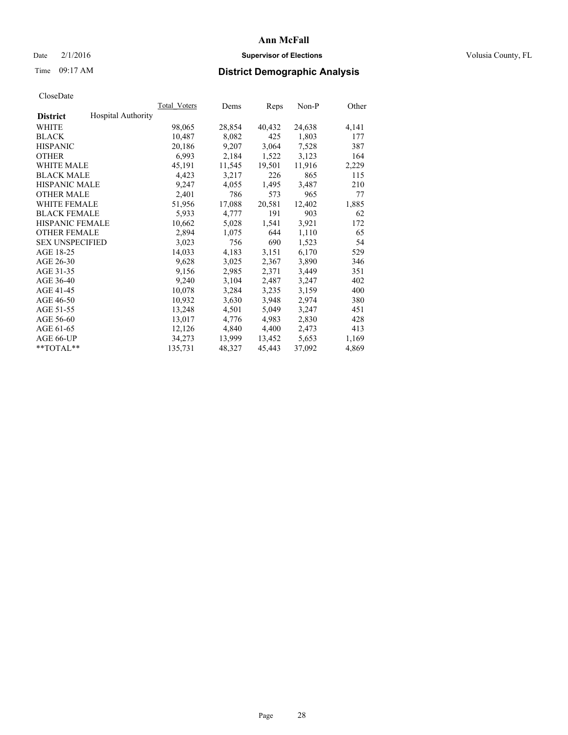Date 2/1/2016

Time 09:17 AM

**Ann McFall**

**Supervisor of Elections**

Volusia County, FL

## District Demographic Analysis

CloseDate

| | Total_Voters | Dems | Reps | Non-P | Other |
|---|---|---|---|---|---|
| **District** Hospital Authority | | | | | |
| WHITE | 98,065 | 28,854 | 40,432 | 24,638 | 4,141 |
| BLACK | 10,487 | 8,082 | 425 | 1,803 | 177 |
| HISPANIC | 20,186 | 9,207 | 3,064 | 7,528 | 387 |
| OTHER | 6,993 | 2,184 | 1,522 | 3,123 | 164 |
| WHITE MALE | 45,191 | 11,545 | 19,501 | 11,916 | 2,229 |
| BLACK MALE | 4,423 | 3,217 | 226 | 865 | 115 |
| HISPANIC MALE | 9,247 | 4,055 | 1,495 | 3,487 | 210 |
| OTHER MALE | 2,401 | 786 | 573 | 965 | 77 |
| WHITE FEMALE | 51,956 | 17,088 | 20,581 | 12,402 | 1,885 |
| BLACK FEMALE | 5,933 | 4,777 | 191 | 903 | 62 |
| HISPANIC FEMALE | 10,662 | 5,028 | 1,541 | 3,921 | 172 |
| OTHER FEMALE | 2,894 | 1,075 | 644 | 1,110 | 65 |
| SEX UNSPECIFIED | 3,023 | 756 | 690 | 1,523 | 54 |
| AGE 18-25 | 14,033 | 4,183 | 3,151 | 6,170 | 529 |
| AGE 26-30 | 9,628 | 3,025 | 2,367 | 3,890 | 346 |
| AGE 31-35 | 9,156 | 2,985 | 2,371 | 3,449 | 351 |
| AGE 36-40 | 9,240 | 3,104 | 2,487 | 3,247 | 402 |
| AGE 41-45 | 10,078 | 3,284 | 3,235 | 3,159 | 400 |
| AGE 46-50 | 10,932 | 3,630 | 3,948 | 2,974 | 380 |
| AGE 51-55 | 13,248 | 4,501 | 5,049 | 3,247 | 451 |
| AGE 56-60 | 13,017 | 4,776 | 4,983 | 2,830 | 428 |
| AGE 61-65 | 12,126 | 4,840 | 4,400 | 2,473 | 413 |
| AGE 66-UP | 34,273 | 13,999 | 13,452 | 5,653 | 1,169 |
| **TOTAL** | 135,731 | 48,327 | 45,443 | 37,092 | 4,869 |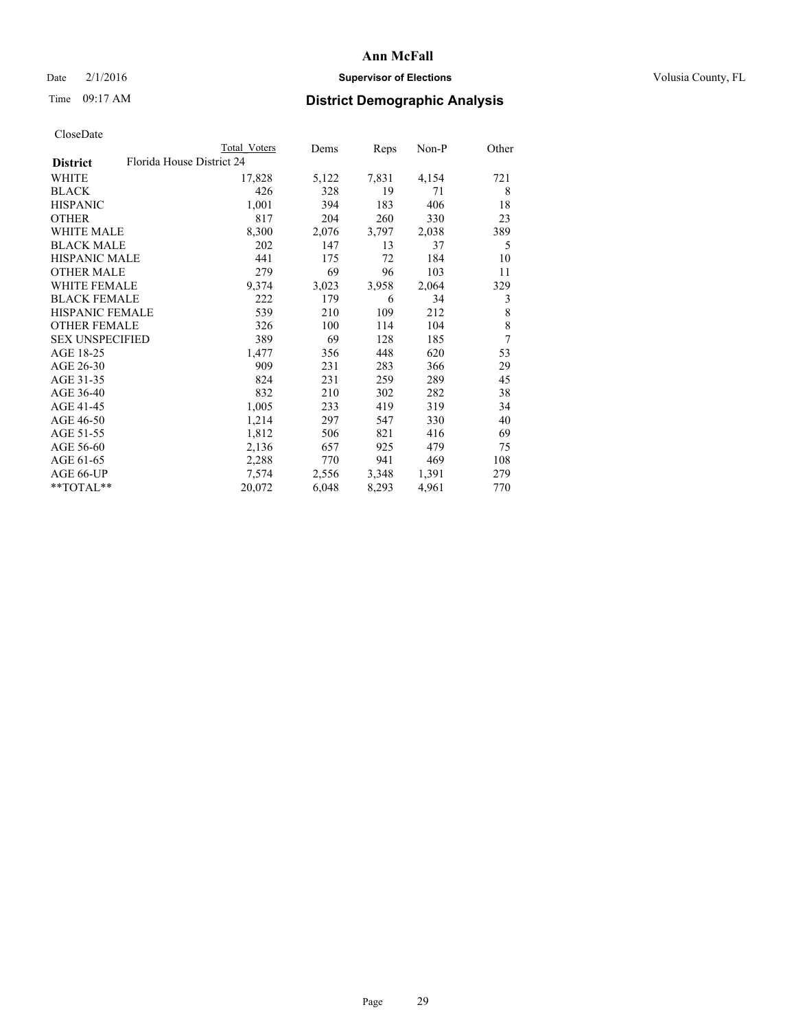# Ann McFall

Date 2/1/2016 **Supervisor of Elections** Volusia County, FL

Time 09:17 AM **District Demographic Analysis**

CloseDate

| District | Florida House District 24 | Total Voters | Dems | Reps | Non-P | Other |
|---|---|---|---|---|---|---|
| WHITE | | 17,828 | 5,122 | 7,831 | 4,154 | 721 |
| BLACK | | 426 | 328 | 19 | 71 | 8 |
| HISPANIC | | 1,001 | 394 | 183 | 406 | 18 |
| OTHER | | 817 | 204 | 260 | 330 | 23 |
| WHITE MALE | | 8,300 | 2,076 | 3,797 | 2,038 | 389 |
| BLACK MALE | | 202 | 147 | 13 | 37 | 5 |
| HISPANIC MALE | | 441 | 175 | 72 | 184 | 10 |
| OTHER MALE | | 279 | 69 | 96 | 103 | 11 |
| WHITE FEMALE | | 9,374 | 3,023 | 3,958 | 2,064 | 329 |
| BLACK FEMALE | | 222 | 179 | 6 | 34 | 3 |
| HISPANIC FEMALE | | 539 | 210 | 109 | 212 | 8 |
| OTHER FEMALE | | 326 | 100 | 114 | 104 | 8 |
| SEX UNSPECIFIED | | 389 | 69 | 128 | 185 | 7 |
| AGE 18-25 | | 1,477 | 356 | 448 | 620 | 53 |
| AGE 26-30 | | 909 | 231 | 283 | 366 | 29 |
| AGE 31-35 | | 824 | 231 | 259 | 289 | 45 |
| AGE 36-40 | | 832 | 210 | 302 | 282 | 38 |
| AGE 41-45 | | 1,005 | 233 | 419 | 319 | 34 |
| AGE 46-50 | | 1,214 | 297 | 547 | 330 | 40 |
| AGE 51-55 | | 1,812 | 506 | 821 | 416 | 69 |
| AGE 56-60 | | 2,136 | 657 | 925 | 479 | 75 |
| AGE 61-65 | | 2,288 | 770 | 941 | 469 | 108 |
| AGE 66-UP | | 7,574 | 2,556 | 3,348 | 1,391 | 279 |
| **TOTAL** | | 20,072 | 6,048 | 8,293 | 4,961 | 770 |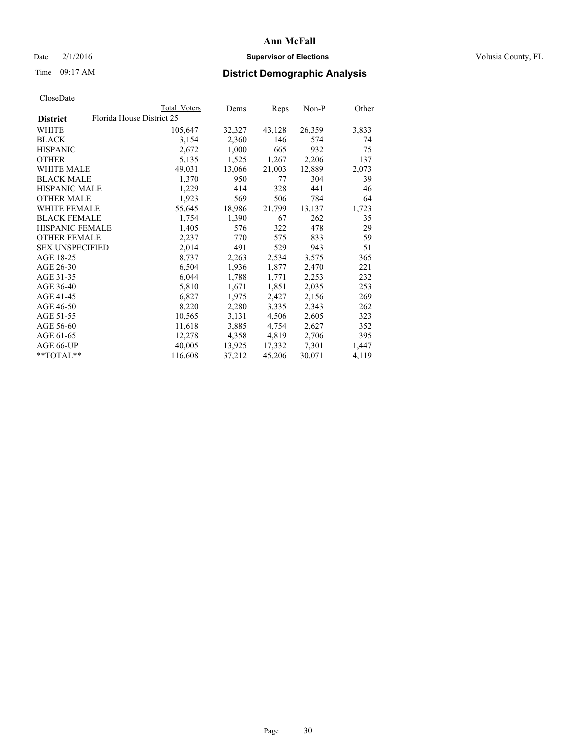# Ann McFall

Date 2/1/2016 **Supervisor of Elections** Volusia County, FL

Time 09:17 AM **District Demographic Analysis**

CloseDate

| District | Total Voters | Dems | Reps | Non-P | Other |
|---|---|---|---|---|---|
| Florida House District 25 | | | | | |
| WHITE | 105,647 | 32,327 | 43,128 | 26,359 | 3,833 |
| BLACK | 3,154 | 2,360 | 146 | 574 | 74 |
| HISPANIC | 2,672 | 1,000 | 665 | 932 | 75 |
| OTHER | 5,135 | 1,525 | 1,267 | 2,206 | 137 |
| WHITE MALE | 49,031 | 13,066 | 21,003 | 12,889 | 2,073 |
| BLACK MALE | 1,370 | 950 | 77 | 304 | 39 |
| HISPANIC MALE | 1,229 | 414 | 328 | 441 | 46 |
| OTHER MALE | 1,923 | 569 | 506 | 784 | 64 |
| WHITE FEMALE | 55,645 | 18,986 | 21,799 | 13,137 | 1,723 |
| BLACK FEMALE | 1,754 | 1,390 | 67 | 262 | 35 |
| HISPANIC FEMALE | 1,405 | 576 | 322 | 478 | 29 |
| OTHER FEMALE | 2,237 | 770 | 575 | 833 | 59 |
| SEX UNSPECIFIED | 2,014 | 491 | 529 | 943 | 51 |
| AGE 18-25 | 8,737 | 2,263 | 2,534 | 3,575 | 365 |
| AGE 26-30 | 6,504 | 1,936 | 1,877 | 2,470 | 221 |
| AGE 31-35 | 6,044 | 1,788 | 1,771 | 2,253 | 232 |
| AGE 36-40 | 5,810 | 1,671 | 1,851 | 2,035 | 253 |
| AGE 41-45 | 6,827 | 1,975 | 2,427 | 2,156 | 269 |
| AGE 46-50 | 8,220 | 2,280 | 3,335 | 2,343 | 262 |
| AGE 51-55 | 10,565 | 3,131 | 4,506 | 2,605 | 323 |
| AGE 56-60 | 11,618 | 3,885 | 4,754 | 2,627 | 352 |
| AGE 61-65 | 12,278 | 4,358 | 4,819 | 2,706 | 395 |
| AGE 66-UP | 40,005 | 13,925 | 17,332 | 7,301 | 1,447 |
| **TOTAL** | 116,608 | 37,212 | 45,206 | 30,071 | 4,119 |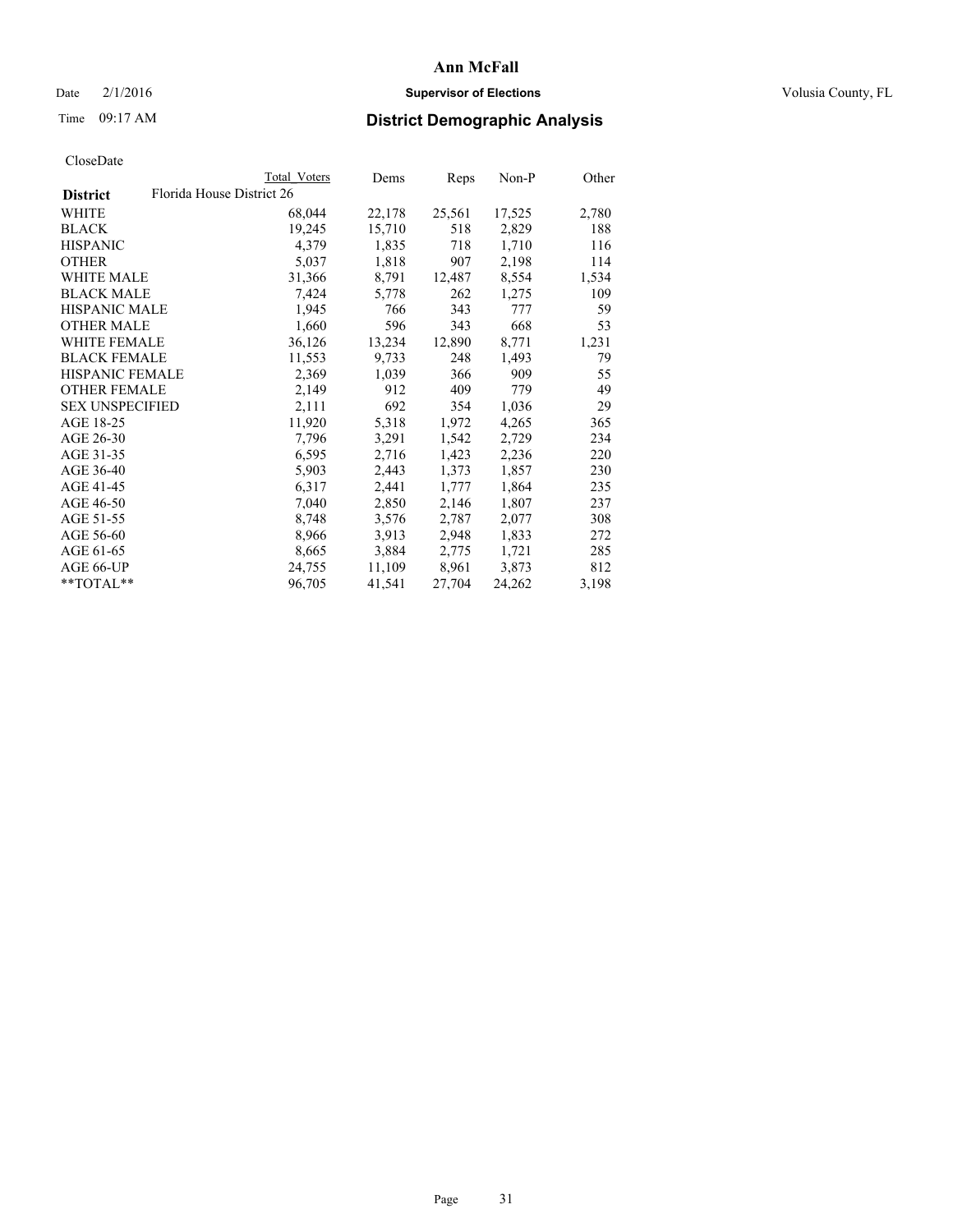# Ann McFall

Date 2/1/2016 **Supervisor of Elections** Volusia County, FL

Time 09:17 AM **District Demographic Analysis**

CloseDate

| | Total Voters | Dems | Reps | Non-P | Other |
|---|---|---|---|---|---|
| **District** Florida House District 26 | | | | | |
| WHITE | 68,044 | 22,178 | 25,561 | 17,525 | 2,780 |
| BLACK | 19,245 | 15,710 | 518 | 2,829 | 188 |
| HISPANIC | 4,379 | 1,835 | 718 | 1,710 | 116 |
| OTHER | 5,037 | 1,818 | 907 | 2,198 | 114 |
| WHITE MALE | 31,366 | 8,791 | 12,487 | 8,554 | 1,534 |
| BLACK MALE | 7,424 | 5,778 | 262 | 1,275 | 109 |
| HISPANIC MALE | 1,945 | 766 | 343 | 777 | 59 |
| OTHER MALE | 1,660 | 596 | 343 | 668 | 53 |
| WHITE FEMALE | 36,126 | 13,234 | 12,890 | 8,771 | 1,231 |
| BLACK FEMALE | 11,553 | 9,733 | 248 | 1,493 | 79 |
| HISPANIC FEMALE | 2,369 | 1,039 | 366 | 909 | 55 |
| OTHER FEMALE | 2,149 | 912 | 409 | 779 | 49 |
| SEX UNSPECIFIED | 2,111 | 692 | 354 | 1,036 | 29 |
| AGE 18-25 | 11,920 | 5,318 | 1,972 | 4,265 | 365 |
| AGE 26-30 | 7,796 | 3,291 | 1,542 | 2,729 | 234 |
| AGE 31-35 | 6,595 | 2,716 | 1,423 | 2,236 | 220 |
| AGE 36-40 | 5,903 | 2,443 | 1,373 | 1,857 | 230 |
| AGE 41-45 | 6,317 | 2,441 | 1,777 | 1,864 | 235 |
| AGE 46-50 | 7,040 | 2,850 | 2,146 | 1,807 | 237 |
| AGE 51-55 | 8,748 | 3,576 | 2,787 | 2,077 | 308 |
| AGE 56-60 | 8,966 | 3,913 | 2,948 | 1,833 | 272 |
| AGE 61-65 | 8,665 | 3,884 | 2,775 | 1,721 | 285 |
| AGE 66-UP | 24,755 | 11,109 | 8,961 | 3,873 | 812 |
| **TOTAL** | 96,705 | 41,541 | 27,704 | 24,262 | 3,198 |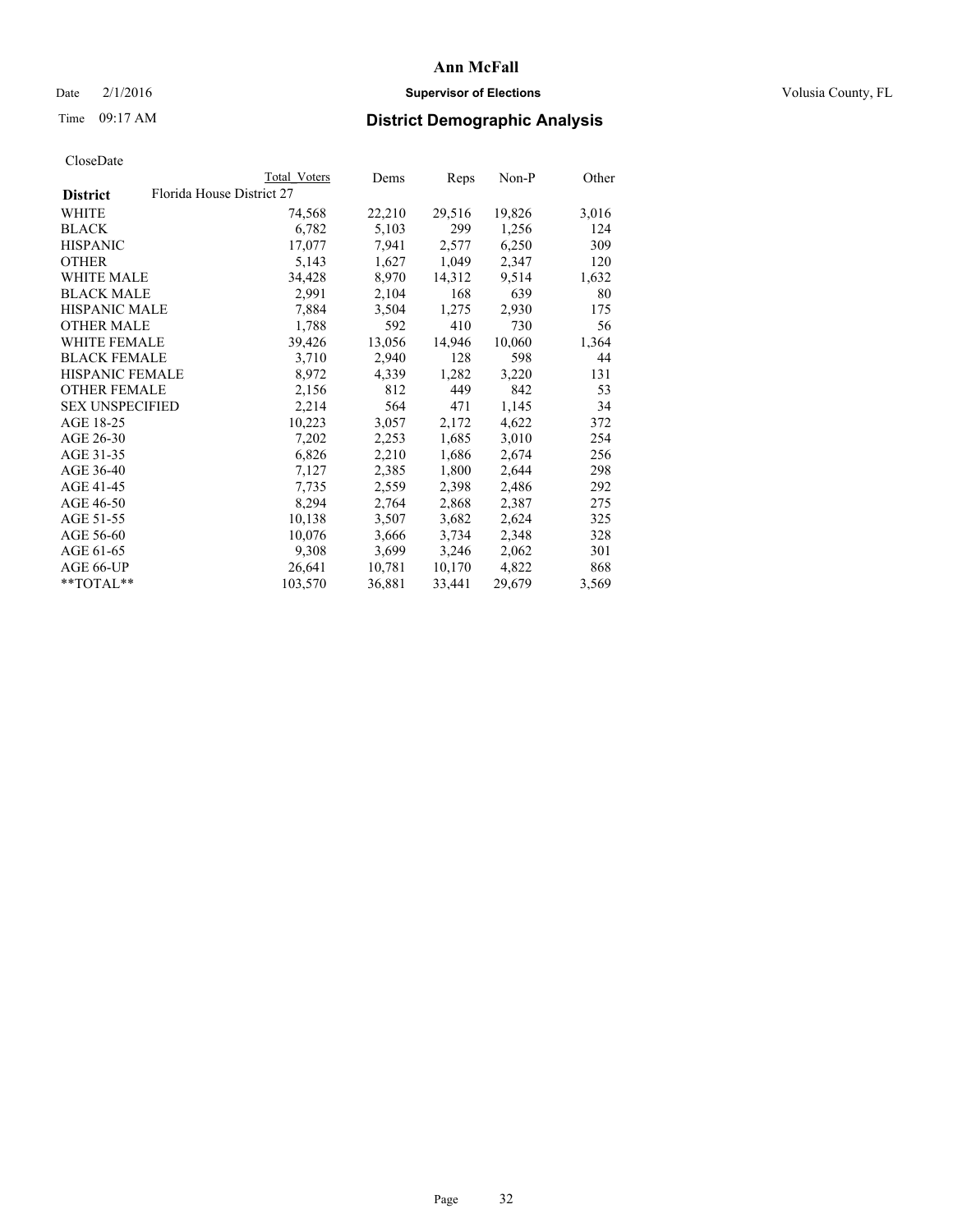# Ann McFall

Date 2/1/2016 **Supervisor of Elections** Volusia County, FL

Time 09:17 AM **District Demographic Analysis**

CloseDate

| District | Total Voters | Dems | Reps | Non-P | Other |
|---|---|---|---|---|---|
| Florida House District 27 | | | | | |
| WHITE | 74,568 | 22,210 | 29,516 | 19,826 | 3,016 |
| BLACK | 6,782 | 5,103 | 299 | 1,256 | 124 |
| HISPANIC | 17,077 | 7,941 | 2,577 | 6,250 | 309 |
| OTHER | 5,143 | 1,627 | 1,049 | 2,347 | 120 |
| WHITE MALE | 34,428 | 8,970 | 14,312 | 9,514 | 1,632 |
| BLACK MALE | 2,991 | 2,104 | 168 | 639 | 80 |
| HISPANIC MALE | 7,884 | 3,504 | 1,275 | 2,930 | 175 |
| OTHER MALE | 1,788 | 592 | 410 | 730 | 56 |
| WHITE FEMALE | 39,426 | 13,056 | 14,946 | 10,060 | 1,364 |
| BLACK FEMALE | 3,710 | 2,940 | 128 | 598 | 44 |
| HISPANIC FEMALE | 8,972 | 4,339 | 1,282 | 3,220 | 131 |
| OTHER FEMALE | 2,156 | 812 | 449 | 842 | 53 |
| SEX UNSPECIFIED | 2,214 | 564 | 471 | 1,145 | 34 |
| AGE 18-25 | 10,223 | 3,057 | 2,172 | 4,622 | 372 |
| AGE 26-30 | 7,202 | 2,253 | 1,685 | 3,010 | 254 |
| AGE 31-35 | 6,826 | 2,210 | 1,686 | 2,674 | 256 |
| AGE 36-40 | 7,127 | 2,385 | 1,800 | 2,644 | 298 |
| AGE 41-45 | 7,735 | 2,559 | 2,398 | 2,486 | 292 |
| AGE 46-50 | 8,294 | 2,764 | 2,868 | 2,387 | 275 |
| AGE 51-55 | 10,138 | 3,507 | 3,682 | 2,624 | 325 |
| AGE 56-60 | 10,076 | 3,666 | 3,734 | 2,348 | 328 |
| AGE 61-65 | 9,308 | 3,699 | 3,246 | 2,062 | 301 |
| AGE 66-UP | 26,641 | 10,781 | 10,170 | 4,822 | 868 |
| **TOTAL** | 103,570 | 36,881 | 33,441 | 29,679 | 3,569 |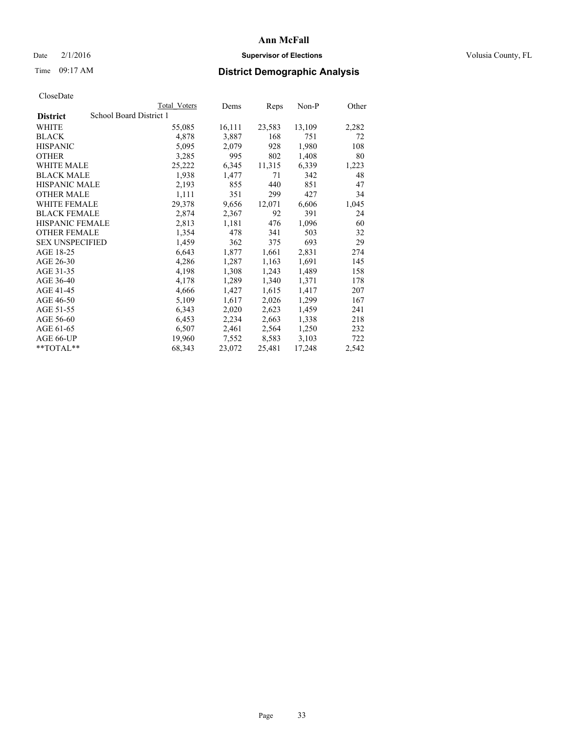# Ann McFall

Date 2/1/2016 **Supervisor of Elections** Volusia County, FL

Time 09:17 AM **District Demographic Analysis**

CloseDate

| | Total Voters | Dems | Reps | Non-P | Other |
|---|---|---|---|---|---|
| **District** School Board District 1 | | | | | |
| WHITE | 55,085 | 16,111 | 23,583 | 13,109 | 2,282 |
| BLACK | 4,878 | 3,887 | 168 | 751 | 72 |
| HISPANIC | 5,095 | 2,079 | 928 | 1,980 | 108 |
| OTHER | 3,285 | 995 | 802 | 1,408 | 80 |
| WHITE MALE | 25,222 | 6,345 | 11,315 | 6,339 | 1,223 |
| BLACK MALE | 1,938 | 1,477 | 71 | 342 | 48 |
| HISPANIC MALE | 2,193 | 855 | 440 | 851 | 47 |
| OTHER MALE | 1,111 | 351 | 299 | 427 | 34 |
| WHITE FEMALE | 29,378 | 9,656 | 12,071 | 6,606 | 1,045 |
| BLACK FEMALE | 2,874 | 2,367 | 92 | 391 | 24 |
| HISPANIC FEMALE | 2,813 | 1,181 | 476 | 1,096 | 60 |
| OTHER FEMALE | 1,354 | 478 | 341 | 503 | 32 |
| SEX UNSPECIFIED | 1,459 | 362 | 375 | 693 | 29 |
| AGE 18-25 | 6,643 | 1,877 | 1,661 | 2,831 | 274 |
| AGE 26-30 | 4,286 | 1,287 | 1,163 | 1,691 | 145 |
| AGE 31-35 | 4,198 | 1,308 | 1,243 | 1,489 | 158 |
| AGE 36-40 | 4,178 | 1,289 | 1,340 | 1,371 | 178 |
| AGE 41-45 | 4,666 | 1,427 | 1,615 | 1,417 | 207 |
| AGE 46-50 | 5,109 | 1,617 | 2,026 | 1,299 | 167 |
| AGE 51-55 | 6,343 | 2,020 | 2,623 | 1,459 | 241 |
| AGE 56-60 | 6,453 | 2,234 | 2,663 | 1,338 | 218 |
| AGE 61-65 | 6,507 | 2,461 | 2,564 | 1,250 | 232 |
| AGE 66-UP | 19,960 | 7,552 | 8,583 | 3,103 | 722 |
| **TOTAL** | 68,343 | 23,072 | 25,481 | 17,248 | 2,542 |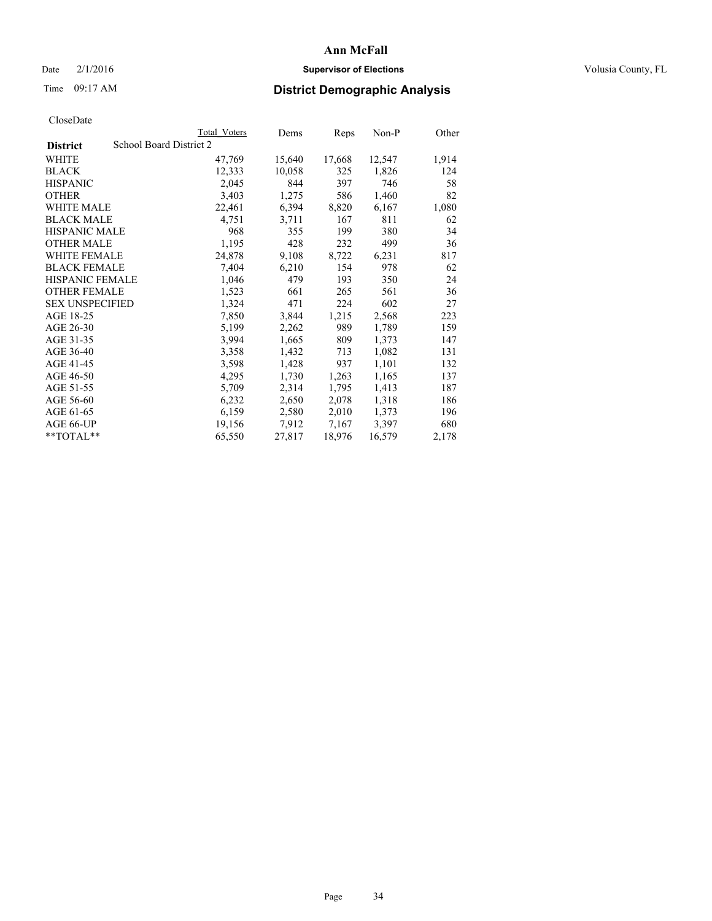# Ann McFall

Date 2/1/2016 **Supervisor of Elections** Volusia County, FL

Time 09:17 AM **District Demographic Analysis**

CloseDate

| | Total Voters | Dems | Reps | Non-P | Other |
|---|---|---|---|---|---|
| **District** School Board District 2 | | | | | |
| WHITE | 47,769 | 15,640 | 17,668 | 12,547 | 1,914 |
| BLACK | 12,333 | 10,058 | 325 | 1,826 | 124 |
| HISPANIC | 2,045 | 844 | 397 | 746 | 58 |
| OTHER | 3,403 | 1,275 | 586 | 1,460 | 82 |
| WHITE MALE | 22,461 | 6,394 | 8,820 | 6,167 | 1,080 |
| BLACK MALE | 4,751 | 3,711 | 167 | 811 | 62 |
| HISPANIC MALE | 968 | 355 | 199 | 380 | 34 |
| OTHER MALE | 1,195 | 428 | 232 | 499 | 36 |
| WHITE FEMALE | 24,878 | 9,108 | 8,722 | 6,231 | 817 |
| BLACK FEMALE | 7,404 | 6,210 | 154 | 978 | 62 |
| HISPANIC FEMALE | 1,046 | 479 | 193 | 350 | 24 |
| OTHER FEMALE | 1,523 | 661 | 265 | 561 | 36 |
| SEX UNSPECIFIED | 1,324 | 471 | 224 | 602 | 27 |
| AGE 18-25 | 7,850 | 3,844 | 1,215 | 2,568 | 223 |
| AGE 26-30 | 5,199 | 2,262 | 989 | 1,789 | 159 |
| AGE 31-35 | 3,994 | 1,665 | 809 | 1,373 | 147 |
| AGE 36-40 | 3,358 | 1,432 | 713 | 1,082 | 131 |
| AGE 41-45 | 3,598 | 1,428 | 937 | 1,101 | 132 |
| AGE 46-50 | 4,295 | 1,730 | 1,263 | 1,165 | 137 |
| AGE 51-55 | 5,709 | 2,314 | 1,795 | 1,413 | 187 |
| AGE 56-60 | 6,232 | 2,650 | 2,078 | 1,318 | 186 |
| AGE 61-65 | 6,159 | 2,580 | 2,010 | 1,373 | 196 |
| AGE 66-UP | 19,156 | 7,912 | 7,167 | 3,397 | 680 |
| **TOTAL** | 65,550 | 27,817 | 18,976 | 16,579 | 2,178 |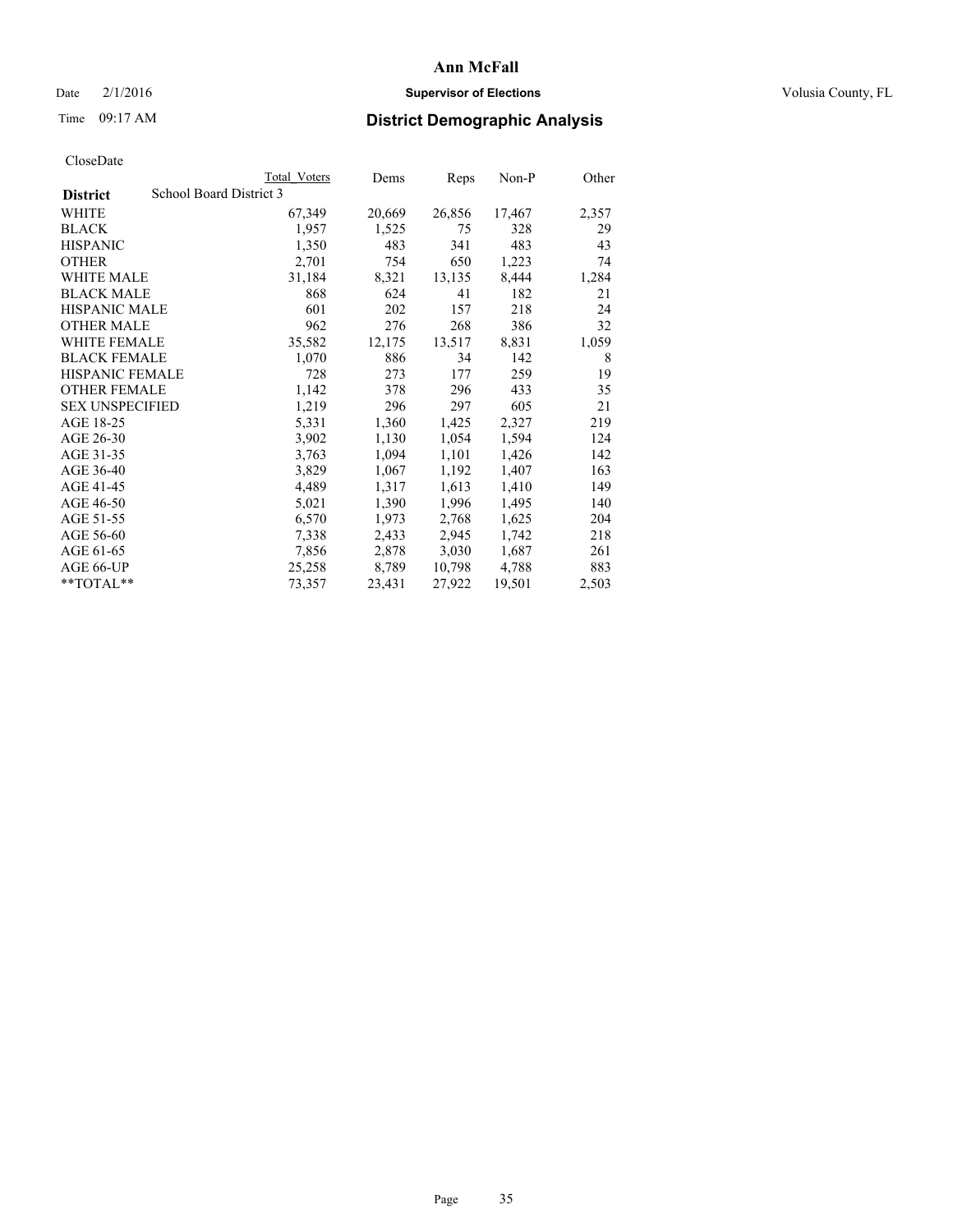# Ann McFall

Date 2/1/2016 **Supervisor of Elections** Volusia County, FL

Time 09:17 AM **District Demographic Analysis**

CloseDate

| District | School Board District 3 | Total Voters | Dems | Reps | Non-P | Other |
|---|---|---|---|---|---|---|
| WHITE | | 67,349 | 20,669 | 26,856 | 17,467 | 2,357 |
| BLACK | | 1,957 | 1,525 | 75 | 328 | 29 |
| HISPANIC | | 1,350 | 483 | 341 | 483 | 43 |
| OTHER | | 2,701 | 754 | 650 | 1,223 | 74 |
| WHITE MALE | | 31,184 | 8,321 | 13,135 | 8,444 | 1,284 |
| BLACK MALE | | 868 | 624 | 41 | 182 | 21 |
| HISPANIC MALE | | 601 | 202 | 157 | 218 | 24 |
| OTHER MALE | | 962 | 276 | 268 | 386 | 32 |
| WHITE FEMALE | | 35,582 | 12,175 | 13,517 | 8,831 | 1,059 |
| BLACK FEMALE | | 1,070 | 886 | 34 | 142 | 8 |
| HISPANIC FEMALE | | 728 | 273 | 177 | 259 | 19 |
| OTHER FEMALE | | 1,142 | 378 | 296 | 433 | 35 |
| SEX UNSPECIFIED | | 1,219 | 296 | 297 | 605 | 21 |
| AGE 18-25 | | 5,331 | 1,360 | 1,425 | 2,327 | 219 |
| AGE 26-30 | | 3,902 | 1,130 | 1,054 | 1,594 | 124 |
| AGE 31-35 | | 3,763 | 1,094 | 1,101 | 1,426 | 142 |
| AGE 36-40 | | 3,829 | 1,067 | 1,192 | 1,407 | 163 |
| AGE 41-45 | | 4,489 | 1,317 | 1,613 | 1,410 | 149 |
| AGE 46-50 | | 5,021 | 1,390 | 1,996 | 1,495 | 140 |
| AGE 51-55 | | 6,570 | 1,973 | 2,768 | 1,625 | 204 |
| AGE 56-60 | | 7,338 | 2,433 | 2,945 | 1,742 | 218 |
| AGE 61-65 | | 7,856 | 2,878 | 3,030 | 1,687 | 261 |
| AGE 66-UP | | 25,258 | 8,789 | 10,798 | 4,788 | 883 |
| **TOTAL** | | 73,357 | 23,431 | 27,922 | 19,501 | 2,503 |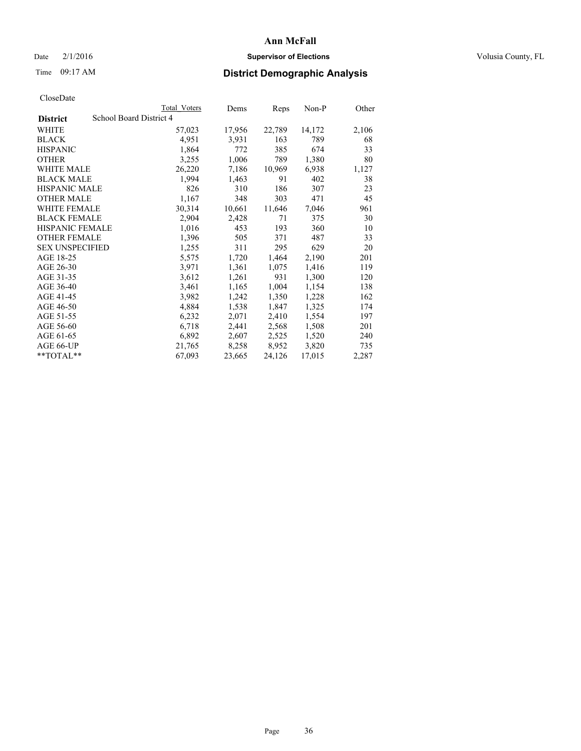# Ann McFall

Date 2/1/2016 **Supervisor of Elections** Volusia County, FL

Time 09:17 AM **District Demographic Analysis**

CloseDate

| District | School Board District 4 | Total Voters | Dems | Reps | Non-P | Other |
|---|---|---|---|---|---|---|
| WHITE | | 57,023 | 17,956 | 22,789 | 14,172 | 2,106 |
| BLACK | | 4,951 | 3,931 | 163 | 789 | 68 |
| HISPANIC | | 1,864 | 772 | 385 | 674 | 33 |
| OTHER | | 3,255 | 1,006 | 789 | 1,380 | 80 |
| WHITE MALE | | 26,220 | 7,186 | 10,969 | 6,938 | 1,127 |
| BLACK MALE | | 1,994 | 1,463 | 91 | 402 | 38 |
| HISPANIC MALE | | 826 | 310 | 186 | 307 | 23 |
| OTHER MALE | | 1,167 | 348 | 303 | 471 | 45 |
| WHITE FEMALE | | 30,314 | 10,661 | 11,646 | 7,046 | 961 |
| BLACK FEMALE | | 2,904 | 2,428 | 71 | 375 | 30 |
| HISPANIC FEMALE | | 1,016 | 453 | 193 | 360 | 10 |
| OTHER FEMALE | | 1,396 | 505 | 371 | 487 | 33 |
| SEX UNSPECIFIED | | 1,255 | 311 | 295 | 629 | 20 |
| AGE 18-25 | | 5,575 | 1,720 | 1,464 | 2,190 | 201 |
| AGE 26-30 | | 3,971 | 1,361 | 1,075 | 1,416 | 119 |
| AGE 31-35 | | 3,612 | 1,261 | 931 | 1,300 | 120 |
| AGE 36-40 | | 3,461 | 1,165 | 1,004 | 1,154 | 138 |
| AGE 41-45 | | 3,982 | 1,242 | 1,350 | 1,228 | 162 |
| AGE 46-50 | | 4,884 | 1,538 | 1,847 | 1,325 | 174 |
| AGE 51-55 | | 6,232 | 2,071 | 2,410 | 1,554 | 197 |
| AGE 56-60 | | 6,718 | 2,441 | 2,568 | 1,508 | 201 |
| AGE 61-65 | | 6,892 | 2,607 | 2,525 | 1,520 | 240 |
| AGE 66-UP | | 21,765 | 8,258 | 8,952 | 3,820 | 735 |
| **TOTAL** | | 67,093 | 23,665 | 24,126 | 17,015 | 2,287 |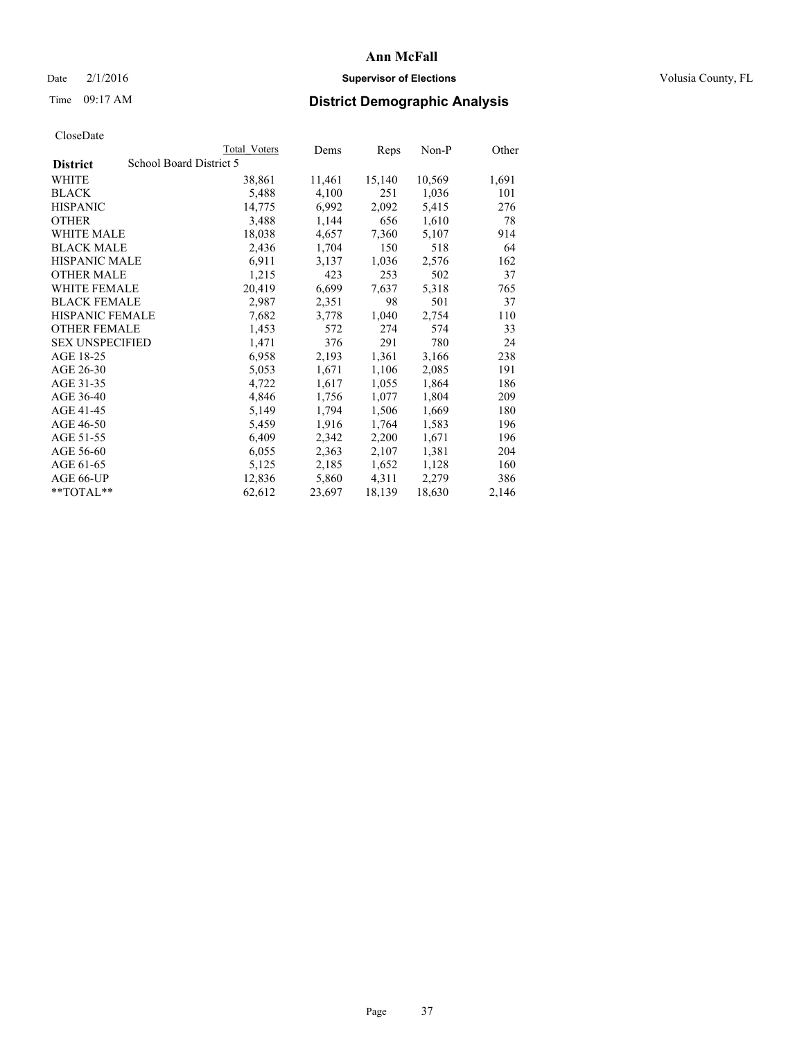# Ann McFall

Date 2/1/2016 **Supervisor of Elections** Volusia County, FL

Time 09:17 AM **District Demographic Analysis**

CloseDate

| | Total Voters | Dems | Reps | Non-P | Other |
|---|---|---|---|---|---|
| **District** School Board District 5 | | | | | |
| WHITE | 38,861 | 11,461 | 15,140 | 10,569 | 1,691 |
| BLACK | 5,488 | 4,100 | 251 | 1,036 | 101 |
| HISPANIC | 14,775 | 6,992 | 2,092 | 5,415 | 276 |
| OTHER | 3,488 | 1,144 | 656 | 1,610 | 78 |
| WHITE MALE | 18,038 | 4,657 | 7,360 | 5,107 | 914 |
| BLACK MALE | 2,436 | 1,704 | 150 | 518 | 64 |
| HISPANIC MALE | 6,911 | 3,137 | 1,036 | 2,576 | 162 |
| OTHER MALE | 1,215 | 423 | 253 | 502 | 37 |
| WHITE FEMALE | 20,419 | 6,699 | 7,637 | 5,318 | 765 |
| BLACK FEMALE | 2,987 | 2,351 | 98 | 501 | 37 |
| HISPANIC FEMALE | 7,682 | 3,778 | 1,040 | 2,754 | 110 |
| OTHER FEMALE | 1,453 | 572 | 274 | 574 | 33 |
| SEX UNSPECIFIED | 1,471 | 376 | 291 | 780 | 24 |
| AGE 18-25 | 6,958 | 2,193 | 1,361 | 3,166 | 238 |
| AGE 26-30 | 5,053 | 1,671 | 1,106 | 2,085 | 191 |
| AGE 31-35 | 4,722 | 1,617 | 1,055 | 1,864 | 186 |
| AGE 36-40 | 4,846 | 1,756 | 1,077 | 1,804 | 209 |
| AGE 41-45 | 5,149 | 1,794 | 1,506 | 1,669 | 180 |
| AGE 46-50 | 5,459 | 1,916 | 1,764 | 1,583 | 196 |
| AGE 51-55 | 6,409 | 2,342 | 2,200 | 1,671 | 196 |
| AGE 56-60 | 6,055 | 2,363 | 2,107 | 1,381 | 204 |
| AGE 61-65 | 5,125 | 2,185 | 1,652 | 1,128 | 160 |
| AGE 66-UP | 12,836 | 5,860 | 4,311 | 2,279 | 386 |
| **TOTAL** | 62,612 | 23,697 | 18,139 | 18,630 | 2,146 |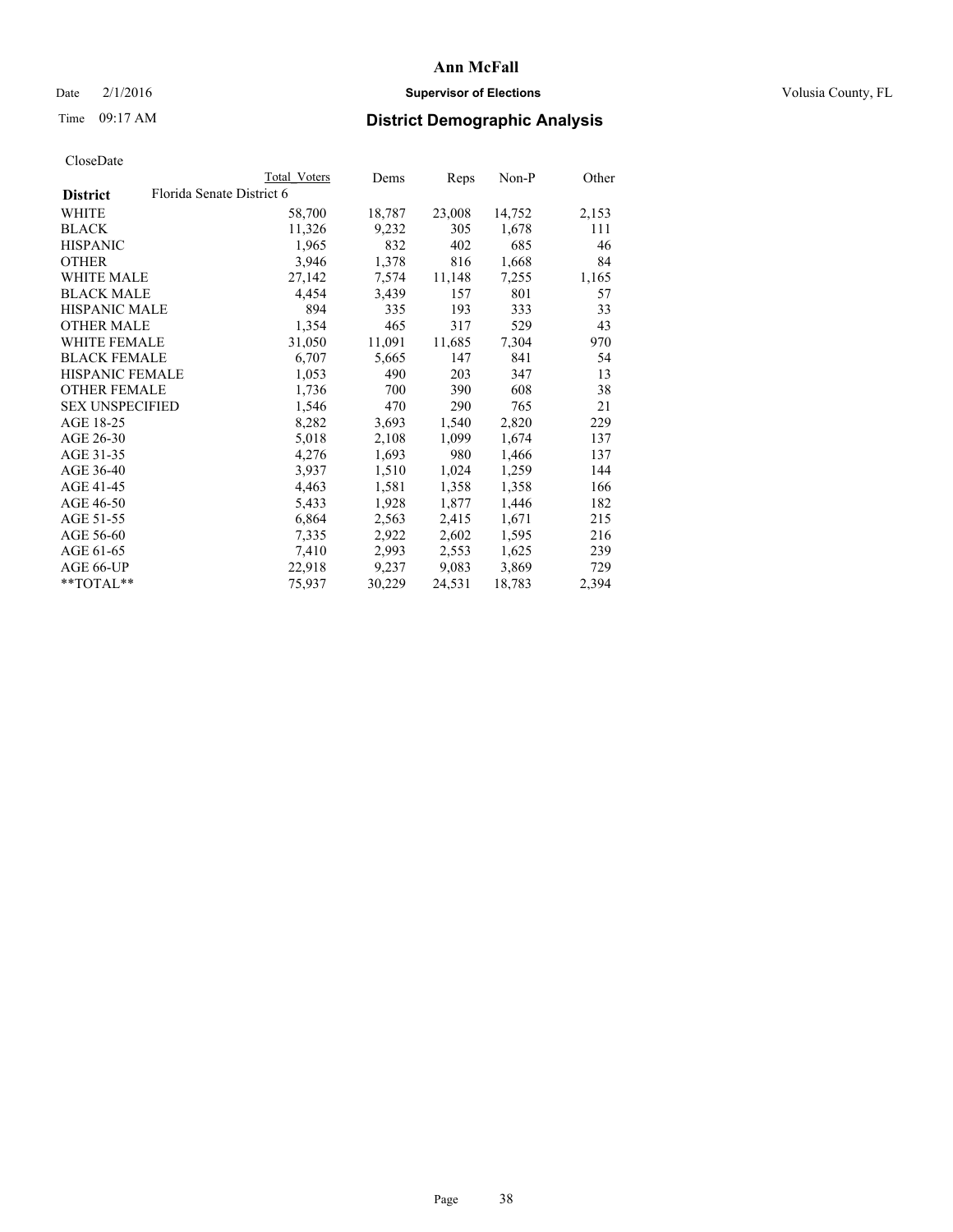# Ann McFall

Date 2/1/2016 **Supervisor of Elections** Volusia County, FL

Time 09:17 AM **District Demographic Analysis**

CloseDate

| | Total Voters | Dems | Reps | Non-P | Other |
|---|---|---|---|---|---|
| **District** Florida Senate District 6 | | | | | |
| WHITE | 58,700 | 18,787 | 23,008 | 14,752 | 2,153 |
| BLACK | 11,326 | 9,232 | 305 | 1,678 | 111 |
| HISPANIC | 1,965 | 832 | 402 | 685 | 46 |
| OTHER | 3,946 | 1,378 | 816 | 1,668 | 84 |
| WHITE MALE | 27,142 | 7,574 | 11,148 | 7,255 | 1,165 |
| BLACK MALE | 4,454 | 3,439 | 157 | 801 | 57 |
| HISPANIC MALE | 894 | 335 | 193 | 333 | 33 |
| OTHER MALE | 1,354 | 465 | 317 | 529 | 43 |
| WHITE FEMALE | 31,050 | 11,091 | 11,685 | 7,304 | 970 |
| BLACK FEMALE | 6,707 | 5,665 | 147 | 841 | 54 |
| HISPANIC FEMALE | 1,053 | 490 | 203 | 347 | 13 |
| OTHER FEMALE | 1,736 | 700 | 390 | 608 | 38 |
| SEX UNSPECIFIED | 1,546 | 470 | 290 | 765 | 21 |
| AGE 18-25 | 8,282 | 3,693 | 1,540 | 2,820 | 229 |
| AGE 26-30 | 5,018 | 2,108 | 1,099 | 1,674 | 137 |
| AGE 31-35 | 4,276 | 1,693 | 980 | 1,466 | 137 |
| AGE 36-40 | 3,937 | 1,510 | 1,024 | 1,259 | 144 |
| AGE 41-45 | 4,463 | 1,581 | 1,358 | 1,358 | 166 |
| AGE 46-50 | 5,433 | 1,928 | 1,877 | 1,446 | 182 |
| AGE 51-55 | 6,864 | 2,563 | 2,415 | 1,671 | 215 |
| AGE 56-60 | 7,335 | 2,922 | 2,602 | 1,595 | 216 |
| AGE 61-65 | 7,410 | 2,993 | 2,553 | 1,625 | 239 |
| AGE 66-UP | 22,918 | 9,237 | 9,083 | 3,869 | 729 |
| **TOTAL** | 75,937 | 30,229 | 24,531 | 18,783 | 2,394 |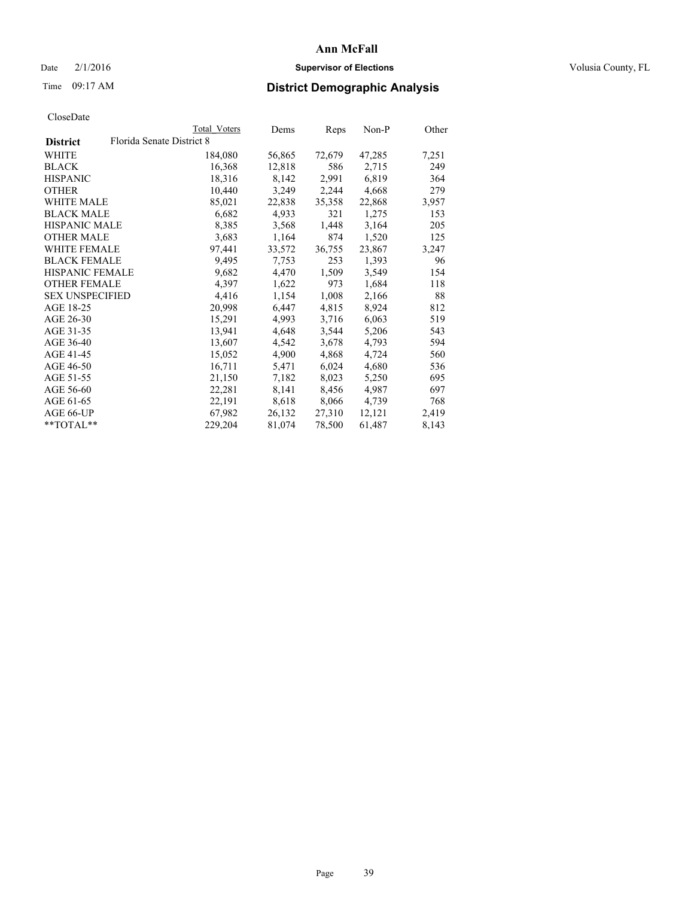# Ann McFall

Date 2/1/2016 **Supervisor of Elections** Volusia County, FL

Time 09:17 AM **District Demographic Analysis**

CloseDate

| | Total Voters | Dems | Reps | Non-P | Other |
|---|---|---|---|---|---|
| **District** Florida Senate District 8 | | | | | |
| WHITE | 184,080 | 56,865 | 72,679 | 47,285 | 7,251 |
| BLACK | 16,368 | 12,818 | 586 | 2,715 | 249 |
| HISPANIC | 18,316 | 8,142 | 2,991 | 6,819 | 364 |
| OTHER | 10,440 | 3,249 | 2,244 | 4,668 | 279 |
| WHITE MALE | 85,021 | 22,838 | 35,358 | 22,868 | 3,957 |
| BLACK MALE | 6,682 | 4,933 | 321 | 1,275 | 153 |
| HISPANIC MALE | 8,385 | 3,568 | 1,448 | 3,164 | 205 |
| OTHER MALE | 3,683 | 1,164 | 874 | 1,520 | 125 |
| WHITE FEMALE | 97,441 | 33,572 | 36,755 | 23,867 | 3,247 |
| BLACK FEMALE | 9,495 | 7,753 | 253 | 1,393 | 96 |
| HISPANIC FEMALE | 9,682 | 4,470 | 1,509 | 3,549 | 154 |
| OTHER FEMALE | 4,397 | 1,622 | 973 | 1,684 | 118 |
| SEX UNSPECIFIED | 4,416 | 1,154 | 1,008 | 2,166 | 88 |
| AGE 18-25 | 20,998 | 6,447 | 4,815 | 8,924 | 812 |
| AGE 26-30 | 15,291 | 4,993 | 3,716 | 6,063 | 519 |
| AGE 31-35 | 13,941 | 4,648 | 3,544 | 5,206 | 543 |
| AGE 36-40 | 13,607 | 4,542 | 3,678 | 4,793 | 594 |
| AGE 41-45 | 15,052 | 4,900 | 4,868 | 4,724 | 560 |
| AGE 46-50 | 16,711 | 5,471 | 6,024 | 4,680 | 536 |
| AGE 51-55 | 21,150 | 7,182 | 8,023 | 5,250 | 695 |
| AGE 56-60 | 22,281 | 8,141 | 8,456 | 4,987 | 697 |
| AGE 61-65 | 22,191 | 8,618 | 8,066 | 4,739 | 768 |
| AGE 66-UP | 67,982 | 26,132 | 27,310 | 12,121 | 2,419 |
| **TOTAL** | 229,204 | 81,074 | 78,500 | 61,487 | 8,143 |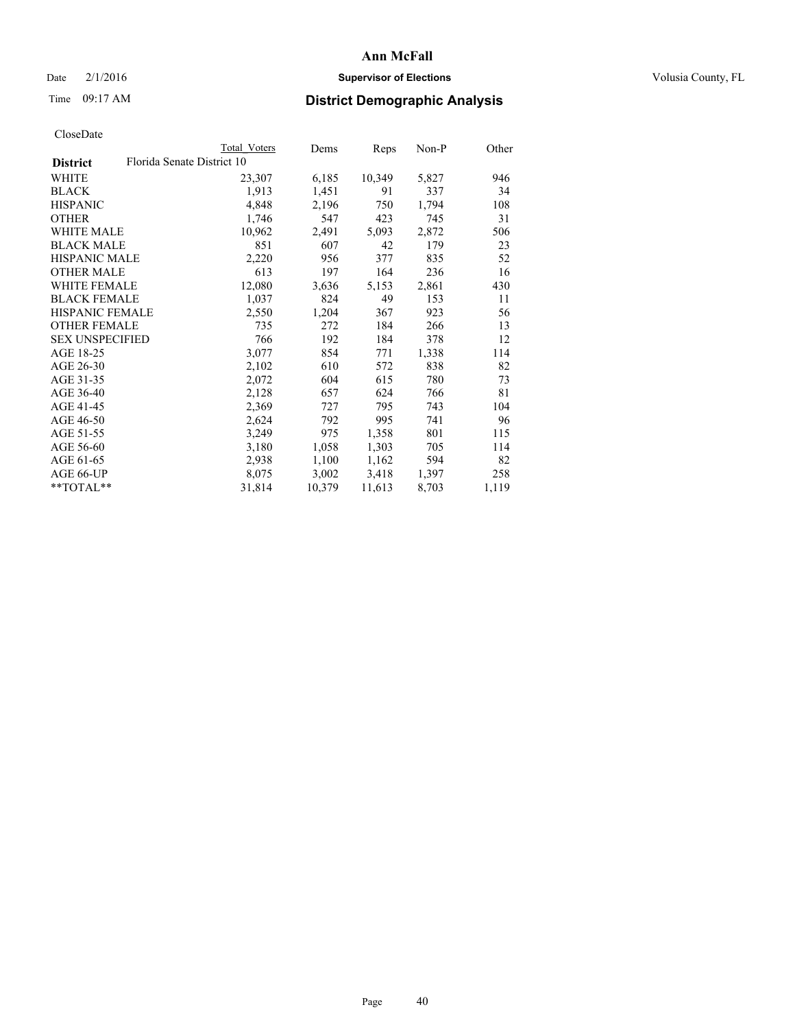# Ann McFall

Date 2/1/2016 **Supervisor of Elections** Volusia County, FL

Time 09:17 AM **District Demographic Analysis**

CloseDate

| District | Total Voters | Dems | Reps | Non-P | Other |
|---|---|---|---|---|---|
| Florida Senate District 10 | | | | | |
| WHITE | 23,307 | 6,185 | 10,349 | 5,827 | 946 |
| BLACK | 1,913 | 1,451 | 91 | 337 | 34 |
| HISPANIC | 4,848 | 2,196 | 750 | 1,794 | 108 |
| OTHER | 1,746 | 547 | 423 | 745 | 31 |
| WHITE MALE | 10,962 | 2,491 | 5,093 | 2,872 | 506 |
| BLACK MALE | 851 | 607 | 42 | 179 | 23 |
| HISPANIC MALE | 2,220 | 956 | 377 | 835 | 52 |
| OTHER MALE | 613 | 197 | 164 | 236 | 16 |
| WHITE FEMALE | 12,080 | 3,636 | 5,153 | 2,861 | 430 |
| BLACK FEMALE | 1,037 | 824 | 49 | 153 | 11 |
| HISPANIC FEMALE | 2,550 | 1,204 | 367 | 923 | 56 |
| OTHER FEMALE | 735 | 272 | 184 | 266 | 13 |
| SEX UNSPECIFIED | 766 | 192 | 184 | 378 | 12 |
| AGE 18-25 | 3,077 | 854 | 771 | 1,338 | 114 |
| AGE 26-30 | 2,102 | 610 | 572 | 838 | 82 |
| AGE 31-35 | 2,072 | 604 | 615 | 780 | 73 |
| AGE 36-40 | 2,128 | 657 | 624 | 766 | 81 |
| AGE 41-45 | 2,369 | 727 | 795 | 743 | 104 |
| AGE 46-50 | 2,624 | 792 | 995 | 741 | 96 |
| AGE 51-55 | 3,249 | 975 | 1,358 | 801 | 115 |
| AGE 56-60 | 3,180 | 1,058 | 1,303 | 705 | 114 |
| AGE 61-65 | 2,938 | 1,100 | 1,162 | 594 | 82 |
| AGE 66-UP | 8,075 | 3,002 | 3,418 | 1,397 | 258 |
| **TOTAL** | 31,814 | 10,379 | 11,613 | 8,703 | 1,119 |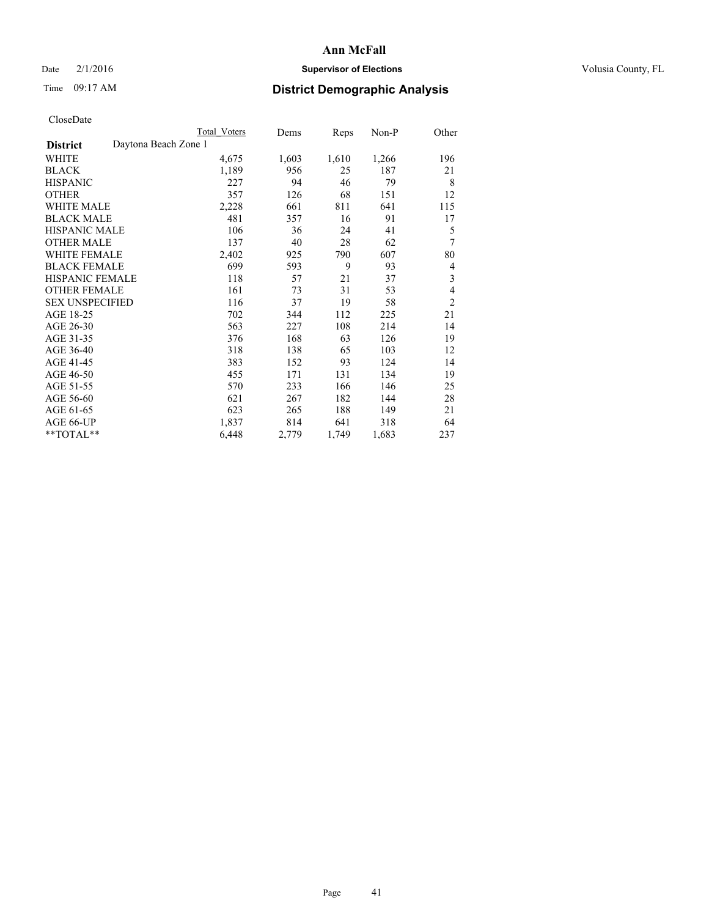# Ann McFall

Date 2/1/2016 **Supervisor of Elections** Volusia County, FL

Time 09:17 AM **District Demographic Analysis**

CloseDate

| District | Daytona Beach Zone 1 | Total Voters | Dems | Reps | Non-P | Other |
|---|---|---|---|---|---|---|
| WHITE | | 4,675 | 1,603 | 1,610 | 1,266 | 196 |
| BLACK | | 1,189 | 956 | 25 | 187 | 21 |
| HISPANIC | | 227 | 94 | 46 | 79 | 8 |
| OTHER | | 357 | 126 | 68 | 151 | 12 |
| WHITE MALE | | 2,228 | 661 | 811 | 641 | 115 |
| BLACK MALE | | 481 | 357 | 16 | 91 | 17 |
| HISPANIC MALE | | 106 | 36 | 24 | 41 | 5 |
| OTHER MALE | | 137 | 40 | 28 | 62 | 7 |
| WHITE FEMALE | | 2,402 | 925 | 790 | 607 | 80 |
| BLACK FEMALE | | 699 | 593 | 9 | 93 | 4 |
| HISPANIC FEMALE | | 118 | 57 | 21 | 37 | 3 |
| OTHER FEMALE | | 161 | 73 | 31 | 53 | 4 |
| SEX UNSPECIFIED | | 116 | 37 | 19 | 58 | 2 |
| AGE 18-25 | | 702 | 344 | 112 | 225 | 21 |
| AGE 26-30 | | 563 | 227 | 108 | 214 | 14 |
| AGE 31-35 | | 376 | 168 | 63 | 126 | 19 |
| AGE 36-40 | | 318 | 138 | 65 | 103 | 12 |
| AGE 41-45 | | 383 | 152 | 93 | 124 | 14 |
| AGE 46-50 | | 455 | 171 | 131 | 134 | 19 |
| AGE 51-55 | | 570 | 233 | 166 | 146 | 25 |
| AGE 56-60 | | 621 | 267 | 182 | 144 | 28 |
| AGE 61-65 | | 623 | 265 | 188 | 149 | 21 |
| AGE 66-UP | | 1,837 | 814 | 641 | 318 | 64 |
| **TOTAL** | | 6,448 | 2,779 | 1,749 | 1,683 | 237 |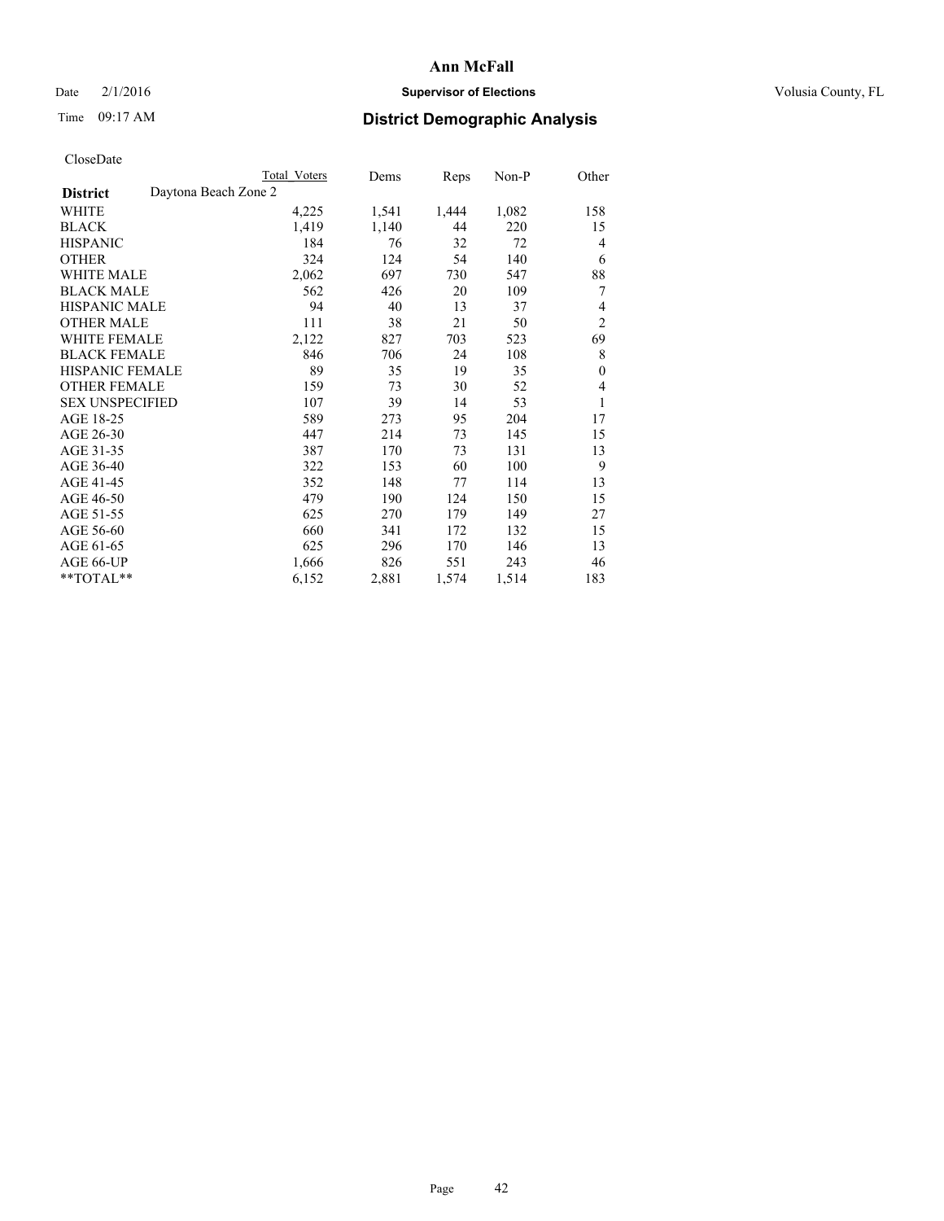# Ann McFall

Date 2/1/2016 **Supervisor of Elections** Volusia County, FL

Time 09:17 AM **District Demographic Analysis**

CloseDate

| | Total Voters | Dems | Reps | Non-P | Other |
|---|---|---|---|---|---|
| **District** Daytona Beach Zone 2 | | | | | |
| WHITE | 4,225 | 1,541 | 1,444 | 1,082 | 158 |
| BLACK | 1,419 | 1,140 | 44 | 220 | 15 |
| HISPANIC | 184 | 76 | 32 | 72 | 4 |
| OTHER | 324 | 124 | 54 | 140 | 6 |
| WHITE MALE | 2,062 | 697 | 730 | 547 | 88 |
| BLACK MALE | 562 | 426 | 20 | 109 | 7 |
| HISPANIC MALE | 94 | 40 | 13 | 37 | 4 |
| OTHER MALE | 111 | 38 | 21 | 50 | 2 |
| WHITE FEMALE | 2,122 | 827 | 703 | 523 | 69 |
| BLACK FEMALE | 846 | 706 | 24 | 108 | 8 |
| HISPANIC FEMALE | 89 | 35 | 19 | 35 | 0 |
| OTHER FEMALE | 159 | 73 | 30 | 52 | 4 |
| SEX UNSPECIFIED | 107 | 39 | 14 | 53 | 1 |
| AGE 18-25 | 589 | 273 | 95 | 204 | 17 |
| AGE 26-30 | 447 | 214 | 73 | 145 | 15 |
| AGE 31-35 | 387 | 170 | 73 | 131 | 13 |
| AGE 36-40 | 322 | 153 | 60 | 100 | 9 |
| AGE 41-45 | 352 | 148 | 77 | 114 | 13 |
| AGE 46-50 | 479 | 190 | 124 | 150 | 15 |
| AGE 51-55 | 625 | 270 | 179 | 149 | 27 |
| AGE 56-60 | 660 | 341 | 172 | 132 | 15 |
| AGE 61-65 | 625 | 296 | 170 | 146 | 13 |
| AGE 66-UP | 1,666 | 826 | 551 | 243 | 46 |
| **TOTAL** | 6,152 | 2,881 | 1,574 | 1,514 | 183 |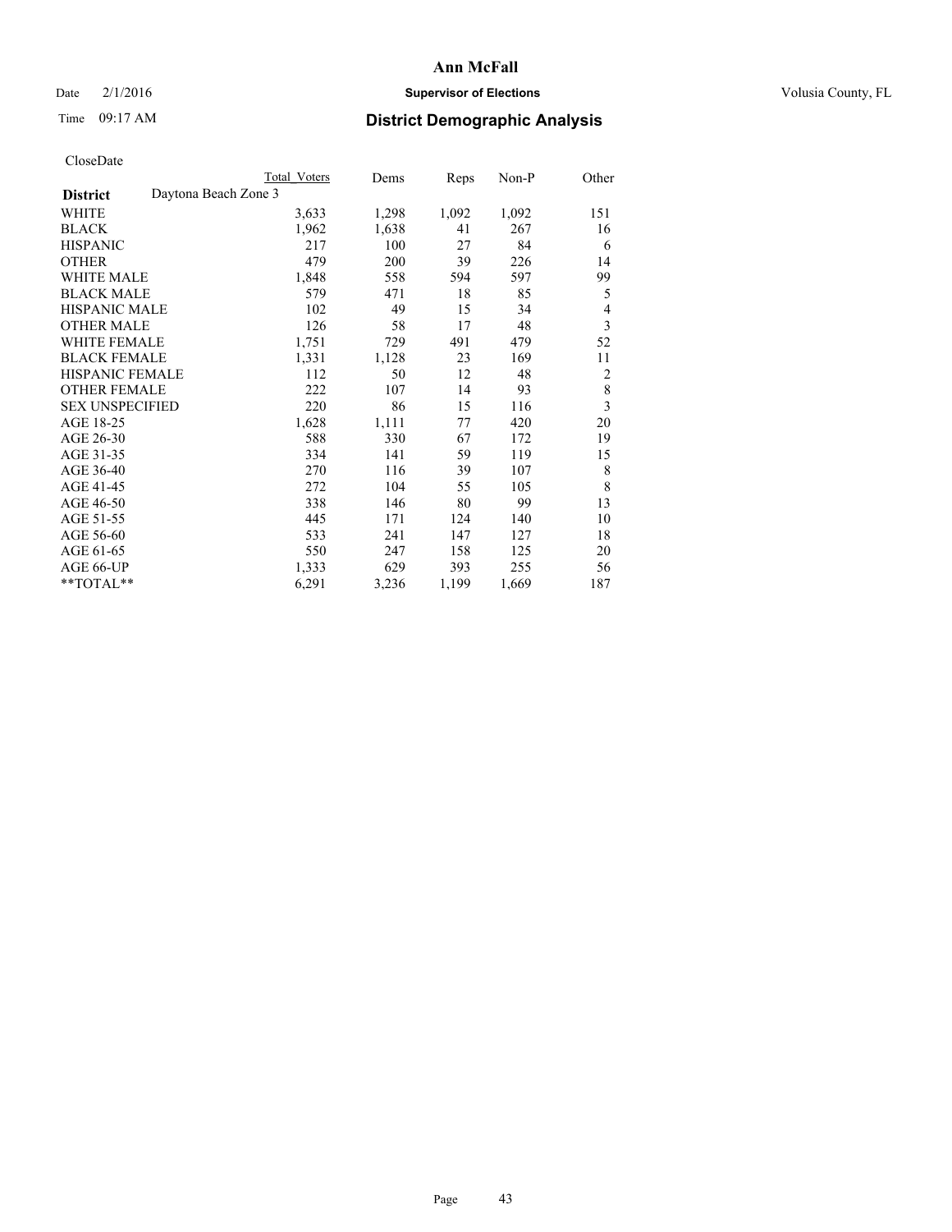# Ann McFall

Date 2/1/2016 **Supervisor of Elections** Volusia County, FL

Time 09:17 AM **District Demographic Analysis**

CloseDate

| District | Daytona Beach Zone 3 | Total Voters | Dems | Reps | Non-P | Other |
|---|---|---|---|---|---|---|
| WHITE | | 3,633 | 1,298 | 1,092 | 1,092 | 151 |
| BLACK | | 1,962 | 1,638 | 41 | 267 | 16 |
| HISPANIC | | 217 | 100 | 27 | 84 | 6 |
| OTHER | | 479 | 200 | 39 | 226 | 14 |
| WHITE MALE | | 1,848 | 558 | 594 | 597 | 99 |
| BLACK MALE | | 579 | 471 | 18 | 85 | 5 |
| HISPANIC MALE | | 102 | 49 | 15 | 34 | 4 |
| OTHER MALE | | 126 | 58 | 17 | 48 | 3 |
| WHITE FEMALE | | 1,751 | 729 | 491 | 479 | 52 |
| BLACK FEMALE | | 1,331 | 1,128 | 23 | 169 | 11 |
| HISPANIC FEMALE | | 112 | 50 | 12 | 48 | 2 |
| OTHER FEMALE | | 222 | 107 | 14 | 93 | 8 |
| SEX UNSPECIFIED | | 220 | 86 | 15 | 116 | 3 |
| AGE 18-25 | | 1,628 | 1,111 | 77 | 420 | 20 |
| AGE 26-30 | | 588 | 330 | 67 | 172 | 19 |
| AGE 31-35 | | 334 | 141 | 59 | 119 | 15 |
| AGE 36-40 | | 270 | 116 | 39 | 107 | 8 |
| AGE 41-45 | | 272 | 104 | 55 | 105 | 8 |
| AGE 46-50 | | 338 | 146 | 80 | 99 | 13 |
| AGE 51-55 | | 445 | 171 | 124 | 140 | 10 |
| AGE 56-60 | | 533 | 241 | 147 | 127 | 18 |
| AGE 61-65 | | 550 | 247 | 158 | 125 | 20 |
| AGE 66-UP | | 1,333 | 629 | 393 | 255 | 56 |
| **TOTAL** | | 6,291 | 3,236 | 1,199 | 1,669 | 187 |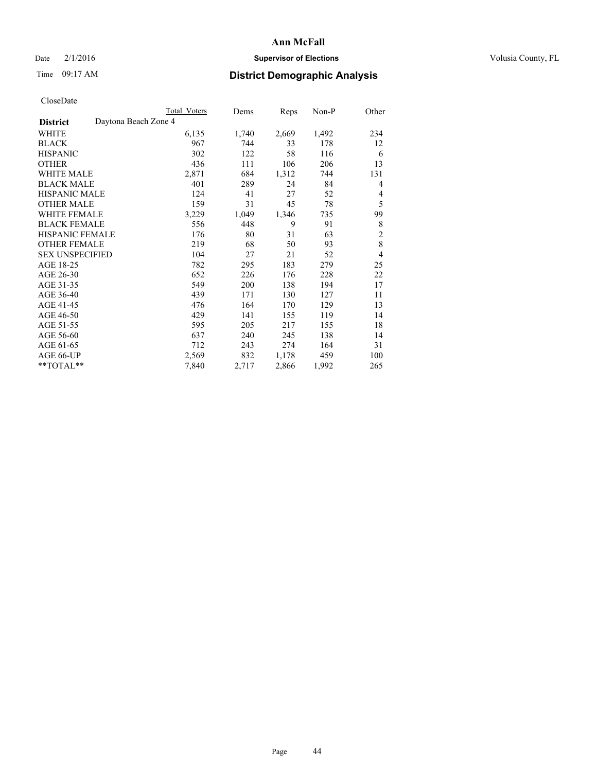CloseDate

| District | Daytona Beach Zone 4 | Total Voters | Dems | Reps | Non-P | Other |
|---|---|---|---|---|---|---|
| WHITE | | 6,135 | 1,740 | 2,669 | 1,492 | 234 |
| BLACK | | 967 | 744 | 33 | 178 | 12 |
| HISPANIC | | 302 | 122 | 58 | 116 | 6 |
| OTHER | | 436 | 111 | 106 | 206 | 13 |
| WHITE MALE | | 2,871 | 684 | 1,312 | 744 | 131 |
| BLACK MALE | | 401 | 289 | 24 | 84 | 4 |
| HISPANIC MALE | | 124 | 41 | 27 | 52 | 4 |
| OTHER MALE | | 159 | 31 | 45 | 78 | 5 |
| WHITE FEMALE | | 3,229 | 1,049 | 1,346 | 735 | 99 |
| BLACK FEMALE | | 556 | 448 | 9 | 91 | 8 |
| HISPANIC FEMALE | | 176 | 80 | 31 | 63 | 2 |
| OTHER FEMALE | | 219 | 68 | 50 | 93 | 8 |
| SEX UNSPECIFIED | | 104 | 27 | 21 | 52 | 4 |
| AGE 18-25 | | 782 | 295 | 183 | 279 | 25 |
| AGE 26-30 | | 652 | 226 | 176 | 228 | 22 |
| AGE 31-35 | | 549 | 200 | 138 | 194 | 17 |
| AGE 36-40 | | 439 | 171 | 130 | 127 | 11 |
| AGE 41-45 | | 476 | 164 | 170 | 129 | 13 |
| AGE 46-50 | | 429 | 141 | 155 | 119 | 14 |
| AGE 51-55 | | 595 | 205 | 217 | 155 | 18 |
| AGE 56-60 | | 637 | 240 | 245 | 138 | 14 |
| AGE 61-65 | | 712 | 243 | 274 | 164 | 31 |
| AGE 66-UP | | 2,569 | 832 | 1,178 | 459 | 100 |
| **TOTAL** | | 7,840 | 2,717 | 2,866 | 1,992 | 265 |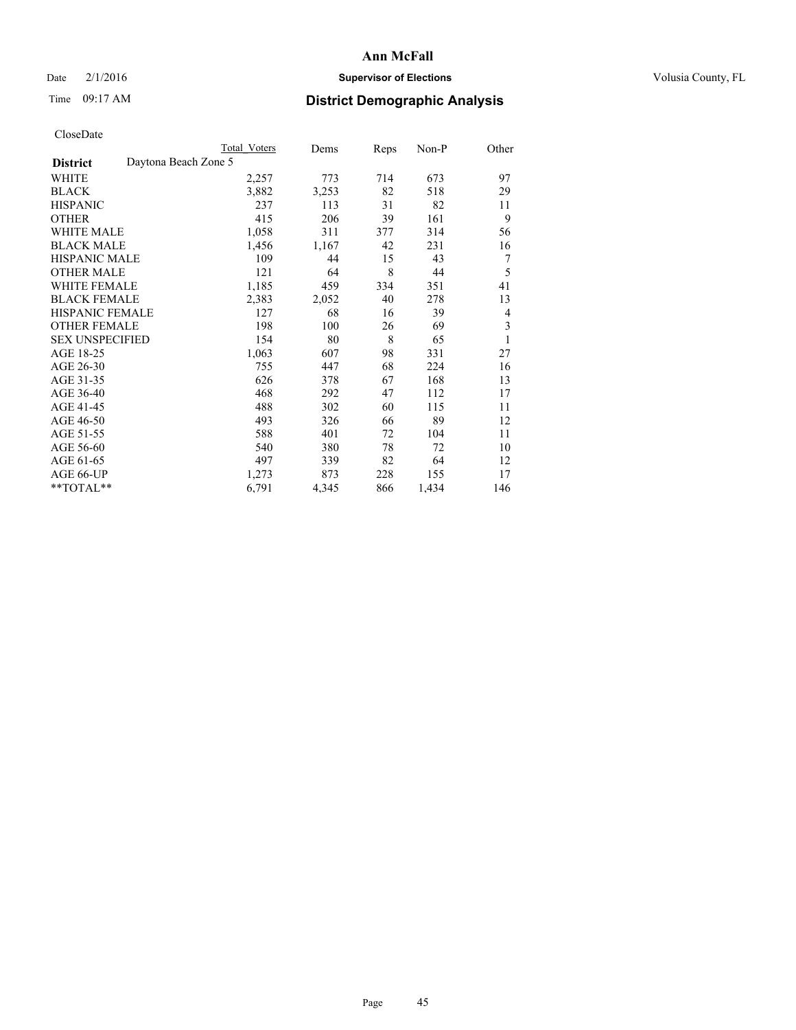**Ann McFall**

Date 2/1/2016 **Supervisor of Elections** Volusia County, FL

Time 09:17 AM **District Demographic Analysis**

CloseDate

| District | Daytona Beach Zone 5 | Total Voters | Dems | Reps | Non-P | Other |
|---|---|---|---|---|---|---|
| WHITE | | 2,257 | 773 | 714 | 673 | 97 |
| BLACK | | 3,882 | 3,253 | 82 | 518 | 29 |
| HISPANIC | | 237 | 113 | 31 | 82 | 11 |
| OTHER | | 415 | 206 | 39 | 161 | 9 |
| WHITE MALE | | 1,058 | 311 | 377 | 314 | 56 |
| BLACK MALE | | 1,456 | 1,167 | 42 | 231 | 16 |
| HISPANIC MALE | | 109 | 44 | 15 | 43 | 7 |
| OTHER MALE | | 121 | 64 | 8 | 44 | 5 |
| WHITE FEMALE | | 1,185 | 459 | 334 | 351 | 41 |
| BLACK FEMALE | | 2,383 | 2,052 | 40 | 278 | 13 |
| HISPANIC FEMALE | | 127 | 68 | 16 | 39 | 4 |
| OTHER FEMALE | | 198 | 100 | 26 | 69 | 3 |
| SEX UNSPECIFIED | | 154 | 80 | 8 | 65 | 1 |
| AGE 18-25 | | 1,063 | 607 | 98 | 331 | 27 |
| AGE 26-30 | | 755 | 447 | 68 | 224 | 16 |
| AGE 31-35 | | 626 | 378 | 67 | 168 | 13 |
| AGE 36-40 | | 468 | 292 | 47 | 112 | 17 |
| AGE 41-45 | | 488 | 302 | 60 | 115 | 11 |
| AGE 46-50 | | 493 | 326 | 66 | 89 | 12 |
| AGE 51-55 | | 588 | 401 | 72 | 104 | 11 |
| AGE 56-60 | | 540 | 380 | 78 | 72 | 10 |
| AGE 61-65 | | 497 | 339 | 82 | 64 | 12 |
| AGE 66-UP | | 1,273 | 873 | 228 | 155 | 17 |
| **TOTAL** | | 6,791 | 4,345 | 866 | 1,434 | 146 |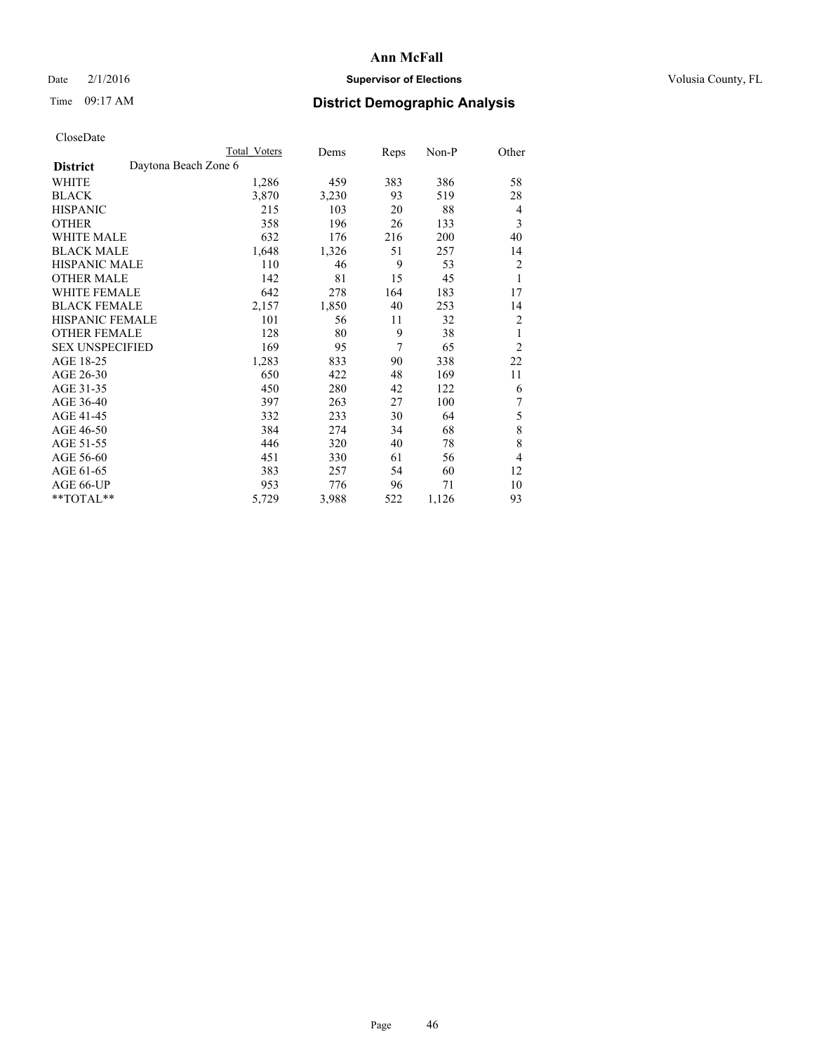# Ann McFall

Date 2/1/2016 **Supervisor of Elections** Volusia County, FL

Time 09:17 AM **District Demographic Analysis**

CloseDate

| | Total Voters | Dems | Reps | Non-P | Other |
|---|---|---|---|---|---|
| **District** Daytona Beach Zone 6 | | | | | |
| WHITE | 1,286 | 459 | 383 | 386 | 58 |
| BLACK | 3,870 | 3,230 | 93 | 519 | 28 |
| HISPANIC | 215 | 103 | 20 | 88 | 4 |
| OTHER | 358 | 196 | 26 | 133 | 3 |
| WHITE MALE | 632 | 176 | 216 | 200 | 40 |
| BLACK MALE | 1,648 | 1,326 | 51 | 257 | 14 |
| HISPANIC MALE | 110 | 46 | 9 | 53 | 2 |
| OTHER MALE | 142 | 81 | 15 | 45 | 1 |
| WHITE FEMALE | 642 | 278 | 164 | 183 | 17 |
| BLACK FEMALE | 2,157 | 1,850 | 40 | 253 | 14 |
| HISPANIC FEMALE | 101 | 56 | 11 | 32 | 2 |
| OTHER FEMALE | 128 | 80 | 9 | 38 | 1 |
| SEX UNSPECIFIED | 169 | 95 | 7 | 65 | 2 |
| AGE 18-25 | 1,283 | 833 | 90 | 338 | 22 |
| AGE 26-30 | 650 | 422 | 48 | 169 | 11 |
| AGE 31-35 | 450 | 280 | 42 | 122 | 6 |
| AGE 36-40 | 397 | 263 | 27 | 100 | 7 |
| AGE 41-45 | 332 | 233 | 30 | 64 | 5 |
| AGE 46-50 | 384 | 274 | 34 | 68 | 8 |
| AGE 51-55 | 446 | 320 | 40 | 78 | 8 |
| AGE 56-60 | 451 | 330 | 61 | 56 | 4 |
| AGE 61-65 | 383 | 257 | 54 | 60 | 12 |
| AGE 66-UP | 953 | 776 | 96 | 71 | 10 |
| **TOTAL** | 5,729 | 3,988 | 522 | 1,126 | 93 |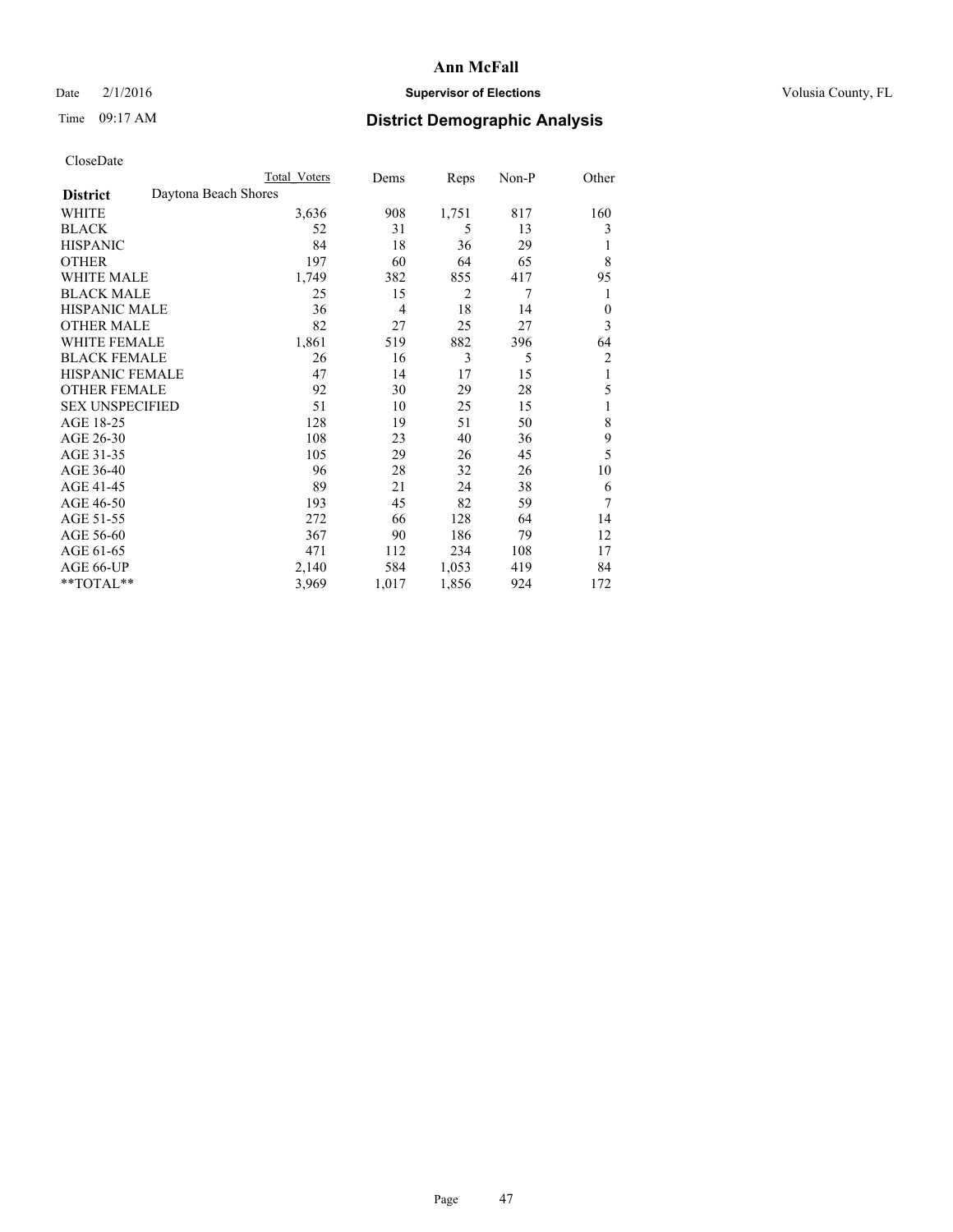# Ann McFall

Date 2/1/2016 **Supervisor of Elections** Volusia County, FL

Time 09:17 AM **District Demographic Analysis**

CloseDate

| | Total Voters | Dems | Reps | Non-P | Other |
|---|---|---|---|---|---|
| **District** Daytona Beach Shores | | | | | |
| WHITE | 3,636 | 908 | 1,751 | 817 | 160 |
| BLACK | 52 | 31 | 5 | 13 | 3 |
| HISPANIC | 84 | 18 | 36 | 29 | 1 |
| OTHER | 197 | 60 | 64 | 65 | 8 |
| WHITE MALE | 1,749 | 382 | 855 | 417 | 95 |
| BLACK MALE | 25 | 15 | 2 | 7 | 1 |
| HISPANIC MALE | 36 | 4 | 18 | 14 | 0 |
| OTHER MALE | 82 | 27 | 25 | 27 | 3 |
| WHITE FEMALE | 1,861 | 519 | 882 | 396 | 64 |
| BLACK FEMALE | 26 | 16 | 3 | 5 | 2 |
| HISPANIC FEMALE | 47 | 14 | 17 | 15 | 1 |
| OTHER FEMALE | 92 | 30 | 29 | 28 | 5 |
| SEX UNSPECIFIED | 51 | 10 | 25 | 15 | 1 |
| AGE 18-25 | 128 | 19 | 51 | 50 | 8 |
| AGE 26-30 | 108 | 23 | 40 | 36 | 9 |
| AGE 31-35 | 105 | 29 | 26 | 45 | 5 |
| AGE 36-40 | 96 | 28 | 32 | 26 | 10 |
| AGE 41-45 | 89 | 21 | 24 | 38 | 6 |
| AGE 46-50 | 193 | 45 | 82 | 59 | 7 |
| AGE 51-55 | 272 | 66 | 128 | 64 | 14 |
| AGE 56-60 | 367 | 90 | 186 | 79 | 12 |
| AGE 61-65 | 471 | 112 | 234 | 108 | 17 |
| AGE 66-UP | 2,140 | 584 | 1,053 | 419 | 84 |
| **TOTAL** | 3,969 | 1,017 | 1,856 | 924 | 172 |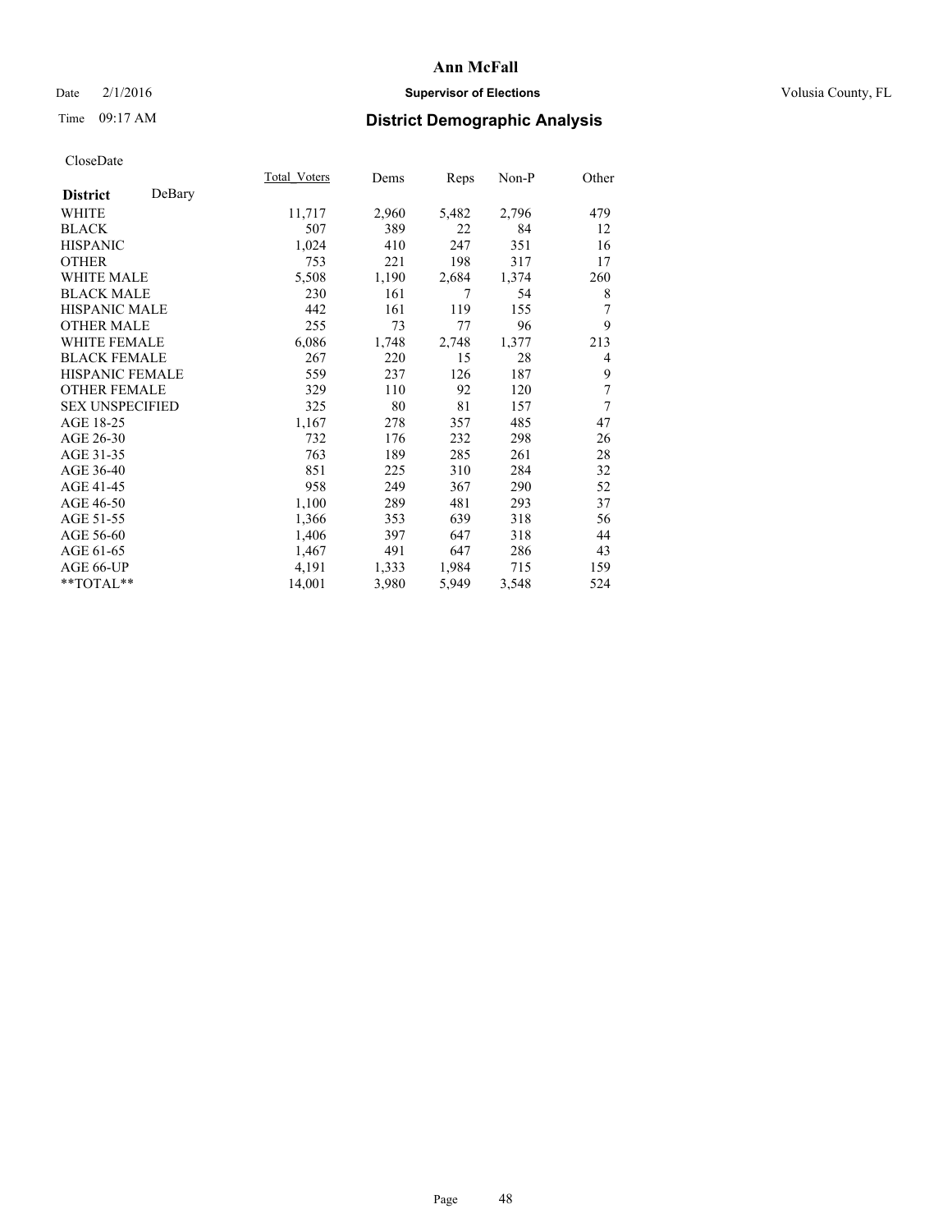# Ann McFall

Date 2/1/2016 **Supervisor of Elections** Volusia County, FL

Time 09:17 AM **District Demographic Analysis**

CloseDate

| | Total_Voters | Dems | Reps | Non-P | Other |
|---|---|---|---|---|---|
| **District** DeBary | | | | | |
| WHITE | 11,717 | 2,960 | 5,482 | 2,796 | 479 |
| BLACK | 507 | 389 | 22 | 84 | 12 |
| HISPANIC | 1,024 | 410 | 247 | 351 | 16 |
| OTHER | 753 | 221 | 198 | 317 | 17 |
| WHITE MALE | 5,508 | 1,190 | 2,684 | 1,374 | 260 |
| BLACK MALE | 230 | 161 | 7 | 54 | 8 |
| HISPANIC MALE | 442 | 161 | 119 | 155 | 7 |
| OTHER MALE | 255 | 73 | 77 | 96 | 9 |
| WHITE FEMALE | 6,086 | 1,748 | 2,748 | 1,377 | 213 |
| BLACK FEMALE | 267 | 220 | 15 | 28 | 4 |
| HISPANIC FEMALE | 559 | 237 | 126 | 187 | 9 |
| OTHER FEMALE | 329 | 110 | 92 | 120 | 7 |
| SEX UNSPECIFIED | 325 | 80 | 81 | 157 | 7 |
| AGE 18-25 | 1,167 | 278 | 357 | 485 | 47 |
| AGE 26-30 | 732 | 176 | 232 | 298 | 26 |
| AGE 31-35 | 763 | 189 | 285 | 261 | 28 |
| AGE 36-40 | 851 | 225 | 310 | 284 | 32 |
| AGE 41-45 | 958 | 249 | 367 | 290 | 52 |
| AGE 46-50 | 1,100 | 289 | 481 | 293 | 37 |
| AGE 51-55 | 1,366 | 353 | 639 | 318 | 56 |
| AGE 56-60 | 1,406 | 397 | 647 | 318 | 44 |
| AGE 61-65 | 1,467 | 491 | 647 | 286 | 43 |
| AGE 66-UP | 4,191 | 1,333 | 1,984 | 715 | 159 |
| **TOTAL** | 14,001 | 3,980 | 5,949 | 3,548 | 524 |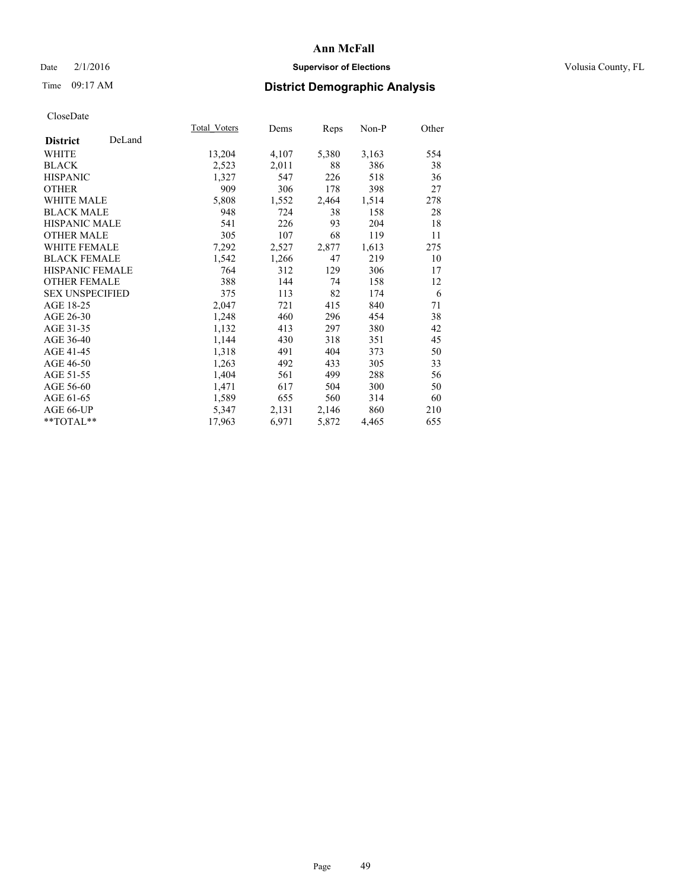**Ann McFall**

Date 2/1/2016 **Supervisor of Elections** Volusia County, FL

Time 09:17 AM

## District Demographic Analysis

CloseDate

| **District** DeLand | Total_Voters | Dems | Reps | Non-P | Other |
|---|---|---|---|---|---|
| WHITE | 13,204 | 4,107 | 5,380 | 3,163 | 554 |
| BLACK | 2,523 | 2,011 | 88 | 386 | 38 |
| HISPANIC | 1,327 | 547 | 226 | 518 | 36 |
| OTHER | 909 | 306 | 178 | 398 | 27 |
| WHITE MALE | 5,808 | 1,552 | 2,464 | 1,514 | 278 |
| BLACK MALE | 948 | 724 | 38 | 158 | 28 |
| HISPANIC MALE | 541 | 226 | 93 | 204 | 18 |
| OTHER MALE | 305 | 107 | 68 | 119 | 11 |
| WHITE FEMALE | 7,292 | 2,527 | 2,877 | 1,613 | 275 |
| BLACK FEMALE | 1,542 | 1,266 | 47 | 219 | 10 |
| HISPANIC FEMALE | 764 | 312 | 129 | 306 | 17 |
| OTHER FEMALE | 388 | 144 | 74 | 158 | 12 |
| SEX UNSPECIFIED | 375 | 113 | 82 | 174 | 6 |
| AGE 18-25 | 2,047 | 721 | 415 | 840 | 71 |
| AGE 26-30 | 1,248 | 460 | 296 | 454 | 38 |
| AGE 31-35 | 1,132 | 413 | 297 | 380 | 42 |
| AGE 36-40 | 1,144 | 430 | 318 | 351 | 45 |
| AGE 41-45 | 1,318 | 491 | 404 | 373 | 50 |
| AGE 46-50 | 1,263 | 492 | 433 | 305 | 33 |
| AGE 51-55 | 1,404 | 561 | 499 | 288 | 56 |
| AGE 56-60 | 1,471 | 617 | 504 | 300 | 50 |
| AGE 61-65 | 1,589 | 655 | 560 | 314 | 60 |
| AGE 66-UP | 5,347 | 2,131 | 2,146 | 860 | 210 |
| **TOTAL** | 17,963 | 6,971 | 5,872 | 4,465 | 655 |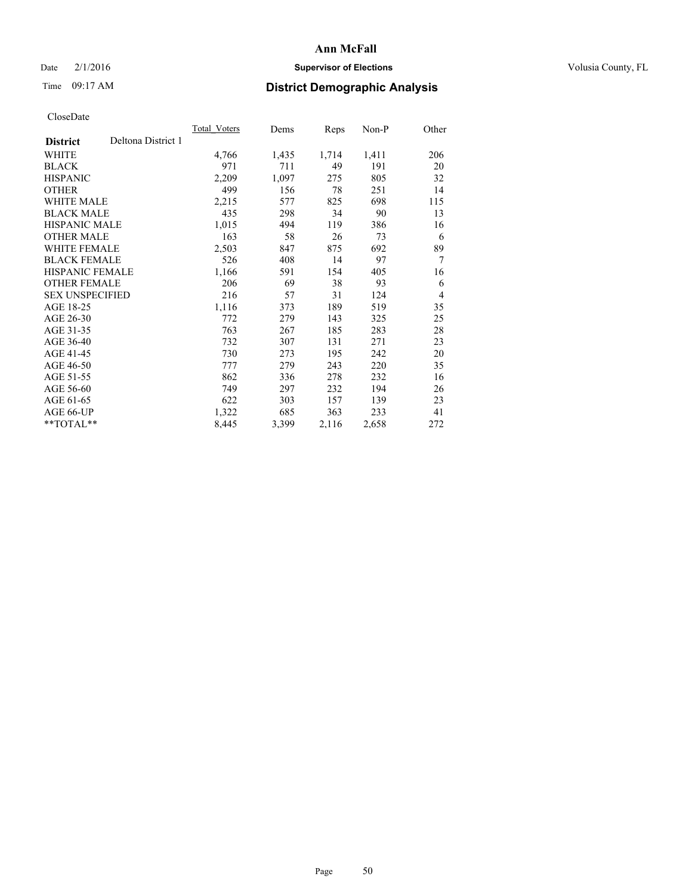CloseDate

| District | Deltona District 1 | Total_Voters | Dems | Reps | Non-P | Other |
|---|---|---|---|---|---|---|
| WHITE | | 4,766 | 1,435 | 1,714 | 1,411 | 206 |
| BLACK | | 971 | 711 | 49 | 191 | 20 |
| HISPANIC | | 2,209 | 1,097 | 275 | 805 | 32 |
| OTHER | | 499 | 156 | 78 | 251 | 14 |
| WHITE MALE | | 2,215 | 577 | 825 | 698 | 115 |
| BLACK MALE | | 435 | 298 | 34 | 90 | 13 |
| HISPANIC MALE | | 1,015 | 494 | 119 | 386 | 16 |
| OTHER MALE | | 163 | 58 | 26 | 73 | 6 |
| WHITE FEMALE | | 2,503 | 847 | 875 | 692 | 89 |
| BLACK FEMALE | | 526 | 408 | 14 | 97 | 7 |
| HISPANIC FEMALE | | 1,166 | 591 | 154 | 405 | 16 |
| OTHER FEMALE | | 206 | 69 | 38 | 93 | 6 |
| SEX UNSPECIFIED | | 216 | 57 | 31 | 124 | 4 |
| AGE 18-25 | | 1,116 | 373 | 189 | 519 | 35 |
| AGE 26-30 | | 772 | 279 | 143 | 325 | 25 |
| AGE 31-35 | | 763 | 267 | 185 | 283 | 28 |
| AGE 36-40 | | 732 | 307 | 131 | 271 | 23 |
| AGE 41-45 | | 730 | 273 | 195 | 242 | 20 |
| AGE 46-50 | | 777 | 279 | 243 | 220 | 35 |
| AGE 51-55 | | 862 | 336 | 278 | 232 | 16 |
| AGE 56-60 | | 749 | 297 | 232 | 194 | 26 |
| AGE 61-65 | | 622 | 303 | 157 | 139 | 23 |
| AGE 66-UP | | 1,322 | 685 | 363 | 233 | 41 |
| **TOTAL** | | 8,445 | 3,399 | 2,116 | 2,658 | 272 |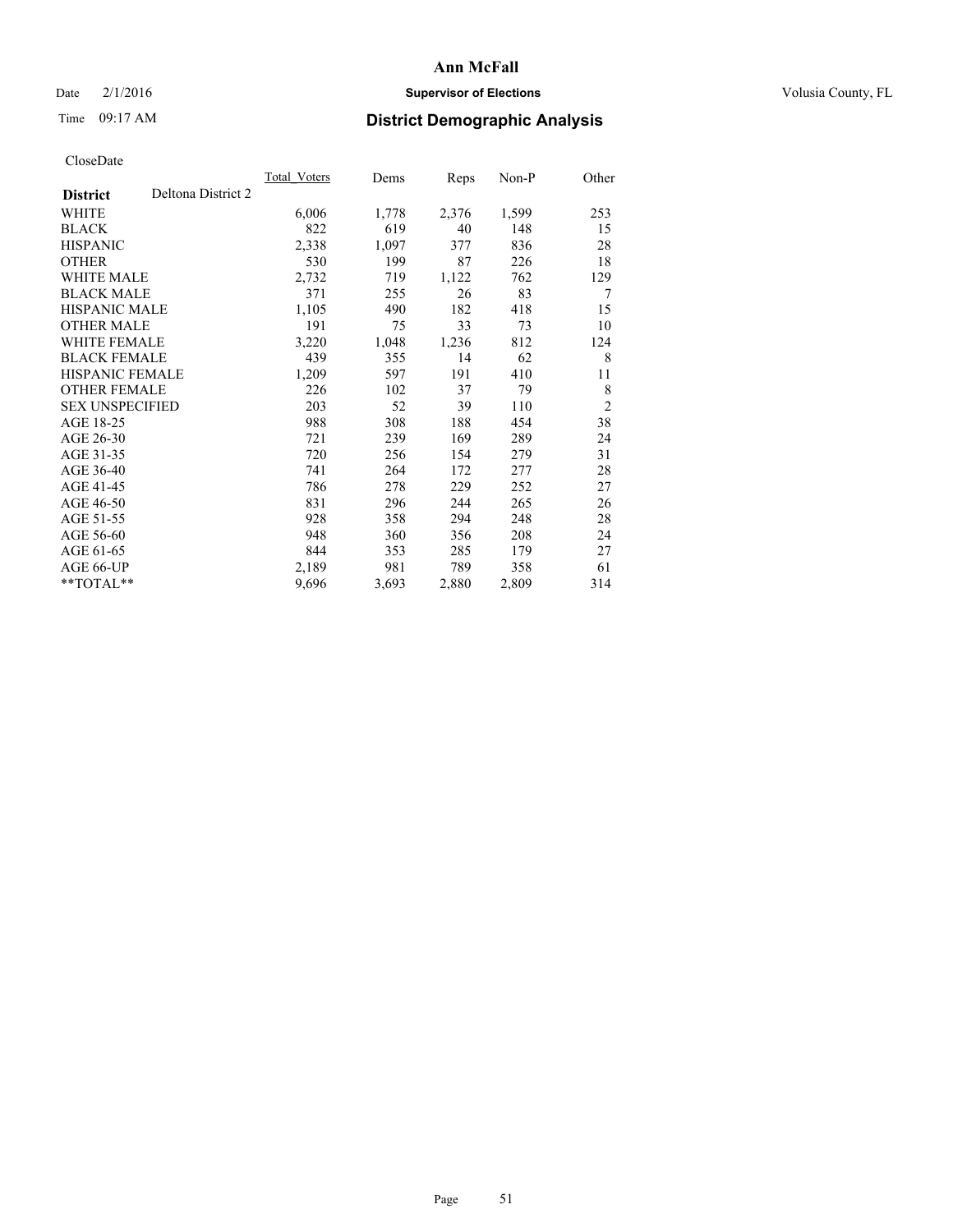Date 2/1/2016

Time 09:17 AM

**Ann McFall**

**Supervisor of Elections**

Volusia County, FL

## District Demographic Analysis

CloseDate

| **District** | Deltona District 2 | Total_Voters | Dems | Reps | Non-P | Other |
|---|---|---|---|---|---|---|
| WHITE | | 6,006 | 1,778 | 2,376 | 1,599 | 253 |
| BLACK | | 822 | 619 | 40 | 148 | 15 |
| HISPANIC | | 2,338 | 1,097 | 377 | 836 | 28 |
| OTHER | | 530 | 199 | 87 | 226 | 18 |
| WHITE MALE | | 2,732 | 719 | 1,122 | 762 | 129 |
| BLACK MALE | | 371 | 255 | 26 | 83 | 7 |
| HISPANIC MALE | | 1,105 | 490 | 182 | 418 | 15 |
| OTHER MALE | | 191 | 75 | 33 | 73 | 10 |
| WHITE FEMALE | | 3,220 | 1,048 | 1,236 | 812 | 124 |
| BLACK FEMALE | | 439 | 355 | 14 | 62 | 8 |
| HISPANIC FEMALE | | 1,209 | 597 | 191 | 410 | 11 |
| OTHER FEMALE | | 226 | 102 | 37 | 79 | 8 |
| SEX UNSPECIFIED | | 203 | 52 | 39 | 110 | 2 |
| AGE 18-25 | | 988 | 308 | 188 | 454 | 38 |
| AGE 26-30 | | 721 | 239 | 169 | 289 | 24 |
| AGE 31-35 | | 720 | 256 | 154 | 279 | 31 |
| AGE 36-40 | | 741 | 264 | 172 | 277 | 28 |
| AGE 41-45 | | 786 | 278 | 229 | 252 | 27 |
| AGE 46-50 | | 831 | 296 | 244 | 265 | 26 |
| AGE 51-55 | | 928 | 358 | 294 | 248 | 28 |
| AGE 56-60 | | 948 | 360 | 356 | 208 | 24 |
| AGE 61-65 | | 844 | 353 | 285 | 179 | 27 |
| AGE 66-UP | | 2,189 | 981 | 789 | 358 | 61 |
| **TOTAL** | | 9,696 | 3,693 | 2,880 | 2,809 | 314 |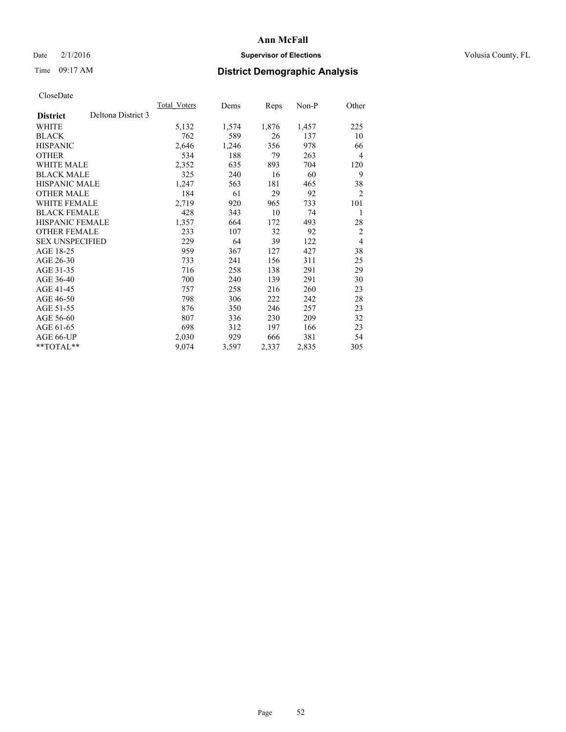# Ann McFall

Date 2/1/2016 **Supervisor of Elections** Volusia County, FL

Time 09:17 AM **District Demographic Analysis**

CloseDate

| **District** Deltona District 3 | Total_Voters | Dems | Reps | Non-P | Other |
|---|---|---|---|---|---|
| WHITE | 5,132 | 1,574 | 1,876 | 1,457 | 225 |
| BLACK | 762 | 589 | 26 | 137 | 10 |
| HISPANIC | 2,646 | 1,246 | 356 | 978 | 66 |
| OTHER | 534 | 188 | 79 | 263 | 4 |
| WHITE MALE | 2,352 | 635 | 893 | 704 | 120 |
| BLACK MALE | 325 | 240 | 16 | 60 | 9 |
| HISPANIC MALE | 1,247 | 563 | 181 | 465 | 38 |
| OTHER MALE | 184 | 61 | 29 | 92 | 2 |
| WHITE FEMALE | 2,719 | 920 | 965 | 733 | 101 |
| BLACK FEMALE | 428 | 343 | 10 | 74 | 1 |
| HISPANIC FEMALE | 1,357 | 664 | 172 | 493 | 28 |
| OTHER FEMALE | 233 | 107 | 32 | 92 | 2 |
| SEX UNSPECIFIED | 229 | 64 | 39 | 122 | 4 |
| AGE 18-25 | 959 | 367 | 127 | 427 | 38 |
| AGE 26-30 | 733 | 241 | 156 | 311 | 25 |
| AGE 31-35 | 716 | 258 | 138 | 291 | 29 |
| AGE 36-40 | 700 | 240 | 139 | 291 | 30 |
| AGE 41-45 | 757 | 258 | 216 | 260 | 23 |
| AGE 46-50 | 798 | 306 | 222 | 242 | 28 |
| AGE 51-55 | 876 | 350 | 246 | 257 | 23 |
| AGE 56-60 | 807 | 336 | 230 | 209 | 32 |
| AGE 61-65 | 698 | 312 | 197 | 166 | 23 |
| AGE 66-UP | 2,030 | 929 | 666 | 381 | 54 |
| **TOTAL** | 9,074 | 3,597 | 2,337 | 2,835 | 305 |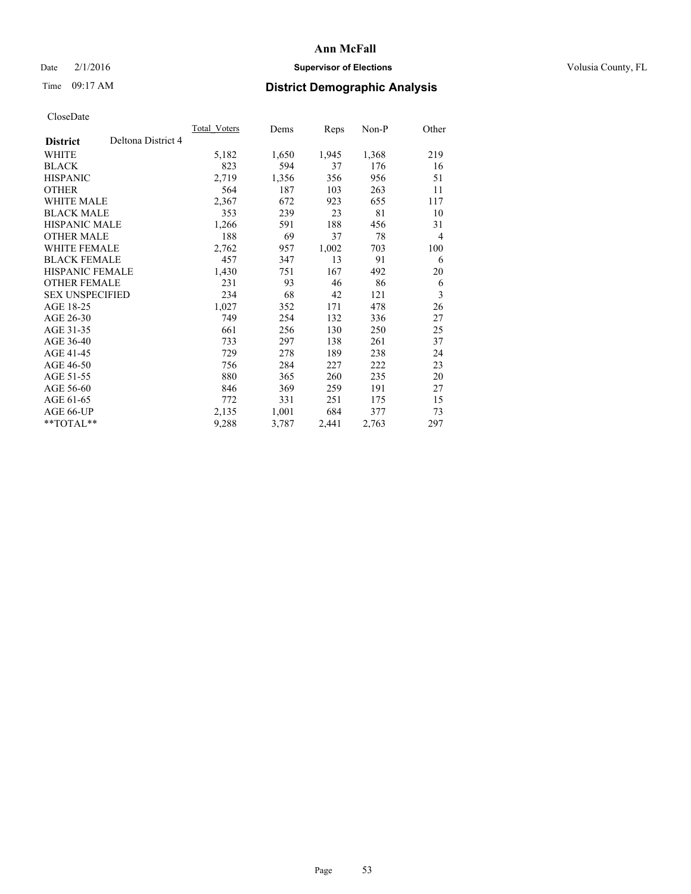# Ann McFall

Date 2/1/2016 **Supervisor of Elections** Volusia County, FL

Time 09:17 AM **District Demographic Analysis**

CloseDate

| **District** Deltona District 4 | Total_Voters | Dems | Reps | Non-P | Other |
|---|---|---|---|---|---|
| WHITE | 5,182 | 1,650 | 1,945 | 1,368 | 219 |
| BLACK | 823 | 594 | 37 | 176 | 16 |
| HISPANIC | 2,719 | 1,356 | 356 | 956 | 51 |
| OTHER | 564 | 187 | 103 | 263 | 11 |
| WHITE MALE | 2,367 | 672 | 923 | 655 | 117 |
| BLACK MALE | 353 | 239 | 23 | 81 | 10 |
| HISPANIC MALE | 1,266 | 591 | 188 | 456 | 31 |
| OTHER MALE | 188 | 69 | 37 | 78 | 4 |
| WHITE FEMALE | 2,762 | 957 | 1,002 | 703 | 100 |
| BLACK FEMALE | 457 | 347 | 13 | 91 | 6 |
| HISPANIC FEMALE | 1,430 | 751 | 167 | 492 | 20 |
| OTHER FEMALE | 231 | 93 | 46 | 86 | 6 |
| SEX UNSPECIFIED | 234 | 68 | 42 | 121 | 3 |
| AGE 18-25 | 1,027 | 352 | 171 | 478 | 26 |
| AGE 26-30 | 749 | 254 | 132 | 336 | 27 |
| AGE 31-35 | 661 | 256 | 130 | 250 | 25 |
| AGE 36-40 | 733 | 297 | 138 | 261 | 37 |
| AGE 41-45 | 729 | 278 | 189 | 238 | 24 |
| AGE 46-50 | 756 | 284 | 227 | 222 | 23 |
| AGE 51-55 | 880 | 365 | 260 | 235 | 20 |
| AGE 56-60 | 846 | 369 | 259 | 191 | 27 |
| AGE 61-65 | 772 | 331 | 251 | 175 | 15 |
| AGE 66-UP | 2,135 | 1,001 | 684 | 377 | 73 |
| **TOTAL** | 9,288 | 3,787 | 2,441 | 2,763 | 297 |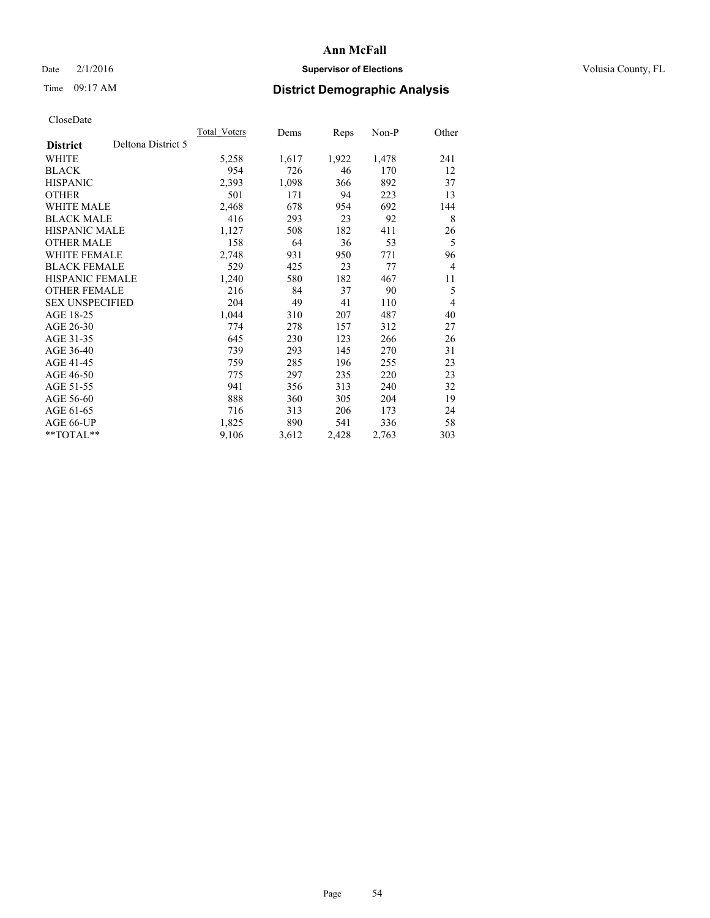# Ann McFall

Date 2/1/2016 **Supervisor of Elections** Volusia County, FL

Time 09:17 AM **District Demographic Analysis**

CloseDate

| **District** | Deltona District 5 | Total_Voters | Dems | Reps | Non-P | Other |
|---|---|---|---|---|---|---|
| WHITE | | 5,258 | 1,617 | 1,922 | 1,478 | 241 |
| BLACK | | 954 | 726 | 46 | 170 | 12 |
| HISPANIC | | 2,393 | 1,098 | 366 | 892 | 37 |
| OTHER | | 501 | 171 | 94 | 223 | 13 |
| WHITE MALE | | 2,468 | 678 | 954 | 692 | 144 |
| BLACK MALE | | 416 | 293 | 23 | 92 | 8 |
| HISPANIC MALE | | 1,127 | 508 | 182 | 411 | 26 |
| OTHER MALE | | 158 | 64 | 36 | 53 | 5 |
| WHITE FEMALE | | 2,748 | 931 | 950 | 771 | 96 |
| BLACK FEMALE | | 529 | 425 | 23 | 77 | 4 |
| HISPANIC FEMALE | | 1,240 | 580 | 182 | 467 | 11 |
| OTHER FEMALE | | 216 | 84 | 37 | 90 | 5 |
| SEX UNSPECIFIED | | 204 | 49 | 41 | 110 | 4 |
| AGE 18-25 | | 1,044 | 310 | 207 | 487 | 40 |
| AGE 26-30 | | 774 | 278 | 157 | 312 | 27 |
| AGE 31-35 | | 645 | 230 | 123 | 266 | 26 |
| AGE 36-40 | | 739 | 293 | 145 | 270 | 31 |
| AGE 41-45 | | 759 | 285 | 196 | 255 | 23 |
| AGE 46-50 | | 775 | 297 | 235 | 220 | 23 |
| AGE 51-55 | | 941 | 356 | 313 | 240 | 32 |
| AGE 56-60 | | 888 | 360 | 305 | 204 | 19 |
| AGE 61-65 | | 716 | 313 | 206 | 173 | 24 |
| AGE 66-UP | | 1,825 | 890 | 541 | 336 | 58 |
| **TOTAL** | | 9,106 | 3,612 | 2,428 | 2,763 | 303 |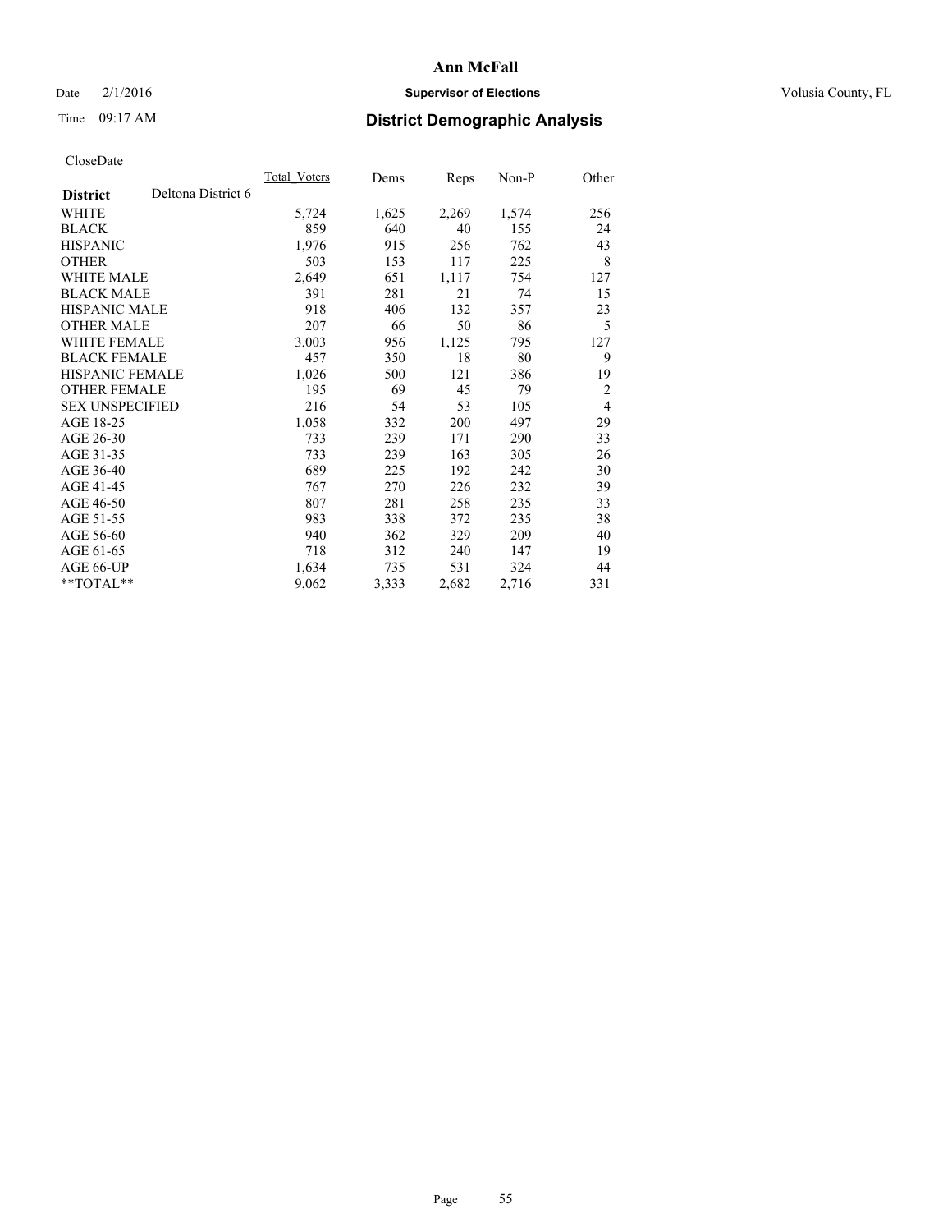# Ann McFall

Date 2/1/2016 **Supervisor of Elections** Volusia County, FL

Time 09:17 AM **District Demographic Analysis**

CloseDate

| **District** Deltona District 6 | Total_Voters | Dems | Reps | Non-P | Other |
|---|---|---|---|---|---|
| WHITE | 5,724 | 1,625 | 2,269 | 1,574 | 256 |
| BLACK | 859 | 640 | 40 | 155 | 24 |
| HISPANIC | 1,976 | 915 | 256 | 762 | 43 |
| OTHER | 503 | 153 | 117 | 225 | 8 |
| WHITE MALE | 2,649 | 651 | 1,117 | 754 | 127 |
| BLACK MALE | 391 | 281 | 21 | 74 | 15 |
| HISPANIC MALE | 918 | 406 | 132 | 357 | 23 |
| OTHER MALE | 207 | 66 | 50 | 86 | 5 |
| WHITE FEMALE | 3,003 | 956 | 1,125 | 795 | 127 |
| BLACK FEMALE | 457 | 350 | 18 | 80 | 9 |
| HISPANIC FEMALE | 1,026 | 500 | 121 | 386 | 19 |
| OTHER FEMALE | 195 | 69 | 45 | 79 | 2 |
| SEX UNSPECIFIED | 216 | 54 | 53 | 105 | 4 |
| AGE 18-25 | 1,058 | 332 | 200 | 497 | 29 |
| AGE 26-30 | 733 | 239 | 171 | 290 | 33 |
| AGE 31-35 | 733 | 239 | 163 | 305 | 26 |
| AGE 36-40 | 689 | 225 | 192 | 242 | 30 |
| AGE 41-45 | 767 | 270 | 226 | 232 | 39 |
| AGE 46-50 | 807 | 281 | 258 | 235 | 33 |
| AGE 51-55 | 983 | 338 | 372 | 235 | 38 |
| AGE 56-60 | 940 | 362 | 329 | 209 | 40 |
| AGE 61-65 | 718 | 312 | 240 | 147 | 19 |
| AGE 66-UP | 1,634 | 735 | 531 | 324 | 44 |
| **TOTAL** | 9,062 | 3,333 | 2,682 | 2,716 | 331 |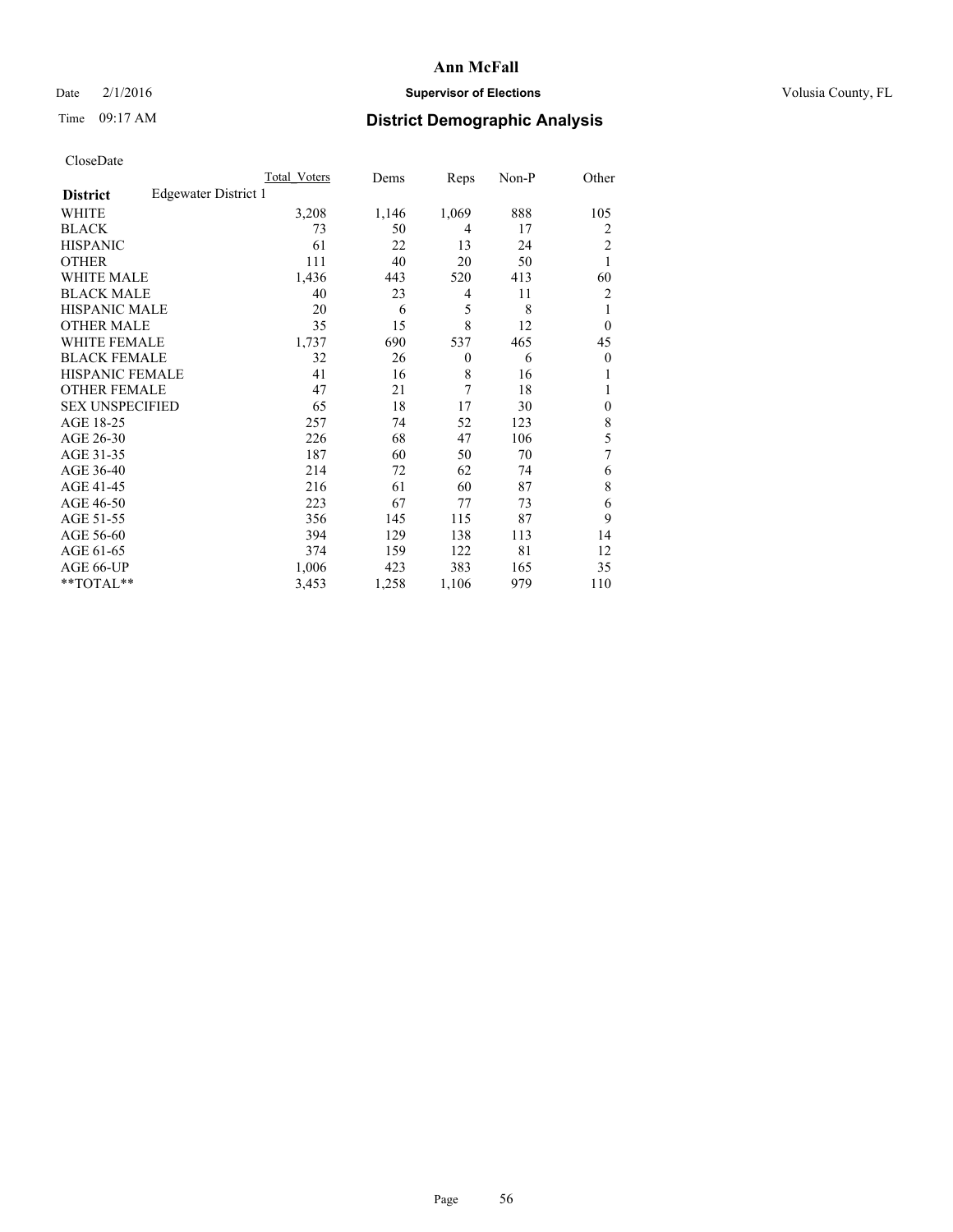# Ann McFall

Date 2/1/2016 **Supervisor of Elections** Volusia County, FL

Time 09:17 AM **District Demographic Analysis**

CloseDate

| | Total_Voters | Dems | Reps | Non-P | Other |
|---|---|---|---|---|---|
| **District** Edgewater District 1 | | | | | |
| WHITE | 3,208 | 1,146 | 1,069 | 888 | 105 |
| BLACK | 73 | 50 | 4 | 17 | 2 |
| HISPANIC | 61 | 22 | 13 | 24 | 2 |
| OTHER | 111 | 40 | 20 | 50 | 1 |
| WHITE MALE | 1,436 | 443 | 520 | 413 | 60 |
| BLACK MALE | 40 | 23 | 4 | 11 | 2 |
| HISPANIC MALE | 20 | 6 | 5 | 8 | 1 |
| OTHER MALE | 35 | 15 | 8 | 12 | 0 |
| WHITE FEMALE | 1,737 | 690 | 537 | 465 | 45 |
| BLACK FEMALE | 32 | 26 | 0 | 6 | 0 |
| HISPANIC FEMALE | 41 | 16 | 8 | 16 | 1 |
| OTHER FEMALE | 47 | 21 | 7 | 18 | 1 |
| SEX UNSPECIFIED | 65 | 18 | 17 | 30 | 0 |
| AGE 18-25 | 257 | 74 | 52 | 123 | 8 |
| AGE 26-30 | 226 | 68 | 47 | 106 | 5 |
| AGE 31-35 | 187 | 60 | 50 | 70 | 7 |
| AGE 36-40 | 214 | 72 | 62 | 74 | 6 |
| AGE 41-45 | 216 | 61 | 60 | 87 | 8 |
| AGE 46-50 | 223 | 67 | 77 | 73 | 6 |
| AGE 51-55 | 356 | 145 | 115 | 87 | 9 |
| AGE 56-60 | 394 | 129 | 138 | 113 | 14 |
| AGE 61-65 | 374 | 159 | 122 | 81 | 12 |
| AGE 66-UP | 1,006 | 423 | 383 | 165 | 35 |
| **TOTAL** | 3,453 | 1,258 | 1,106 | 979 | 110 |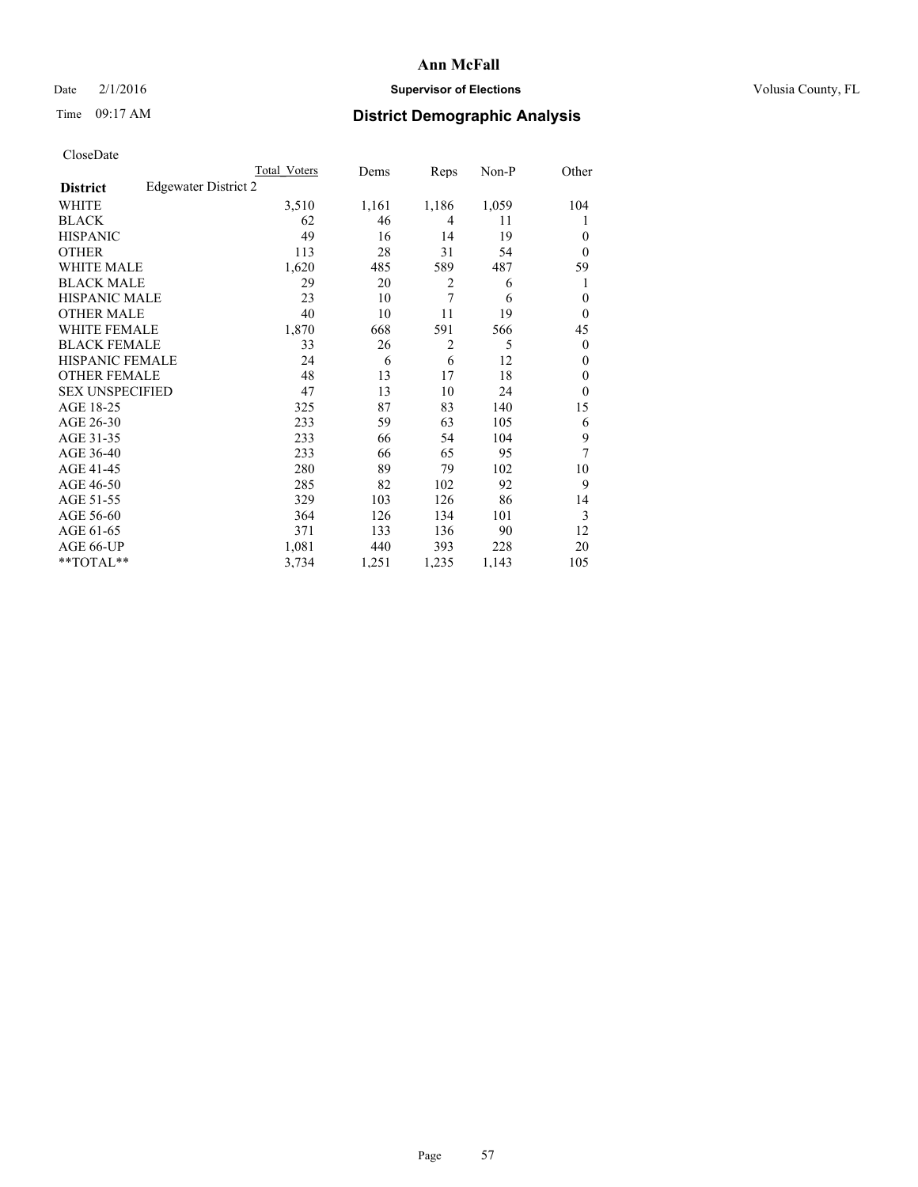# Ann McFall

Date 2/1/2016 **Supervisor of Elections** Volusia County, FL

Time 09:17 AM **District Demographic Analysis**

CloseDate

| | Total Voters | Dems | Reps | Non-P | Other |
|---|---|---|---|---|---|
| **District** Edgewater District 2 | | | | | |
| WHITE | 3,510 | 1,161 | 1,186 | 1,059 | 104 |
| BLACK | 62 | 46 | 4 | 11 | 1 |
| HISPANIC | 49 | 16 | 14 | 19 | 0 |
| OTHER | 113 | 28 | 31 | 54 | 0 |
| WHITE MALE | 1,620 | 485 | 589 | 487 | 59 |
| BLACK MALE | 29 | 20 | 2 | 6 | 1 |
| HISPANIC MALE | 23 | 10 | 7 | 6 | 0 |
| OTHER MALE | 40 | 10 | 11 | 19 | 0 |
| WHITE FEMALE | 1,870 | 668 | 591 | 566 | 45 |
| BLACK FEMALE | 33 | 26 | 2 | 5 | 0 |
| HISPANIC FEMALE | 24 | 6 | 6 | 12 | 0 |
| OTHER FEMALE | 48 | 13 | 17 | 18 | 0 |
| SEX UNSPECIFIED | 47 | 13 | 10 | 24 | 0 |
| AGE 18-25 | 325 | 87 | 83 | 140 | 15 |
| AGE 26-30 | 233 | 59 | 63 | 105 | 6 |
| AGE 31-35 | 233 | 66 | 54 | 104 | 9 |
| AGE 36-40 | 233 | 66 | 65 | 95 | 7 |
| AGE 41-45 | 280 | 89 | 79 | 102 | 10 |
| AGE 46-50 | 285 | 82 | 102 | 92 | 9 |
| AGE 51-55 | 329 | 103 | 126 | 86 | 14 |
| AGE 56-60 | 364 | 126 | 134 | 101 | 3 |
| AGE 61-65 | 371 | 133 | 136 | 90 | 12 |
| AGE 66-UP | 1,081 | 440 | 393 | 228 | 20 |
| **TOTAL** | 3,734 | 1,251 | 1,235 | 1,143 | 105 |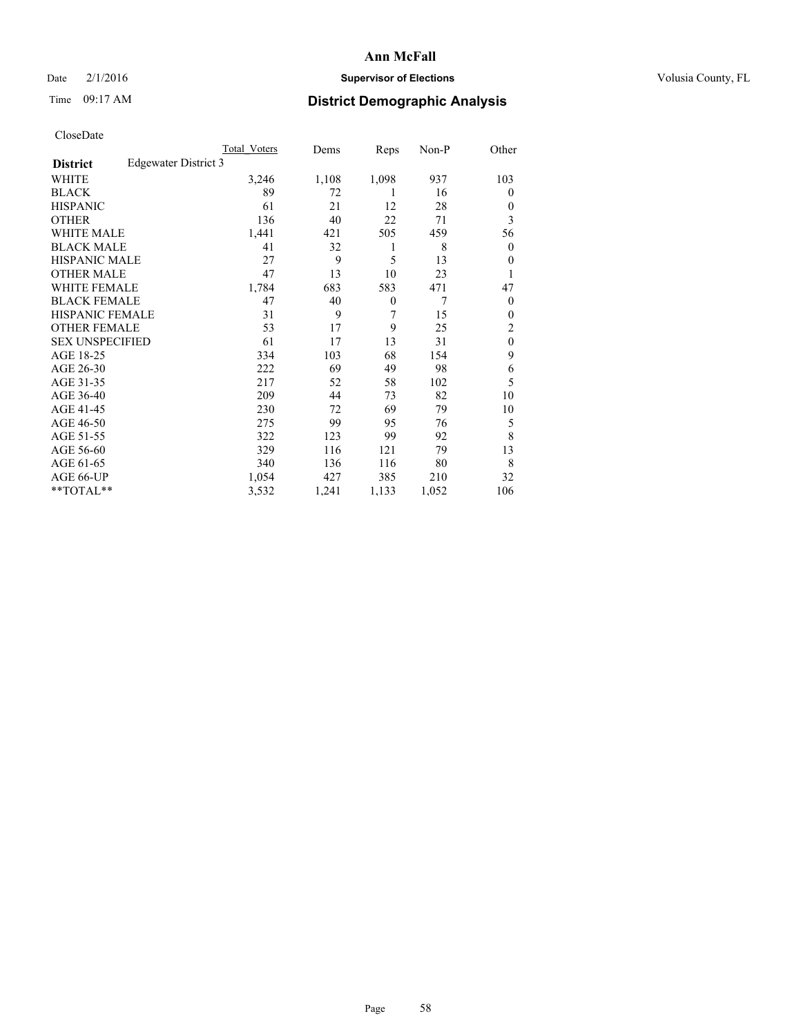# Ann McFall

Date 2/1/2016 **Supervisor of Elections** Volusia County, FL

Time 09:17 AM **District Demographic Analysis**

CloseDate

| District | Edgewater District 3 | Total_Voters | Dems | Reps | Non-P | Other |
|---|---|---|---|---|---|---|
| WHITE | | 3,246 | 1,108 | 1,098 | 937 | 103 |
| BLACK | | 89 | 72 | 1 | 16 | 0 |
| HISPANIC | | 61 | 21 | 12 | 28 | 0 |
| OTHER | | 136 | 40 | 22 | 71 | 3 |
| WHITE MALE | | 1,441 | 421 | 505 | 459 | 56 |
| BLACK MALE | | 41 | 32 | 1 | 8 | 0 |
| HISPANIC MALE | | 27 | 9 | 5 | 13 | 0 |
| OTHER MALE | | 47 | 13 | 10 | 23 | 1 |
| WHITE FEMALE | | 1,784 | 683 | 583 | 471 | 47 |
| BLACK FEMALE | | 47 | 40 | 0 | 7 | 0 |
| HISPANIC FEMALE | | 31 | 9 | 7 | 15 | 0 |
| OTHER FEMALE | | 53 | 17 | 9 | 25 | 2 |
| SEX UNSPECIFIED | | 61 | 17 | 13 | 31 | 0 |
| AGE 18-25 | | 334 | 103 | 68 | 154 | 9 |
| AGE 26-30 | | 222 | 69 | 49 | 98 | 6 |
| AGE 31-35 | | 217 | 52 | 58 | 102 | 5 |
| AGE 36-40 | | 209 | 44 | 73 | 82 | 10 |
| AGE 41-45 | | 230 | 72 | 69 | 79 | 10 |
| AGE 46-50 | | 275 | 99 | 95 | 76 | 5 |
| AGE 51-55 | | 322 | 123 | 99 | 92 | 8 |
| AGE 56-60 | | 329 | 116 | 121 | 79 | 13 |
| AGE 61-65 | | 340 | 136 | 116 | 80 | 8 |
| AGE 66-UP | | 1,054 | 427 | 385 | 210 | 32 |
| **TOTAL** | | 3,532 | 1,241 | 1,133 | 1,052 | 106 |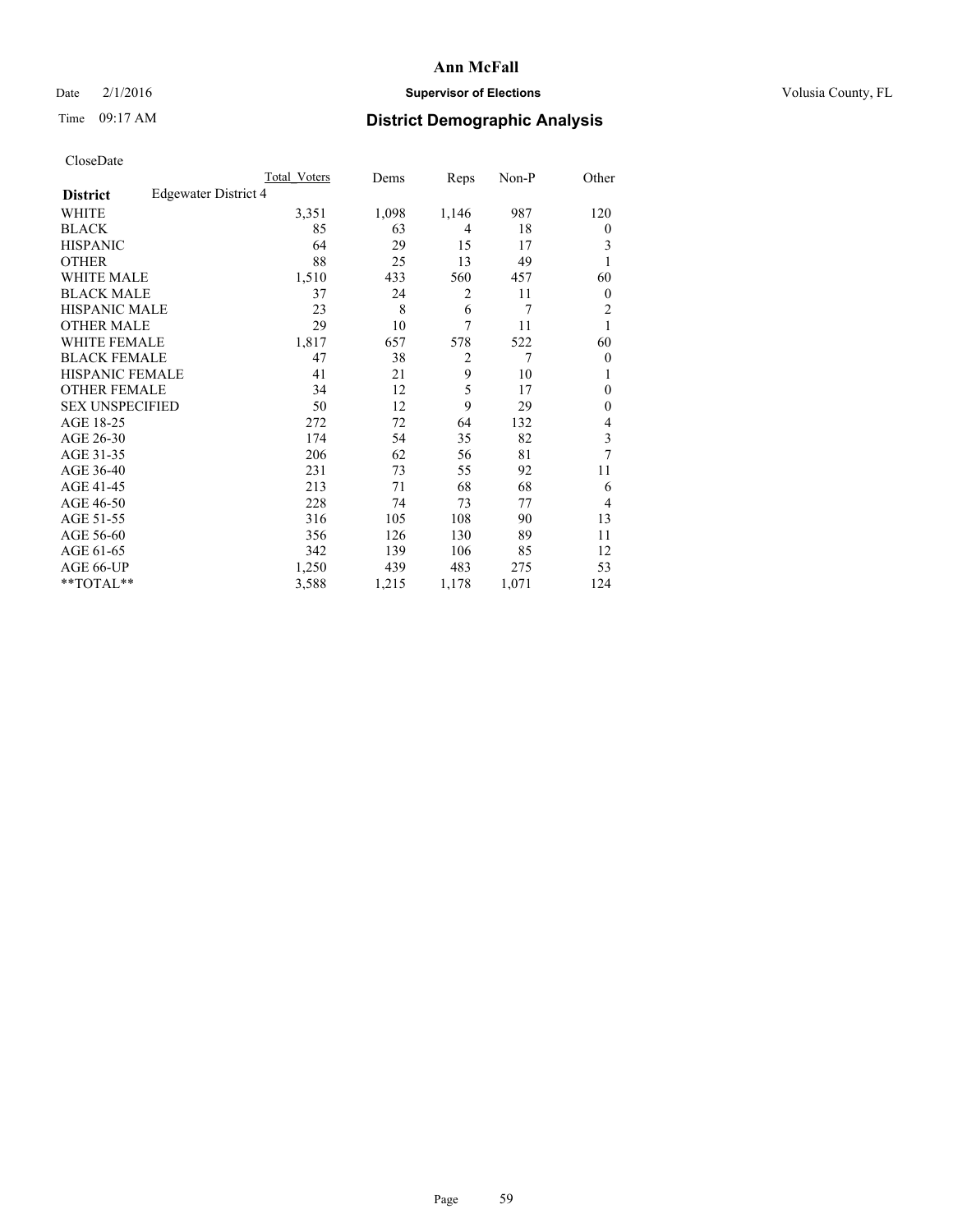# Ann McFall

Date 2/1/2016 **Supervisor of Elections** Volusia County, FL

Time 09:17 AM **District Demographic Analysis**

CloseDate

| **District** | Edgewater District 4 | Total_Voters | Dems | Reps | Non-P | Other |
|---|---|---|---|---|---|---|
| WHITE | | 3,351 | 1,098 | 1,146 | 987 | 120 |
| BLACK | | 85 | 63 | 4 | 18 | 0 |
| HISPANIC | | 64 | 29 | 15 | 17 | 3 |
| OTHER | | 88 | 25 | 13 | 49 | 1 |
| WHITE MALE | | 1,510 | 433 | 560 | 457 | 60 |
| BLACK MALE | | 37 | 24 | 2 | 11 | 0 |
| HISPANIC MALE | | 23 | 8 | 6 | 7 | 2 |
| OTHER MALE | | 29 | 10 | 7 | 11 | 1 |
| WHITE FEMALE | | 1,817 | 657 | 578 | 522 | 60 |
| BLACK FEMALE | | 47 | 38 | 2 | 7 | 0 |
| HISPANIC FEMALE | | 41 | 21 | 9 | 10 | 1 |
| OTHER FEMALE | | 34 | 12 | 5 | 17 | 0 |
| SEX UNSPECIFIED | | 50 | 12 | 9 | 29 | 0 |
| AGE 18-25 | | 272 | 72 | 64 | 132 | 4 |
| AGE 26-30 | | 174 | 54 | 35 | 82 | 3 |
| AGE 31-35 | | 206 | 62 | 56 | 81 | 7 |
| AGE 36-40 | | 231 | 73 | 55 | 92 | 11 |
| AGE 41-45 | | 213 | 71 | 68 | 68 | 6 |
| AGE 46-50 | | 228 | 74 | 73 | 77 | 4 |
| AGE 51-55 | | 316 | 105 | 108 | 90 | 13 |
| AGE 56-60 | | 356 | 126 | 130 | 89 | 11 |
| AGE 61-65 | | 342 | 139 | 106 | 85 | 12 |
| AGE 66-UP | | 1,250 | 439 | 483 | 275 | 53 |
| **TOTAL** | | 3,588 | 1,215 | 1,178 | 1,071 | 124 |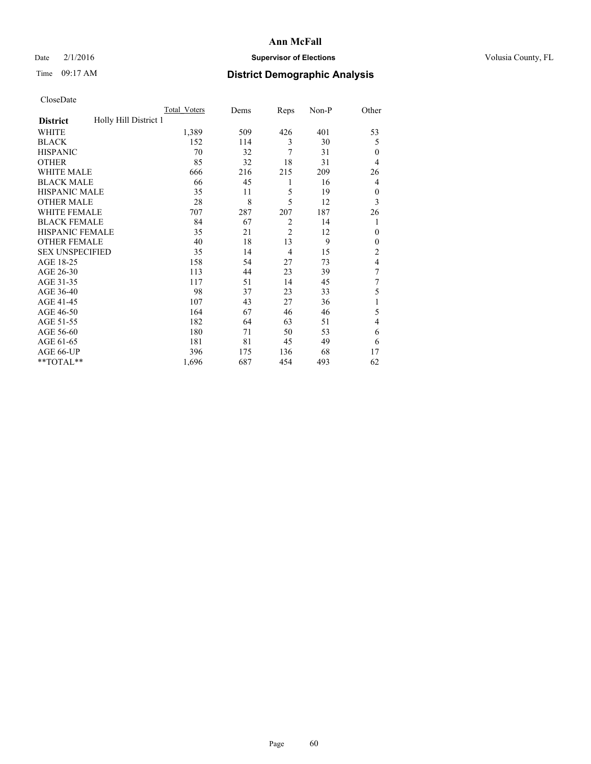# Ann McFall

Date 2/1/2016 **Supervisor of Elections** Volusia County, FL

Time 09:17 AM **District Demographic Analysis**

CloseDate

| District | Holly Hill District 1 | Total_Voters | Dems | Reps | Non-P | Other |
|---|---|---|---|---|---|---|
| WHITE | | 1,389 | 509 | 426 | 401 | 53 |
| BLACK | | 152 | 114 | 3 | 30 | 5 |
| HISPANIC | | 70 | 32 | 7 | 31 | 0 |
| OTHER | | 85 | 32 | 18 | 31 | 4 |
| WHITE MALE | | 666 | 216 | 215 | 209 | 26 |
| BLACK MALE | | 66 | 45 | 1 | 16 | 4 |
| HISPANIC MALE | | 35 | 11 | 5 | 19 | 0 |
| OTHER MALE | | 28 | 8 | 5 | 12 | 3 |
| WHITE FEMALE | | 707 | 287 | 207 | 187 | 26 |
| BLACK FEMALE | | 84 | 67 | 2 | 14 | 1 |
| HISPANIC FEMALE | | 35 | 21 | 2 | 12 | 0 |
| OTHER FEMALE | | 40 | 18 | 13 | 9 | 0 |
| SEX UNSPECIFIED | | 35 | 14 | 4 | 15 | 2 |
| AGE 18-25 | | 158 | 54 | 27 | 73 | 4 |
| AGE 26-30 | | 113 | 44 | 23 | 39 | 7 |
| AGE 31-35 | | 117 | 51 | 14 | 45 | 7 |
| AGE 36-40 | | 98 | 37 | 23 | 33 | 5 |
| AGE 41-45 | | 107 | 43 | 27 | 36 | 1 |
| AGE 46-50 | | 164 | 67 | 46 | 46 | 5 |
| AGE 51-55 | | 182 | 64 | 63 | 51 | 4 |
| AGE 56-60 | | 180 | 71 | 50 | 53 | 6 |
| AGE 61-65 | | 181 | 81 | 45 | 49 | 6 |
| AGE 66-UP | | 396 | 175 | 136 | 68 | 17 |
| **TOTAL** | | 1,696 | 687 | 454 | 493 | 62 |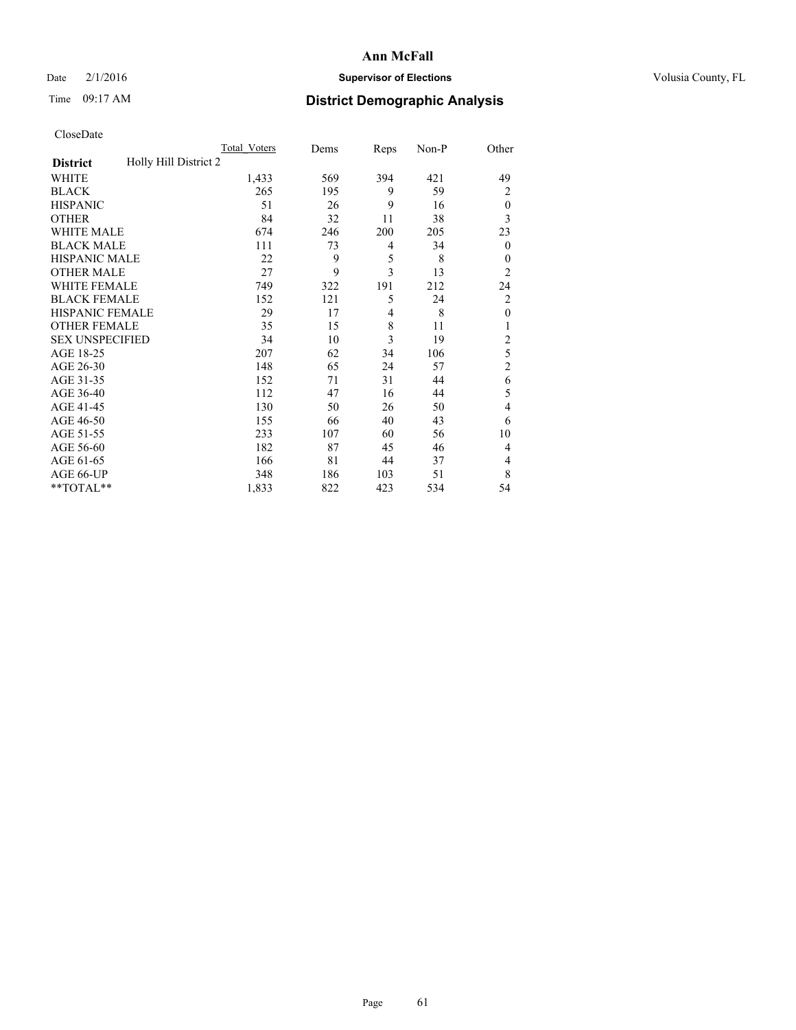**Ann McFall**

Date 2/1/2016 **Supervisor of Elections** Volusia County, FL

Time 09:17 AM **District Demographic Analysis**

CloseDate

| | Total_Voters | Dems | Reps | Non-P | Other |
|---|---|---|---|---|---|
| **District** Holly Hill District 2 | | | | | |
| WHITE | 1,433 | 569 | 394 | 421 | 49 |
| BLACK | 265 | 195 | 9 | 59 | 2 |
| HISPANIC | 51 | 26 | 9 | 16 | 0 |
| OTHER | 84 | 32 | 11 | 38 | 3 |
| WHITE MALE | 674 | 246 | 200 | 205 | 23 |
| BLACK MALE | 111 | 73 | 4 | 34 | 0 |
| HISPANIC MALE | 22 | 9 | 5 | 8 | 0 |
| OTHER MALE | 27 | 9 | 3 | 13 | 2 |
| WHITE FEMALE | 749 | 322 | 191 | 212 | 24 |
| BLACK FEMALE | 152 | 121 | 5 | 24 | 2 |
| HISPANIC FEMALE | 29 | 17 | 4 | 8 | 0 |
| OTHER FEMALE | 35 | 15 | 8 | 11 | 1 |
| SEX UNSPECIFIED | 34 | 10 | 3 | 19 | 2 |
| AGE 18-25 | 207 | 62 | 34 | 106 | 5 |
| AGE 26-30 | 148 | 65 | 24 | 57 | 2 |
| AGE 31-35 | 152 | 71 | 31 | 44 | 6 |
| AGE 36-40 | 112 | 47 | 16 | 44 | 5 |
| AGE 41-45 | 130 | 50 | 26 | 50 | 4 |
| AGE 46-50 | 155 | 66 | 40 | 43 | 6 |
| AGE 51-55 | 233 | 107 | 60 | 56 | 10 |
| AGE 56-60 | 182 | 87 | 45 | 46 | 4 |
| AGE 61-65 | 166 | 81 | 44 | 37 | 4 |
| AGE 66-UP | 348 | 186 | 103 | 51 | 8 |
| **TOTAL** | 1,833 | 822 | 423 | 534 | 54 |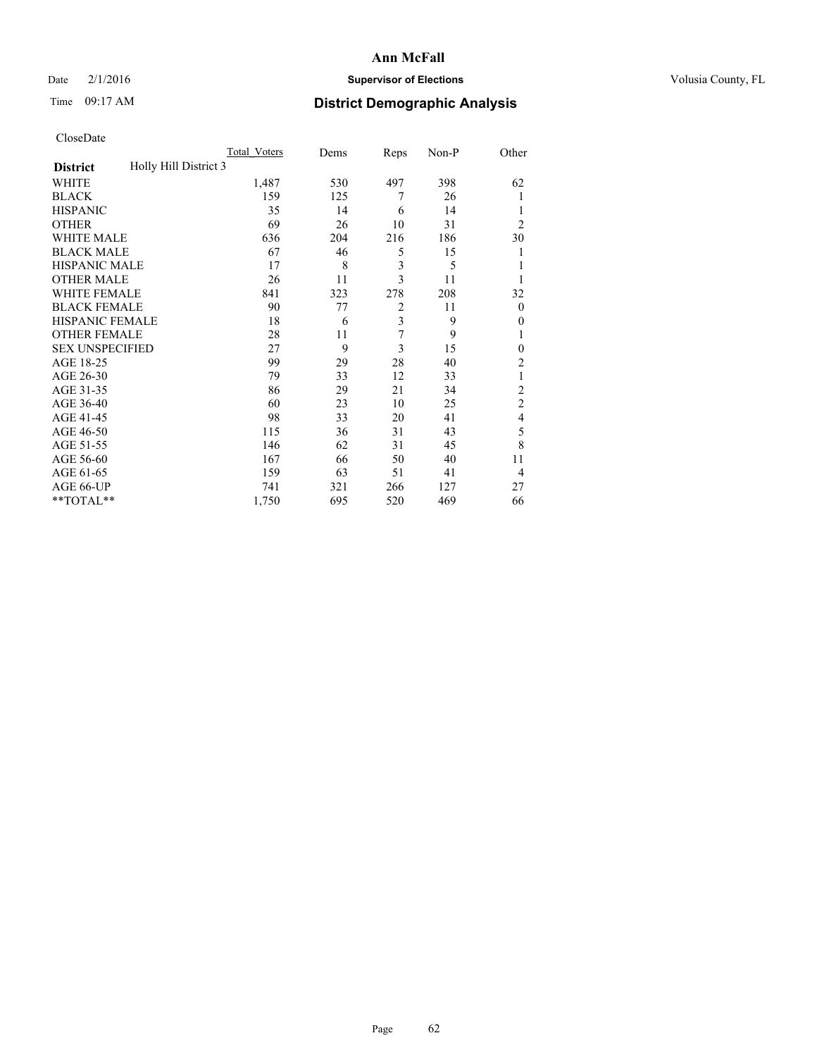# Ann McFall

Date 2/1/2016 **Supervisor of Elections** Volusia County, FL

Time 09:17 AM **District Demographic Analysis**

CloseDate

| **District** Holly Hill District 3 | Total_Voters | Dems | Reps | Non-P | Other |
|---|---|---|---|---|---|
| WHITE | 1,487 | 530 | 497 | 398 | 62 |
| BLACK | 159 | 125 | 7 | 26 | 1 |
| HISPANIC | 35 | 14 | 6 | 14 | 1 |
| OTHER | 69 | 26 | 10 | 31 | 2 |
| WHITE MALE | 636 | 204 | 216 | 186 | 30 |
| BLACK MALE | 67 | 46 | 5 | 15 | 1 |
| HISPANIC MALE | 17 | 8 | 3 | 5 | 1 |
| OTHER MALE | 26 | 11 | 3 | 11 | 1 |
| WHITE FEMALE | 841 | 323 | 278 | 208 | 32 |
| BLACK FEMALE | 90 | 77 | 2 | 11 | 0 |
| HISPANIC FEMALE | 18 | 6 | 3 | 9 | 0 |
| OTHER FEMALE | 28 | 11 | 7 | 9 | 1 |
| SEX UNSPECIFIED | 27 | 9 | 3 | 15 | 0 |
| AGE 18-25 | 99 | 29 | 28 | 40 | 2 |
| AGE 26-30 | 79 | 33 | 12 | 33 | 1 |
| AGE 31-35 | 86 | 29 | 21 | 34 | 2 |
| AGE 36-40 | 60 | 23 | 10 | 25 | 2 |
| AGE 41-45 | 98 | 33 | 20 | 41 | 4 |
| AGE 46-50 | 115 | 36 | 31 | 43 | 5 |
| AGE 51-55 | 146 | 62 | 31 | 45 | 8 |
| AGE 56-60 | 167 | 66 | 50 | 40 | 11 |
| AGE 61-65 | 159 | 63 | 51 | 41 | 4 |
| AGE 66-UP | 741 | 321 | 266 | 127 | 27 |
| **TOTAL** | 1,750 | 695 | 520 | 469 | 66 |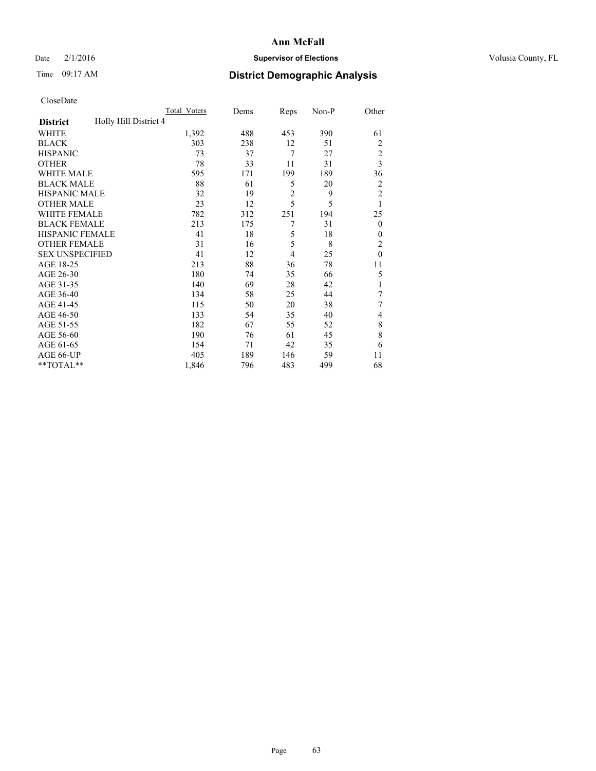# Ann McFall

Date 2/1/2016 **Supervisor of Elections** Volusia County, FL

Time 09:17 AM **District Demographic Analysis**

CloseDate

| District | Holly Hill District 4 | Total_Voters | Dems | Reps | Non-P | Other |
|---|---|---|---|---|---|---|
| WHITE | | 1,392 | 488 | 453 | 390 | 61 |
| BLACK | | 303 | 238 | 12 | 51 | 2 |
| HISPANIC | | 73 | 37 | 7 | 27 | 2 |
| OTHER | | 78 | 33 | 11 | 31 | 3 |
| WHITE MALE | | 595 | 171 | 199 | 189 | 36 |
| BLACK MALE | | 88 | 61 | 5 | 20 | 2 |
| HISPANIC MALE | | 32 | 19 | 2 | 9 | 2 |
| OTHER MALE | | 23 | 12 | 5 | 5 | 1 |
| WHITE FEMALE | | 782 | 312 | 251 | 194 | 25 |
| BLACK FEMALE | | 213 | 175 | 7 | 31 | 0 |
| HISPANIC FEMALE | | 41 | 18 | 5 | 18 | 0 |
| OTHER FEMALE | | 31 | 16 | 5 | 8 | 2 |
| SEX UNSPECIFIED | | 41 | 12 | 4 | 25 | 0 |
| AGE 18-25 | | 213 | 88 | 36 | 78 | 11 |
| AGE 26-30 | | 180 | 74 | 35 | 66 | 5 |
| AGE 31-35 | | 140 | 69 | 28 | 42 | 1 |
| AGE 36-40 | | 134 | 58 | 25 | 44 | 7 |
| AGE 41-45 | | 115 | 50 | 20 | 38 | 7 |
| AGE 46-50 | | 133 | 54 | 35 | 40 | 4 |
| AGE 51-55 | | 182 | 67 | 55 | 52 | 8 |
| AGE 56-60 | | 190 | 76 | 61 | 45 | 8 |
| AGE 61-65 | | 154 | 71 | 42 | 35 | 6 |
| AGE 66-UP | | 405 | 189 | 146 | 59 | 11 |
| **TOTAL** | | 1,846 | 796 | 483 | 499 | 68 |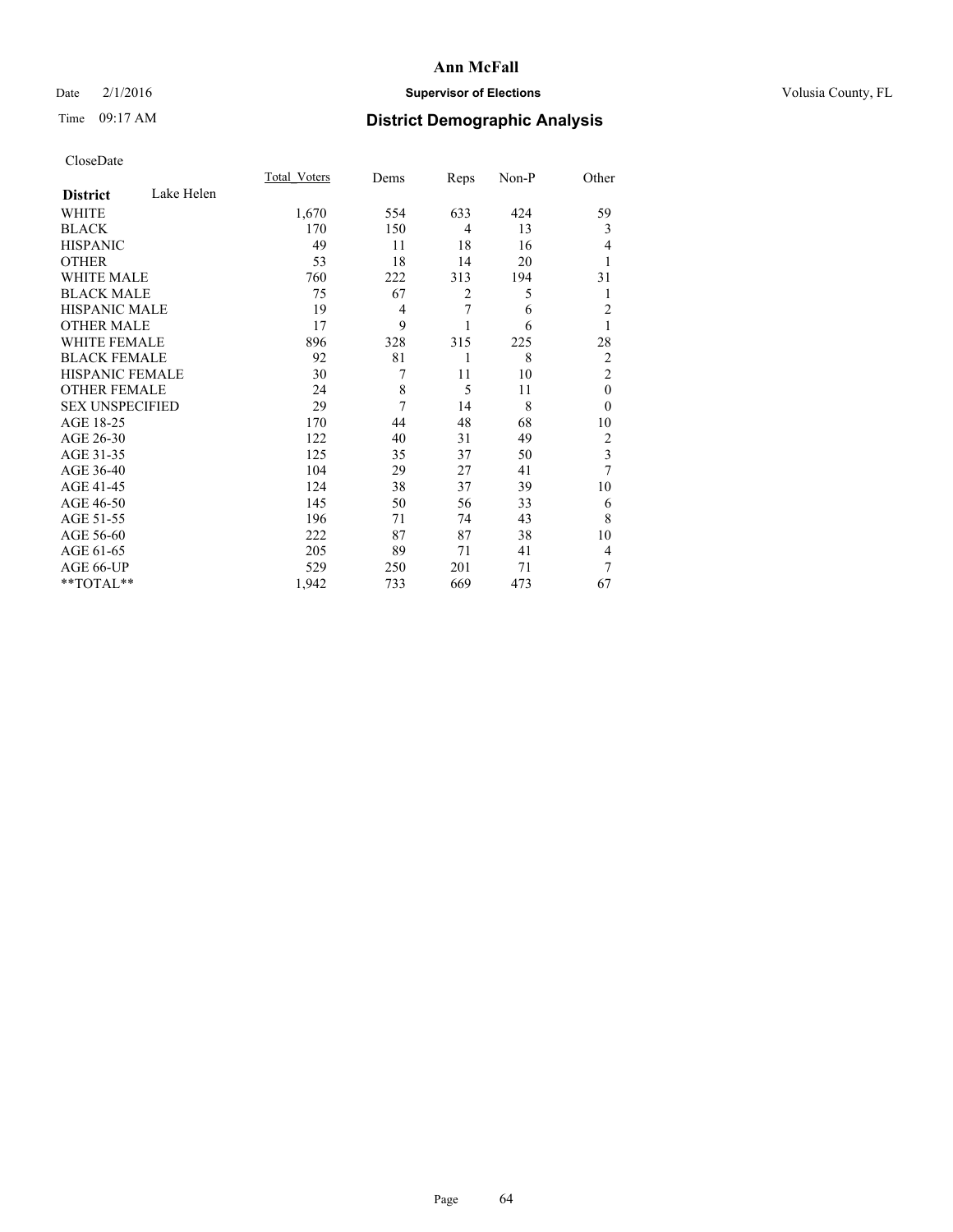# Ann McFall

Date 2/1/2016 **Supervisor of Elections** Volusia County, FL

Time 09:17 AM **District Demographic Analysis**

CloseDate

| **District** Lake Helen | Total_Voters | Dems | Reps | Non-P | Other |
|---|---|---|---|---|---|
| WHITE | 1,670 | 554 | 633 | 424 | 59 |
| BLACK | 170 | 150 | 4 | 13 | 3 |
| HISPANIC | 49 | 11 | 18 | 16 | 4 |
| OTHER | 53 | 18 | 14 | 20 | 1 |
| WHITE MALE | 760 | 222 | 313 | 194 | 31 |
| BLACK MALE | 75 | 67 | 2 | 5 | 1 |
| HISPANIC MALE | 19 | 4 | 7 | 6 | 2 |
| OTHER MALE | 17 | 9 | 1 | 6 | 1 |
| WHITE FEMALE | 896 | 328 | 315 | 225 | 28 |
| BLACK FEMALE | 92 | 81 | 1 | 8 | 2 |
| HISPANIC FEMALE | 30 | 7 | 11 | 10 | 2 |
| OTHER FEMALE | 24 | 8 | 5 | 11 | 0 |
| SEX UNSPECIFIED | 29 | 7 | 14 | 8 | 0 |
| AGE 18-25 | 170 | 44 | 48 | 68 | 10 |
| AGE 26-30 | 122 | 40 | 31 | 49 | 2 |
| AGE 31-35 | 125 | 35 | 37 | 50 | 3 |
| AGE 36-40 | 104 | 29 | 27 | 41 | 7 |
| AGE 41-45 | 124 | 38 | 37 | 39 | 10 |
| AGE 46-50 | 145 | 50 | 56 | 33 | 6 |
| AGE 51-55 | 196 | 71 | 74 | 43 | 8 |
| AGE 56-60 | 222 | 87 | 87 | 38 | 10 |
| AGE 61-65 | 205 | 89 | 71 | 41 | 4 |
| AGE 66-UP | 529 | 250 | 201 | 71 | 7 |
| **TOTAL** | 1,942 | 733 | 669 | 473 | 67 |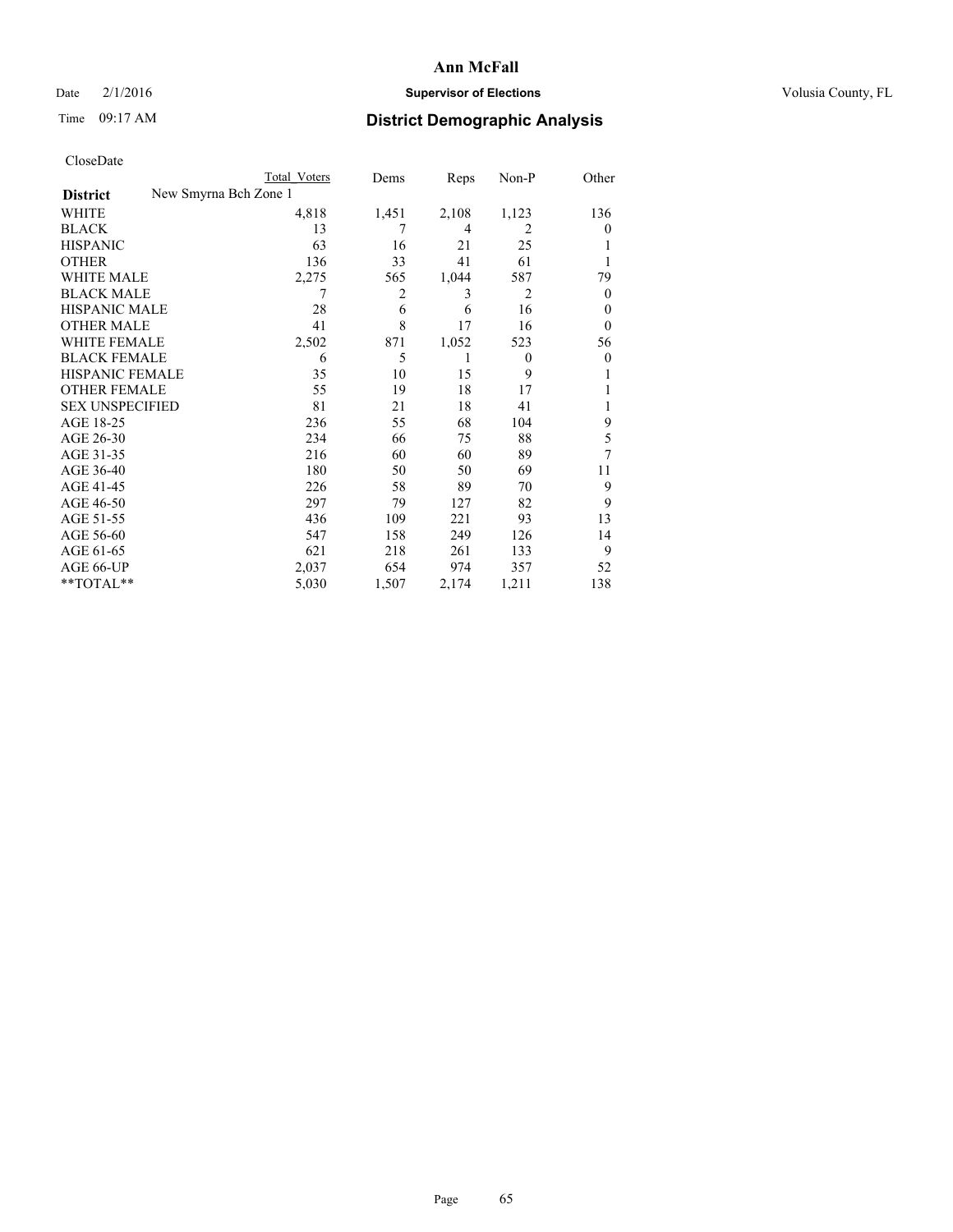# Ann McFall

Date 2/1/2016 **Supervisor of Elections** Volusia County, FL

Time 09:17 AM **District Demographic Analysis**

CloseDate

| District | New Smyrna Bch Zone 1 | Total Voters | Dems | Reps | Non-P | Other |
|---|---|---|---|---|---|---|
| WHITE | | 4,818 | 1,451 | 2,108 | 1,123 | 136 |
| BLACK | | 13 | 7 | 4 | 2 | 0 |
| HISPANIC | | 63 | 16 | 21 | 25 | 1 |
| OTHER | | 136 | 33 | 41 | 61 | 1 |
| WHITE MALE | | 2,275 | 565 | 1,044 | 587 | 79 |
| BLACK MALE | | 7 | 2 | 3 | 2 | 0 |
| HISPANIC MALE | | 28 | 6 | 6 | 16 | 0 |
| OTHER MALE | | 41 | 8 | 17 | 16 | 0 |
| WHITE FEMALE | | 2,502 | 871 | 1,052 | 523 | 56 |
| BLACK FEMALE | | 6 | 5 | 1 | 0 | 0 |
| HISPANIC FEMALE | | 35 | 10 | 15 | 9 | 1 |
| OTHER FEMALE | | 55 | 19 | 18 | 17 | 1 |
| SEX UNSPECIFIED | | 81 | 21 | 18 | 41 | 1 |
| AGE 18-25 | | 236 | 55 | 68 | 104 | 9 |
| AGE 26-30 | | 234 | 66 | 75 | 88 | 5 |
| AGE 31-35 | | 216 | 60 | 60 | 89 | 7 |
| AGE 36-40 | | 180 | 50 | 50 | 69 | 11 |
| AGE 41-45 | | 226 | 58 | 89 | 70 | 9 |
| AGE 46-50 | | 297 | 79 | 127 | 82 | 9 |
| AGE 51-55 | | 436 | 109 | 221 | 93 | 13 |
| AGE 56-60 | | 547 | 158 | 249 | 126 | 14 |
| AGE 61-65 | | 621 | 218 | 261 | 133 | 9 |
| AGE 66-UP | | 2,037 | 654 | 974 | 357 | 52 |
| **TOTAL** | | 5,030 | 1,507 | 2,174 | 1,211 | 138 |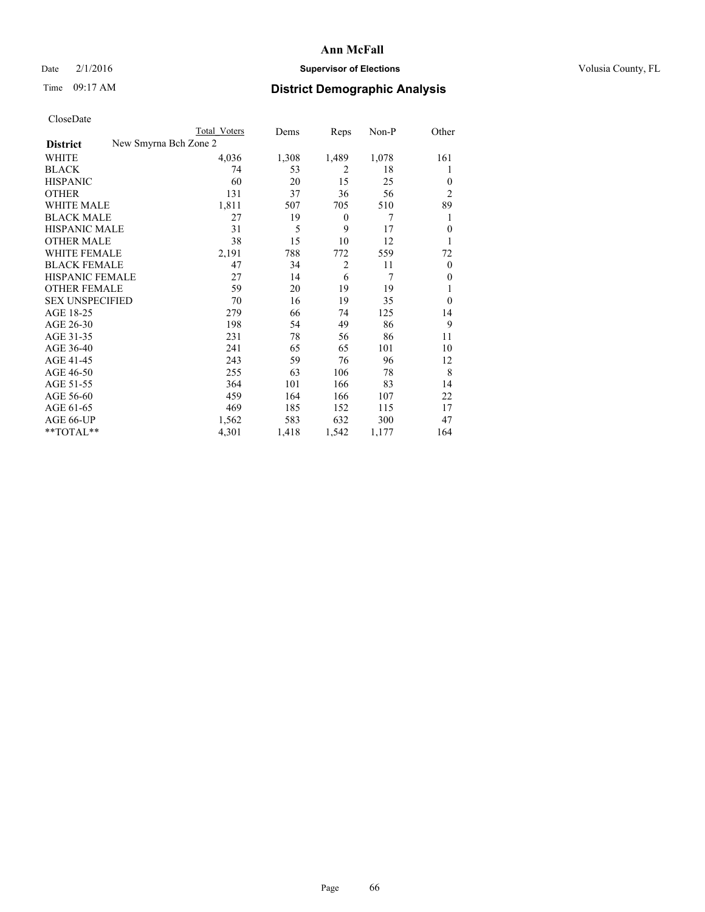# Ann McFall

Date 2/1/2016 **Supervisor of Elections** Volusia County, FL

Time 09:17 AM **District Demographic Analysis**

CloseDate

| District | New Smyrna Bch Zone 2 | Total Voters | Dems | Reps | Non-P | Other |
|---|---|---|---|---|---|---|
| WHITE | | 4,036 | 1,308 | 1,489 | 1,078 | 161 |
| BLACK | | 74 | 53 | 2 | 18 | 1 |
| HISPANIC | | 60 | 20 | 15 | 25 | 0 |
| OTHER | | 131 | 37 | 36 | 56 | 2 |
| WHITE MALE | | 1,811 | 507 | 705 | 510 | 89 |
| BLACK MALE | | 27 | 19 | 0 | 7 | 1 |
| HISPANIC MALE | | 31 | 5 | 9 | 17 | 0 |
| OTHER MALE | | 38 | 15 | 10 | 12 | 1 |
| WHITE FEMALE | | 2,191 | 788 | 772 | 559 | 72 |
| BLACK FEMALE | | 47 | 34 | 2 | 11 | 0 |
| HISPANIC FEMALE | | 27 | 14 | 6 | 7 | 0 |
| OTHER FEMALE | | 59 | 20 | 19 | 19 | 1 |
| SEX UNSPECIFIED | | 70 | 16 | 19 | 35 | 0 |
| AGE 18-25 | | 279 | 66 | 74 | 125 | 14 |
| AGE 26-30 | | 198 | 54 | 49 | 86 | 9 |
| AGE 31-35 | | 231 | 78 | 56 | 86 | 11 |
| AGE 36-40 | | 241 | 65 | 65 | 101 | 10 |
| AGE 41-45 | | 243 | 59 | 76 | 96 | 12 |
| AGE 46-50 | | 255 | 63 | 106 | 78 | 8 |
| AGE 51-55 | | 364 | 101 | 166 | 83 | 14 |
| AGE 56-60 | | 459 | 164 | 166 | 107 | 22 |
| AGE 61-65 | | 469 | 185 | 152 | 115 | 17 |
| AGE 66-UP | | 1,562 | 583 | 632 | 300 | 47 |
| **TOTAL** | | 4,301 | 1,418 | 1,542 | 1,177 | 164 |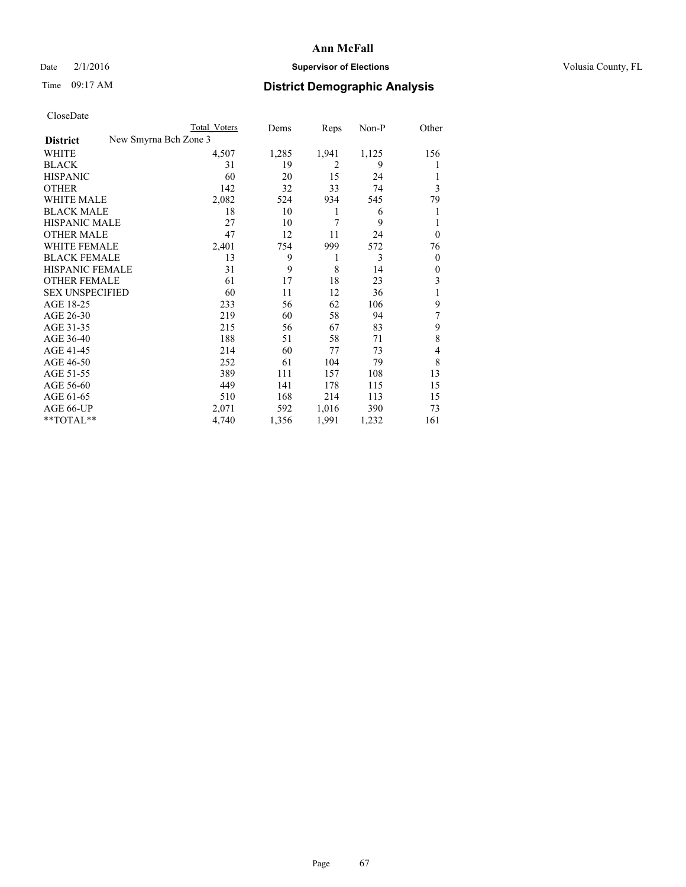# District Demographic Analysis

CloseDate

| District | New Smyrna Bch Zone 3 | Total Voters | Dems | Reps | Non-P | Other |
|---|---|---|---|---|---|---|
| WHITE | | 4,507 | 1,285 | 1,941 | 1,125 | 156 |
| BLACK | | 31 | 19 | 2 | 9 | 1 |
| HISPANIC | | 60 | 20 | 15 | 24 | 1 |
| OTHER | | 142 | 32 | 33 | 74 | 3 |
| WHITE MALE | | 2,082 | 524 | 934 | 545 | 79 |
| BLACK MALE | | 18 | 10 | 1 | 6 | 1 |
| HISPANIC MALE | | 27 | 10 | 7 | 9 | 1 |
| OTHER MALE | | 47 | 12 | 11 | 24 | 0 |
| WHITE FEMALE | | 2,401 | 754 | 999 | 572 | 76 |
| BLACK FEMALE | | 13 | 9 | 1 | 3 | 0 |
| HISPANIC FEMALE | | 31 | 9 | 8 | 14 | 0 |
| OTHER FEMALE | | 61 | 17 | 18 | 23 | 3 |
| SEX UNSPECIFIED | | 60 | 11 | 12 | 36 | 1 |
| AGE 18-25 | | 233 | 56 | 62 | 106 | 9 |
| AGE 26-30 | | 219 | 60 | 58 | 94 | 7 |
| AGE 31-35 | | 215 | 56 | 67 | 83 | 9 |
| AGE 36-40 | | 188 | 51 | 58 | 71 | 8 |
| AGE 41-45 | | 214 | 60 | 77 | 73 | 4 |
| AGE 46-50 | | 252 | 61 | 104 | 79 | 8 |
| AGE 51-55 | | 389 | 111 | 157 | 108 | 13 |
| AGE 56-60 | | 449 | 141 | 178 | 115 | 15 |
| AGE 61-65 | | 510 | 168 | 214 | 113 | 15 |
| AGE 66-UP | | 2,071 | 592 | 1,016 | 390 | 73 |
| **TOTAL** | | 4,740 | 1,356 | 1,991 | 1,232 | 161 |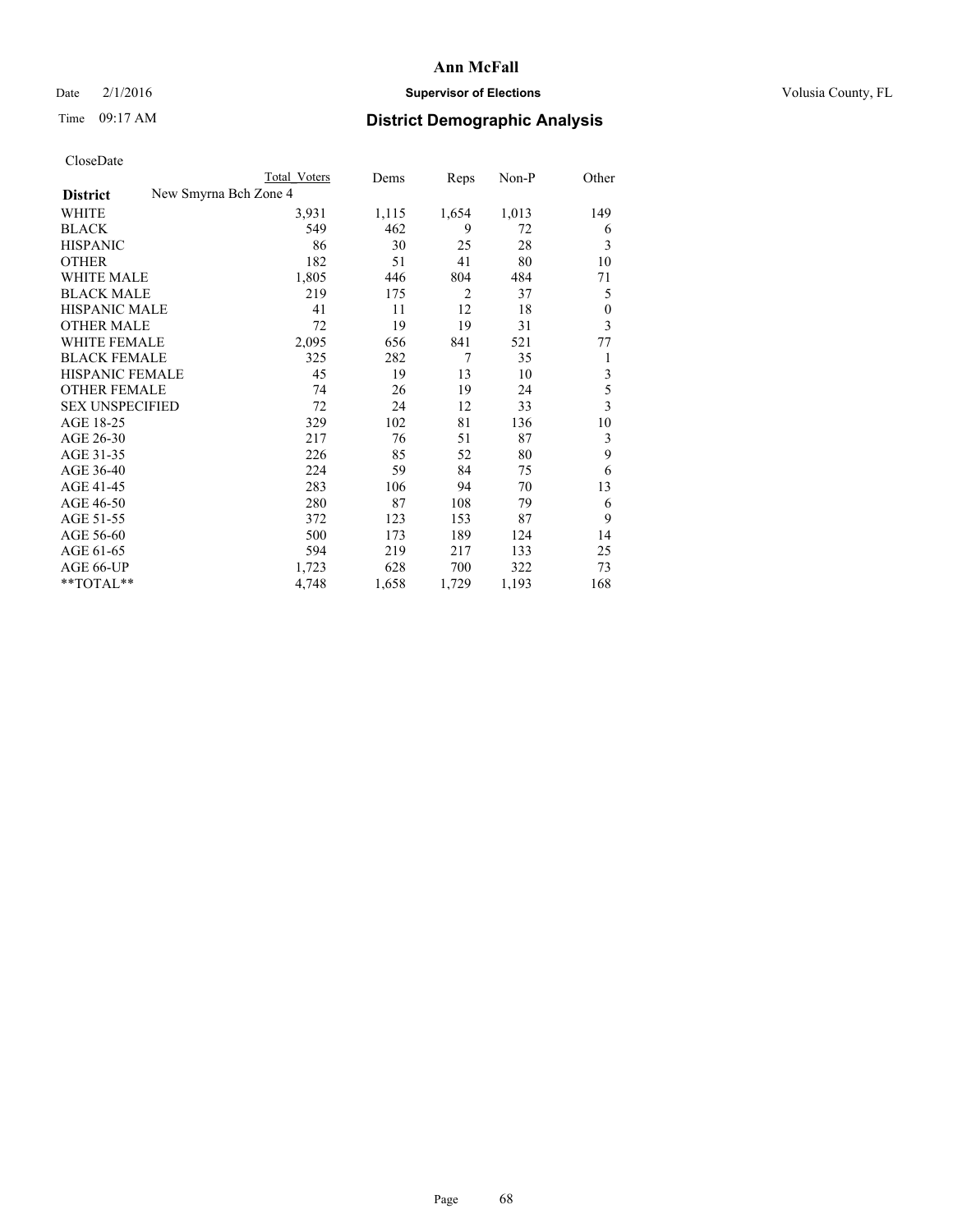# Ann McFall

Date 2/1/2016 **Supervisor of Elections** Volusia County, FL

Time 09:17 AM **District Demographic Analysis**

CloseDate

| District | New Smyrna Bch Zone 4 Total Voters | Dems | Reps | Non-P | Other |
|---|---|---|---|---|---|
| WHITE | 3,931 | 1,115 | 1,654 | 1,013 | 149 |
| BLACK | 549 | 462 | 9 | 72 | 6 |
| HISPANIC | 86 | 30 | 25 | 28 | 3 |
| OTHER | 182 | 51 | 41 | 80 | 10 |
| WHITE MALE | 1,805 | 446 | 804 | 484 | 71 |
| BLACK MALE | 219 | 175 | 2 | 37 | 5 |
| HISPANIC MALE | 41 | 11 | 12 | 18 | 0 |
| OTHER MALE | 72 | 19 | 19 | 31 | 3 |
| WHITE FEMALE | 2,095 | 656 | 841 | 521 | 77 |
| BLACK FEMALE | 325 | 282 | 7 | 35 | 1 |
| HISPANIC FEMALE | 45 | 19 | 13 | 10 | 3 |
| OTHER FEMALE | 74 | 26 | 19 | 24 | 5 |
| SEX UNSPECIFIED | 72 | 24 | 12 | 33 | 3 |
| AGE 18-25 | 329 | 102 | 81 | 136 | 10 |
| AGE 26-30 | 217 | 76 | 51 | 87 | 3 |
| AGE 31-35 | 226 | 85 | 52 | 80 | 9 |
| AGE 36-40 | 224 | 59 | 84 | 75 | 6 |
| AGE 41-45 | 283 | 106 | 94 | 70 | 13 |
| AGE 46-50 | 280 | 87 | 108 | 79 | 6 |
| AGE 51-55 | 372 | 123 | 153 | 87 | 9 |
| AGE 56-60 | 500 | 173 | 189 | 124 | 14 |
| AGE 61-65 | 594 | 219 | 217 | 133 | 25 |
| AGE 66-UP | 1,723 | 628 | 700 | 322 | 73 |
| **TOTAL** | 4,748 | 1,658 | 1,729 | 1,193 | 168 |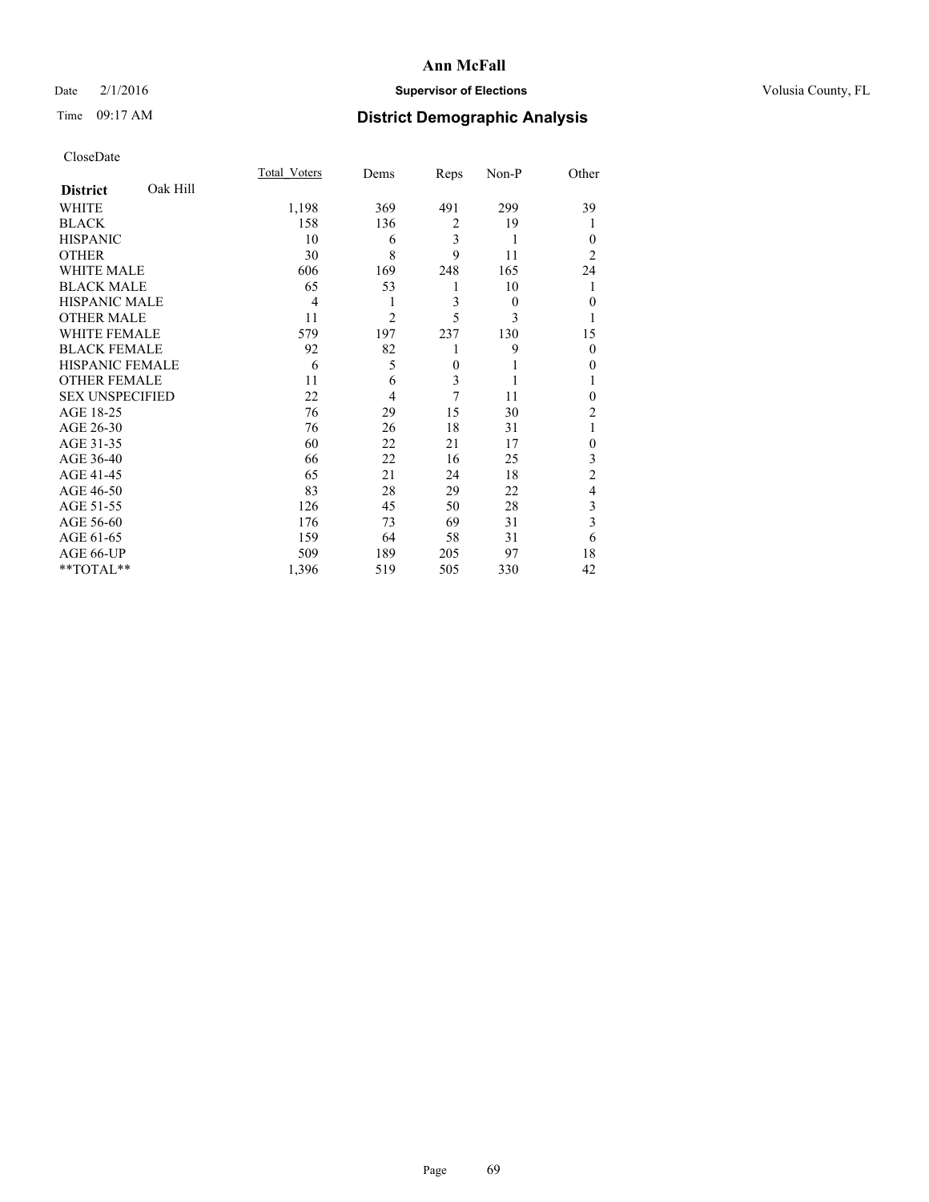# Ann McFall

Date 2/1/2016 **Supervisor of Elections** Volusia County, FL

Time 09:17 AM **District Demographic Analysis**

CloseDate

| **District** Oak Hill | Total_Voters | Dems | Reps | Non-P | Other |
|---|---|---|---|---|---|
| WHITE | 1,198 | 369 | 491 | 299 | 39 |
| BLACK | 158 | 136 | 2 | 19 | 1 |
| HISPANIC | 10 | 6 | 3 | 1 | 0 |
| OTHER | 30 | 8 | 9 | 11 | 2 |
| WHITE MALE | 606 | 169 | 248 | 165 | 24 |
| BLACK MALE | 65 | 53 | 1 | 10 | 1 |
| HISPANIC MALE | 4 | 1 | 3 | 0 | 0 |
| OTHER MALE | 11 | 2 | 5 | 3 | 1 |
| WHITE FEMALE | 579 | 197 | 237 | 130 | 15 |
| BLACK FEMALE | 92 | 82 | 1 | 9 | 0 |
| HISPANIC FEMALE | 6 | 5 | 0 | 1 | 0 |
| OTHER FEMALE | 11 | 6 | 3 | 1 | 1 |
| SEX UNSPECIFIED | 22 | 4 | 7 | 11 | 0 |
| AGE 18-25 | 76 | 29 | 15 | 30 | 2 |
| AGE 26-30 | 76 | 26 | 18 | 31 | 1 |
| AGE 31-35 | 60 | 22 | 21 | 17 | 0 |
| AGE 36-40 | 66 | 22 | 16 | 25 | 3 |
| AGE 41-45 | 65 | 21 | 24 | 18 | 2 |
| AGE 46-50 | 83 | 28 | 29 | 22 | 4 |
| AGE 51-55 | 126 | 45 | 50 | 28 | 3 |
| AGE 56-60 | 176 | 73 | 69 | 31 | 3 |
| AGE 61-65 | 159 | 64 | 58 | 31 | 6 |
| AGE 66-UP | 509 | 189 | 205 | 97 | 18 |
| **TOTAL** | 1,396 | 519 | 505 | 330 | 42 |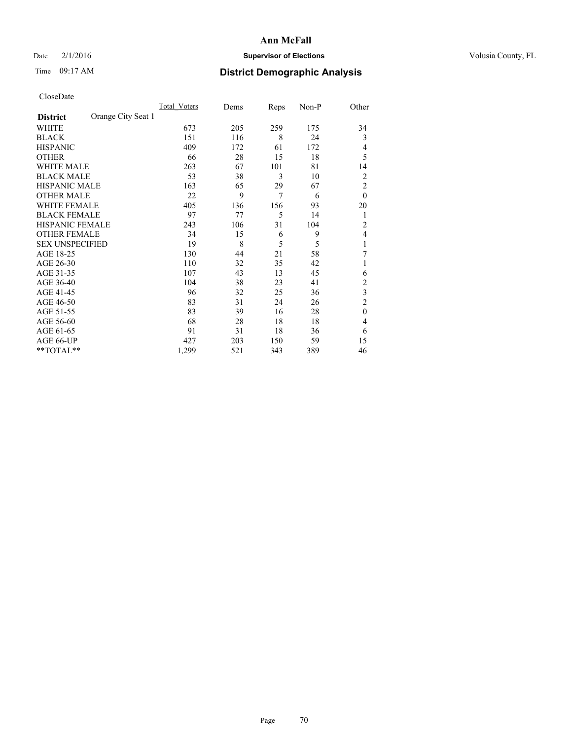# Ann McFall

Date 2/1/2016 **Supervisor of Elections** Volusia County, FL

Time 09:17 AM **District Demographic Analysis**

CloseDate

| **District** Orange City Seat 1 | Total_Voters | Dems | Reps | Non-P | Other |
|---|---|---|---|---|---|
| WHITE | 673 | 205 | 259 | 175 | 34 |
| BLACK | 151 | 116 | 8 | 24 | 3 |
| HISPANIC | 409 | 172 | 61 | 172 | 4 |
| OTHER | 66 | 28 | 15 | 18 | 5 |
| WHITE MALE | 263 | 67 | 101 | 81 | 14 |
| BLACK MALE | 53 | 38 | 3 | 10 | 2 |
| HISPANIC MALE | 163 | 65 | 29 | 67 | 2 |
| OTHER MALE | 22 | 9 | 7 | 6 | 0 |
| WHITE FEMALE | 405 | 136 | 156 | 93 | 20 |
| BLACK FEMALE | 97 | 77 | 5 | 14 | 1 |
| HISPANIC FEMALE | 243 | 106 | 31 | 104 | 2 |
| OTHER FEMALE | 34 | 15 | 6 | 9 | 4 |
| SEX UNSPECIFIED | 19 | 8 | 5 | 5 | 1 |
| AGE 18-25 | 130 | 44 | 21 | 58 | 7 |
| AGE 26-30 | 110 | 32 | 35 | 42 | 1 |
| AGE 31-35 | 107 | 43 | 13 | 45 | 6 |
| AGE 36-40 | 104 | 38 | 23 | 41 | 2 |
| AGE 41-45 | 96 | 32 | 25 | 36 | 3 |
| AGE 46-50 | 83 | 31 | 24 | 26 | 2 |
| AGE 51-55 | 83 | 39 | 16 | 28 | 0 |
| AGE 56-60 | 68 | 28 | 18 | 18 | 4 |
| AGE 61-65 | 91 | 31 | 18 | 36 | 6 |
| AGE 66-UP | 427 | 203 | 150 | 59 | 15 |
| **TOTAL** | 1,299 | 521 | 343 | 389 | 46 |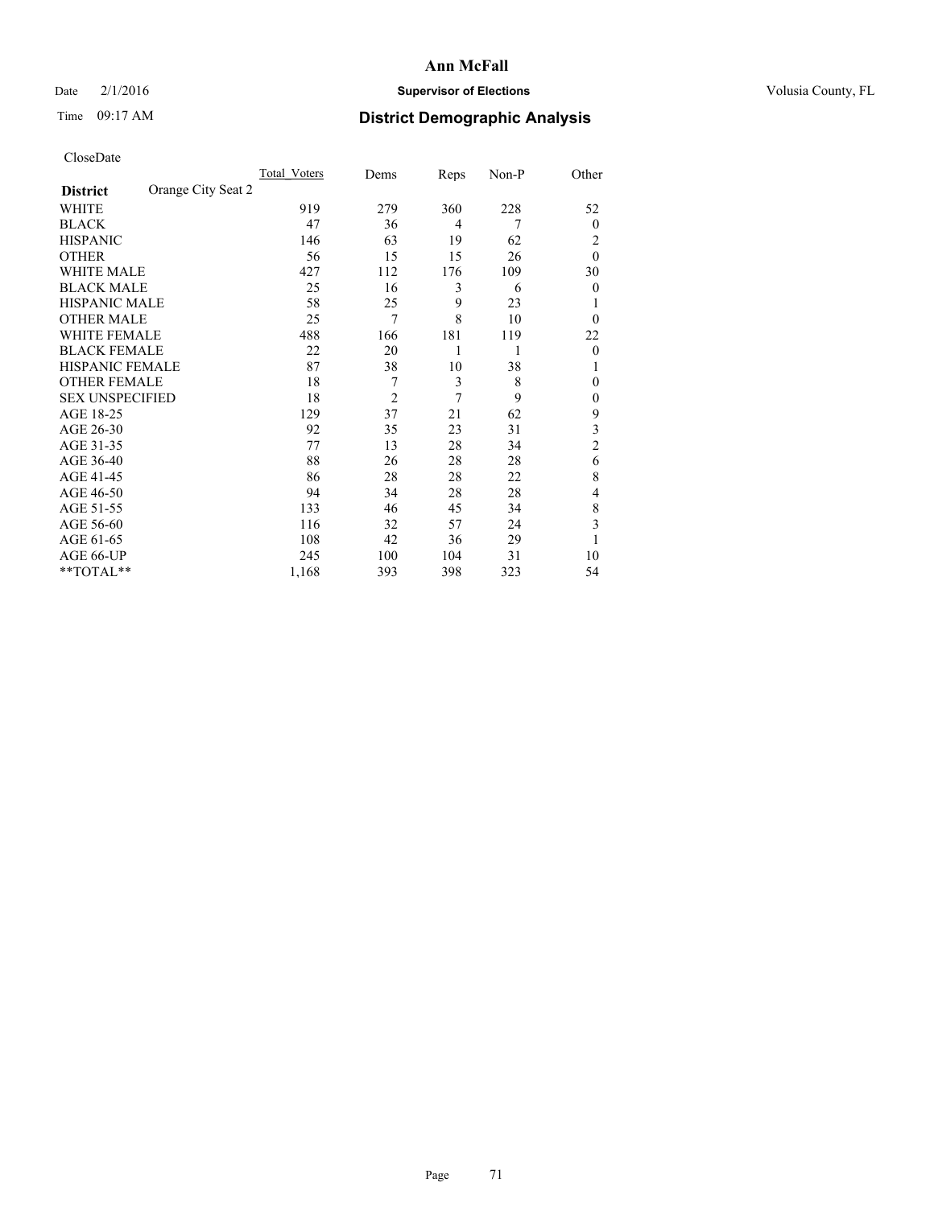**Ann McFall**

Date 2/1/2016 **Supervisor of Elections** Volusia County, FL

Time 09:17 AM **District Demographic Analysis**

CloseDate

| **District** Orange City Seat 2 | Total Voters | Dems | Reps | Non-P | Other |
|---|---|---|---|---|---|
| WHITE | 919 | 279 | 360 | 228 | 52 |
| BLACK | 47 | 36 | 4 | 7 | 0 |
| HISPANIC | 146 | 63 | 19 | 62 | 2 |
| OTHER | 56 | 15 | 15 | 26 | 0 |
| WHITE MALE | 427 | 112 | 176 | 109 | 30 |
| BLACK MALE | 25 | 16 | 3 | 6 | 0 |
| HISPANIC MALE | 58 | 25 | 9 | 23 | 1 |
| OTHER MALE | 25 | 7 | 8 | 10 | 0 |
| WHITE FEMALE | 488 | 166 | 181 | 119 | 22 |
| BLACK FEMALE | 22 | 20 | 1 | 1 | 0 |
| HISPANIC FEMALE | 87 | 38 | 10 | 38 | 1 |
| OTHER FEMALE | 18 | 7 | 3 | 8 | 0 |
| SEX UNSPECIFIED | 18 | 2 | 7 | 9 | 0 |
| AGE 18-25 | 129 | 37 | 21 | 62 | 9 |
| AGE 26-30 | 92 | 35 | 23 | 31 | 3 |
| AGE 31-35 | 77 | 13 | 28 | 34 | 2 |
| AGE 36-40 | 88 | 26 | 28 | 28 | 6 |
| AGE 41-45 | 86 | 28 | 28 | 22 | 8 |
| AGE 46-50 | 94 | 34 | 28 | 28 | 4 |
| AGE 51-55 | 133 | 46 | 45 | 34 | 8 |
| AGE 56-60 | 116 | 32 | 57 | 24 | 3 |
| AGE 61-65 | 108 | 42 | 36 | 29 | 1 |
| AGE 66-UP | 245 | 100 | 104 | 31 | 10 |
| **TOTAL** | 1,168 | 393 | 398 | 323 | 54 |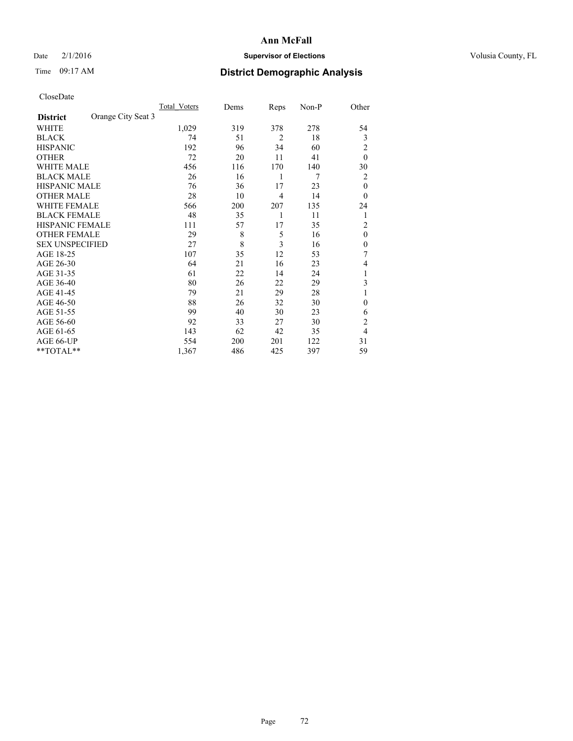# Ann McFall

Date 2/1/2016 **Supervisor of Elections** Volusia County, FL

Time 09:17 AM **District Demographic Analysis**

CloseDate

| **District** Orange City Seat 3 | Total Voters | Dems | Reps | Non-P | Other |
|---|---|---|---|---|---|
| WHITE | 1,029 | 319 | 378 | 278 | 54 |
| BLACK | 74 | 51 | 2 | 18 | 3 |
| HISPANIC | 192 | 96 | 34 | 60 | 2 |
| OTHER | 72 | 20 | 11 | 41 | 0 |
| WHITE MALE | 456 | 116 | 170 | 140 | 30 |
| BLACK MALE | 26 | 16 | 1 | 7 | 2 |
| HISPANIC MALE | 76 | 36 | 17 | 23 | 0 |
| OTHER MALE | 28 | 10 | 4 | 14 | 0 |
| WHITE FEMALE | 566 | 200 | 207 | 135 | 24 |
| BLACK FEMALE | 48 | 35 | 1 | 11 | 1 |
| HISPANIC FEMALE | 111 | 57 | 17 | 35 | 2 |
| OTHER FEMALE | 29 | 8 | 5 | 16 | 0 |
| SEX UNSPECIFIED | 27 | 8 | 3 | 16 | 0 |
| AGE 18-25 | 107 | 35 | 12 | 53 | 7 |
| AGE 26-30 | 64 | 21 | 16 | 23 | 4 |
| AGE 31-35 | 61 | 22 | 14 | 24 | 1 |
| AGE 36-40 | 80 | 26 | 22 | 29 | 3 |
| AGE 41-45 | 79 | 21 | 29 | 28 | 1 |
| AGE 46-50 | 88 | 26 | 32 | 30 | 0 |
| AGE 51-55 | 99 | 40 | 30 | 23 | 6 |
| AGE 56-60 | 92 | 33 | 27 | 30 | 2 |
| AGE 61-65 | 143 | 62 | 42 | 35 | 4 |
| AGE 66-UP | 554 | 200 | 201 | 122 | 31 |
| **TOTAL** | 1,367 | 486 | 425 | 397 | 59 |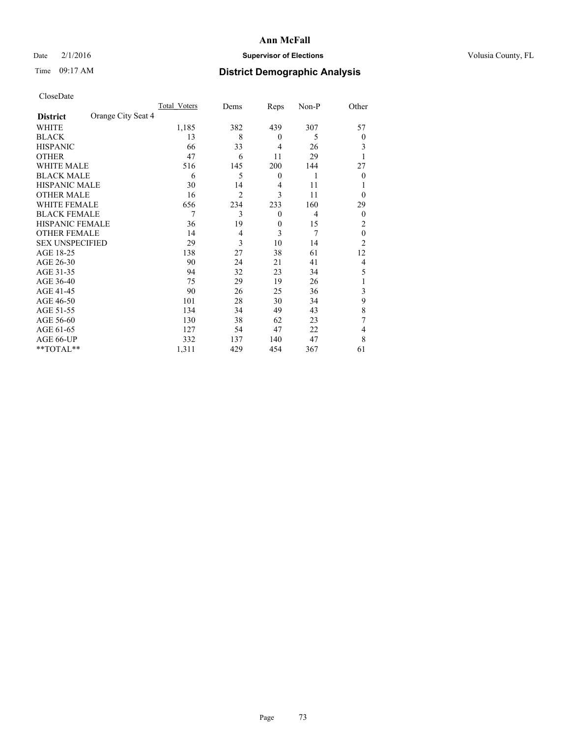# Ann McFall

Date 2/1/2016 **Supervisor of Elections** Volusia County, FL

Time 09:17 AM **District Demographic Analysis**

CloseDate

| **District** Orange City Seat 4 | Total_Voters | Dems | Reps | Non-P | Other |
|---|---|---|---|---|---|
| WHITE | 1,185 | 382 | 439 | 307 | 57 |
| BLACK | 13 | 8 | 0 | 5 | 0 |
| HISPANIC | 66 | 33 | 4 | 26 | 3 |
| OTHER | 47 | 6 | 11 | 29 | 1 |
| WHITE MALE | 516 | 145 | 200 | 144 | 27 |
| BLACK MALE | 6 | 5 | 0 | 1 | 0 |
| HISPANIC MALE | 30 | 14 | 4 | 11 | 1 |
| OTHER MALE | 16 | 2 | 3 | 11 | 0 |
| WHITE FEMALE | 656 | 234 | 233 | 160 | 29 |
| BLACK FEMALE | 7 | 3 | 0 | 4 | 0 |
| HISPANIC FEMALE | 36 | 19 | 0 | 15 | 2 |
| OTHER FEMALE | 14 | 4 | 3 | 7 | 0 |
| SEX UNSPECIFIED | 29 | 3 | 10 | 14 | 2 |
| AGE 18-25 | 138 | 27 | 38 | 61 | 12 |
| AGE 26-30 | 90 | 24 | 21 | 41 | 4 |
| AGE 31-35 | 94 | 32 | 23 | 34 | 5 |
| AGE 36-40 | 75 | 29 | 19 | 26 | 1 |
| AGE 41-45 | 90 | 26 | 25 | 36 | 3 |
| AGE 46-50 | 101 | 28 | 30 | 34 | 9 |
| AGE 51-55 | 134 | 34 | 49 | 43 | 8 |
| AGE 56-60 | 130 | 38 | 62 | 23 | 7 |
| AGE 61-65 | 127 | 54 | 47 | 22 | 4 |
| AGE 66-UP | 332 | 137 | 140 | 47 | 8 |
| **TOTAL** | 1,311 | 429 | 454 | 367 | 61 |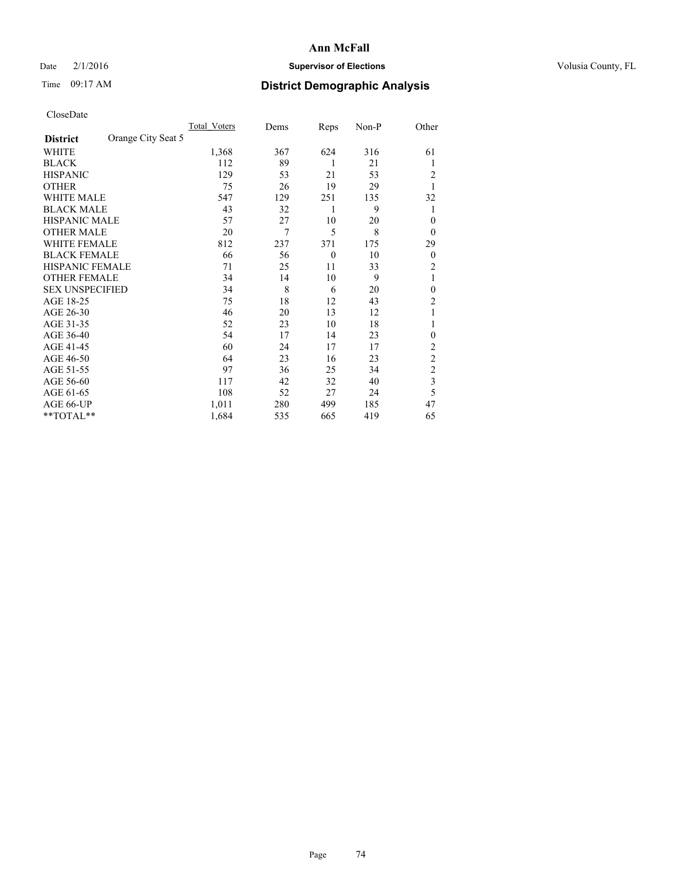# Ann McFall

Date 2/1/2016 **Supervisor of Elections** Volusia County, FL

Time 09:17 AM **District Demographic Analysis**

CloseDate

| **District** Orange City Seat 5 | Total_Voters | Dems | Reps | Non-P | Other |
|---|---|---|---|---|---|
| WHITE | 1,368 | 367 | 624 | 316 | 61 |
| BLACK | 112 | 89 | 1 | 21 | 1 |
| HISPANIC | 129 | 53 | 21 | 53 | 2 |
| OTHER | 75 | 26 | 19 | 29 | 1 |
| WHITE MALE | 547 | 129 | 251 | 135 | 32 |
| BLACK MALE | 43 | 32 | 1 | 9 | 1 |
| HISPANIC MALE | 57 | 27 | 10 | 20 | 0 |
| OTHER MALE | 20 | 7 | 5 | 8 | 0 |
| WHITE FEMALE | 812 | 237 | 371 | 175 | 29 |
| BLACK FEMALE | 66 | 56 | 0 | 10 | 0 |
| HISPANIC FEMALE | 71 | 25 | 11 | 33 | 2 |
| OTHER FEMALE | 34 | 14 | 10 | 9 | 1 |
| SEX UNSPECIFIED | 34 | 8 | 6 | 20 | 0 |
| AGE 18-25 | 75 | 18 | 12 | 43 | 2 |
| AGE 26-30 | 46 | 20 | 13 | 12 | 1 |
| AGE 31-35 | 52 | 23 | 10 | 18 | 1 |
| AGE 36-40 | 54 | 17 | 14 | 23 | 0 |
| AGE 41-45 | 60 | 24 | 17 | 17 | 2 |
| AGE 46-50 | 64 | 23 | 16 | 23 | 2 |
| AGE 51-55 | 97 | 36 | 25 | 34 | 2 |
| AGE 56-60 | 117 | 42 | 32 | 40 | 3 |
| AGE 61-65 | 108 | 52 | 27 | 24 | 5 |
| AGE 66-UP | 1,011 | 280 | 499 | 185 | 47 |
| **TOTAL** | 1,684 | 535 | 665 | 419 | 65 |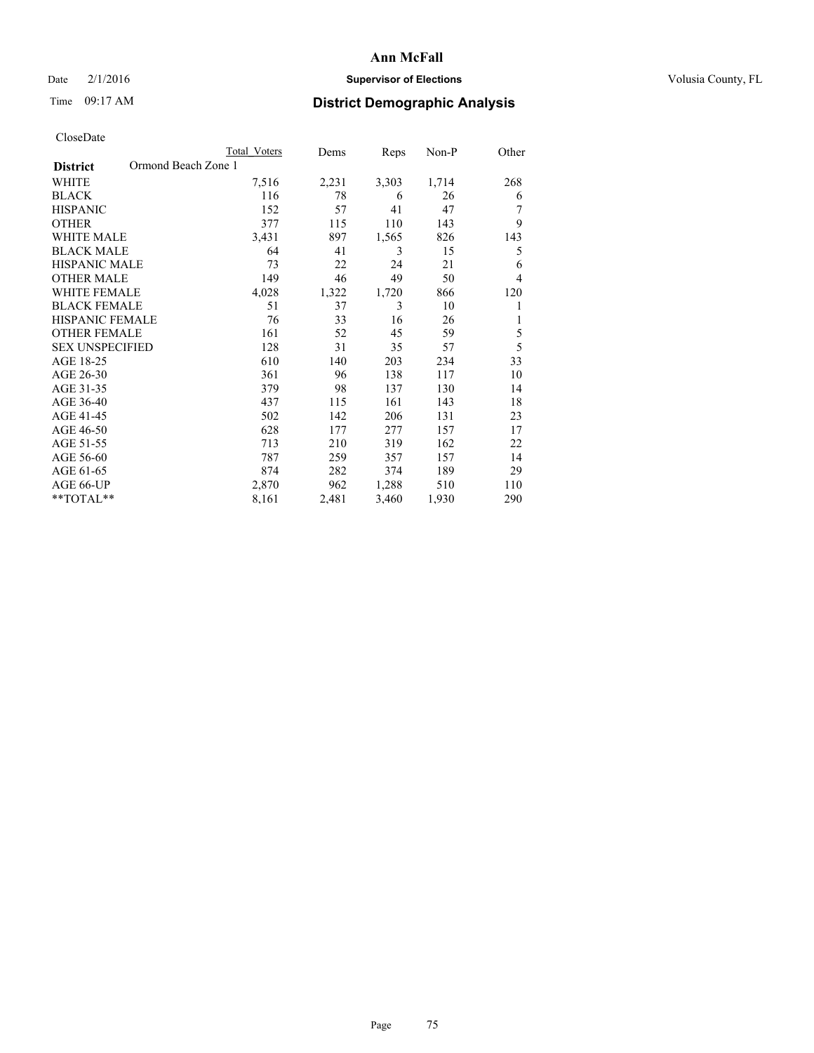# Ann McFall

Date 2/1/2016 **Supervisor of Elections** Volusia County, FL

Time 09:17 AM **District Demographic Analysis**

CloseDate

| | Total Voters | Dems | Reps | Non-P | Other |
|---|---|---|---|---|---|
| **District** Ormond Beach Zone 1 | | | | | |
| WHITE | 7,516 | 2,231 | 3,303 | 1,714 | 268 |
| BLACK | 116 | 78 | 6 | 26 | 6 |
| HISPANIC | 152 | 57 | 41 | 47 | 7 |
| OTHER | 377 | 115 | 110 | 143 | 9 |
| WHITE MALE | 3,431 | 897 | 1,565 | 826 | 143 |
| BLACK MALE | 64 | 41 | 3 | 15 | 5 |
| HISPANIC MALE | 73 | 22 | 24 | 21 | 6 |
| OTHER MALE | 149 | 46 | 49 | 50 | 4 |
| WHITE FEMALE | 4,028 | 1,322 | 1,720 | 866 | 120 |
| BLACK FEMALE | 51 | 37 | 3 | 10 | 1 |
| HISPANIC FEMALE | 76 | 33 | 16 | 26 | 1 |
| OTHER FEMALE | 161 | 52 | 45 | 59 | 5 |
| SEX UNSPECIFIED | 128 | 31 | 35 | 57 | 5 |
| AGE 18-25 | 610 | 140 | 203 | 234 | 33 |
| AGE 26-30 | 361 | 96 | 138 | 117 | 10 |
| AGE 31-35 | 379 | 98 | 137 | 130 | 14 |
| AGE 36-40 | 437 | 115 | 161 | 143 | 18 |
| AGE 41-45 | 502 | 142 | 206 | 131 | 23 |
| AGE 46-50 | 628 | 177 | 277 | 157 | 17 |
| AGE 51-55 | 713 | 210 | 319 | 162 | 22 |
| AGE 56-60 | 787 | 259 | 357 | 157 | 14 |
| AGE 61-65 | 874 | 282 | 374 | 189 | 29 |
| AGE 66-UP | 2,870 | 962 | 1,288 | 510 | 110 |
| **TOTAL** | 8,161 | 2,481 | 3,460 | 1,930 | 290 |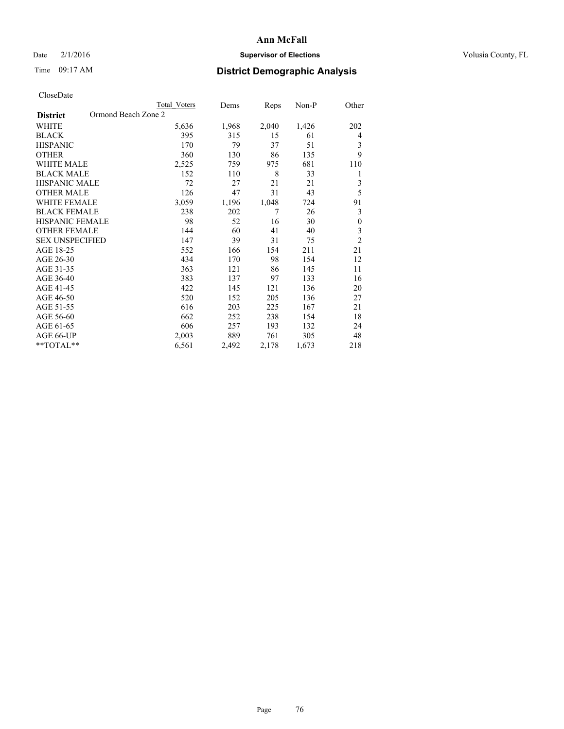# Ann McFall

Date 2/1/2016 **Supervisor of Elections** Volusia County, FL

Time 09:17 AM **District Demographic Analysis**

CloseDate

| **District** Ormond Beach Zone 2 | Total Voters | Dems | Reps | Non-P | Other |
|---|---|---|---|---|---|
| WHITE | 5,636 | 1,968 | 2,040 | 1,426 | 202 |
| BLACK | 395 | 315 | 15 | 61 | 4 |
| HISPANIC | 170 | 79 | 37 | 51 | 3 |
| OTHER | 360 | 130 | 86 | 135 | 9 |
| WHITE MALE | 2,525 | 759 | 975 | 681 | 110 |
| BLACK MALE | 152 | 110 | 8 | 33 | 1 |
| HISPANIC MALE | 72 | 27 | 21 | 21 | 3 |
| OTHER MALE | 126 | 47 | 31 | 43 | 5 |
| WHITE FEMALE | 3,059 | 1,196 | 1,048 | 724 | 91 |
| BLACK FEMALE | 238 | 202 | 7 | 26 | 3 |
| HISPANIC FEMALE | 98 | 52 | 16 | 30 | 0 |
| OTHER FEMALE | 144 | 60 | 41 | 40 | 3 |
| SEX UNSPECIFIED | 147 | 39 | 31 | 75 | 2 |
| AGE 18-25 | 552 | 166 | 154 | 211 | 21 |
| AGE 26-30 | 434 | 170 | 98 | 154 | 12 |
| AGE 31-35 | 363 | 121 | 86 | 145 | 11 |
| AGE 36-40 | 383 | 137 | 97 | 133 | 16 |
| AGE 41-45 | 422 | 145 | 121 | 136 | 20 |
| AGE 46-50 | 520 | 152 | 205 | 136 | 27 |
| AGE 51-55 | 616 | 203 | 225 | 167 | 21 |
| AGE 56-60 | 662 | 252 | 238 | 154 | 18 |
| AGE 61-65 | 606 | 257 | 193 | 132 | 24 |
| AGE 66-UP | 2,003 | 889 | 761 | 305 | 48 |
| **TOTAL** | 6,561 | 2,492 | 2,178 | 1,673 | 218 |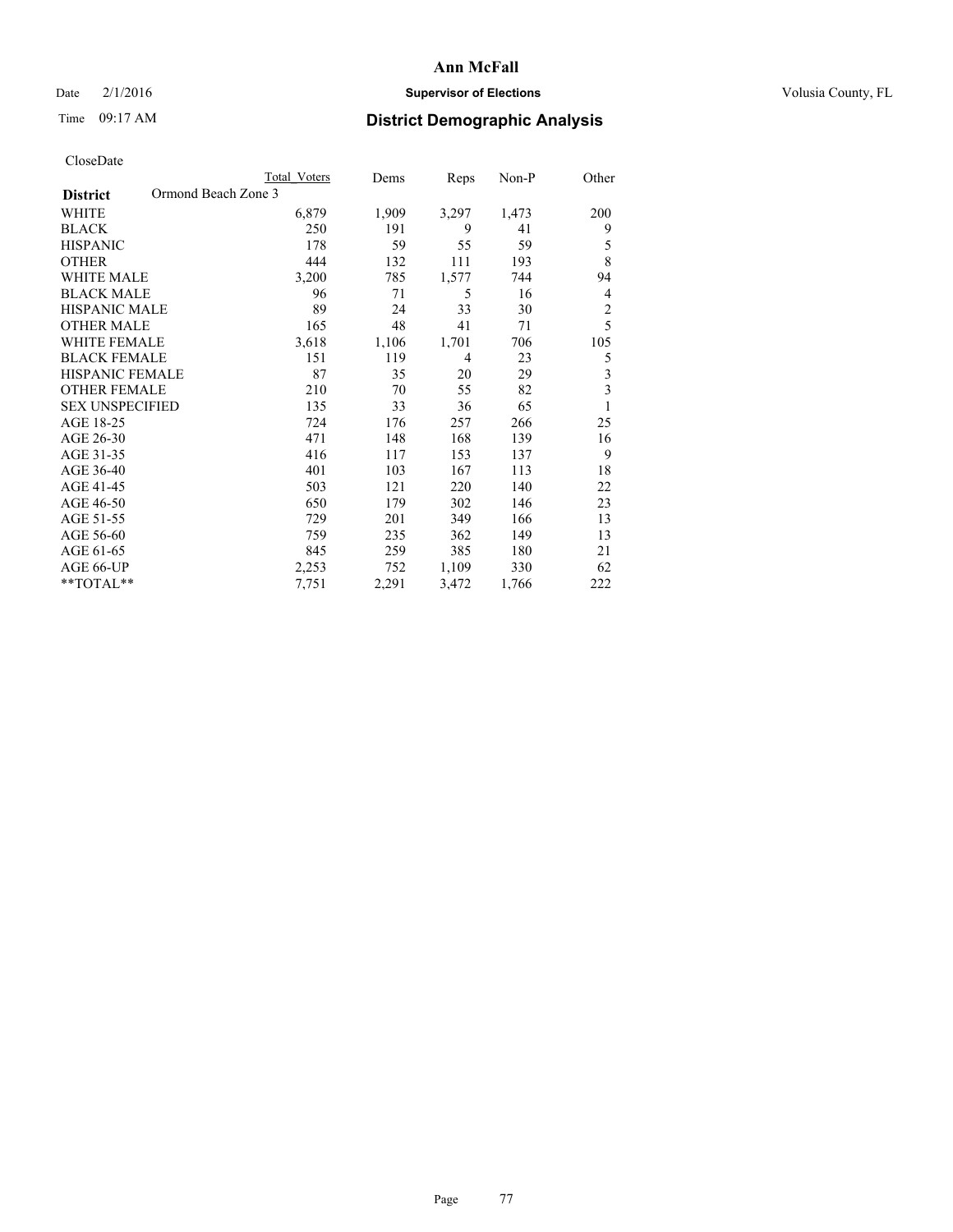# Ann McFall

Date 2/1/2016 **Supervisor of Elections** Volusia County, FL

Time 09:17 AM **District Demographic Analysis**

CloseDate

| District | Ormond Beach Zone 3 | Total Voters | Dems | Reps | Non-P | Other |
|---|---|---|---|---|---|---|
| WHITE | | 6,879 | 1,909 | 3,297 | 1,473 | 200 |
| BLACK | | 250 | 191 | 9 | 41 | 9 |
| HISPANIC | | 178 | 59 | 55 | 59 | 5 |
| OTHER | | 444 | 132 | 111 | 193 | 8 |
| WHITE MALE | | 3,200 | 785 | 1,577 | 744 | 94 |
| BLACK MALE | | 96 | 71 | 5 | 16 | 4 |
| HISPANIC MALE | | 89 | 24 | 33 | 30 | 2 |
| OTHER MALE | | 165 | 48 | 41 | 71 | 5 |
| WHITE FEMALE | | 3,618 | 1,106 | 1,701 | 706 | 105 |
| BLACK FEMALE | | 151 | 119 | 4 | 23 | 5 |
| HISPANIC FEMALE | | 87 | 35 | 20 | 29 | 3 |
| OTHER FEMALE | | 210 | 70 | 55 | 82 | 3 |
| SEX UNSPECIFIED | | 135 | 33 | 36 | 65 | 1 |
| AGE 18-25 | | 724 | 176 | 257 | 266 | 25 |
| AGE 26-30 | | 471 | 148 | 168 | 139 | 16 |
| AGE 31-35 | | 416 | 117 | 153 | 137 | 9 |
| AGE 36-40 | | 401 | 103 | 167 | 113 | 18 |
| AGE 41-45 | | 503 | 121 | 220 | 140 | 22 |
| AGE 46-50 | | 650 | 179 | 302 | 146 | 23 |
| AGE 51-55 | | 729 | 201 | 349 | 166 | 13 |
| AGE 56-60 | | 759 | 235 | 362 | 149 | 13 |
| AGE 61-65 | | 845 | 259 | 385 | 180 | 21 |
| AGE 66-UP | | 2,253 | 752 | 1,109 | 330 | 62 |
| **TOTAL** | | 7,751 | 2,291 | 3,472 | 1,766 | 222 |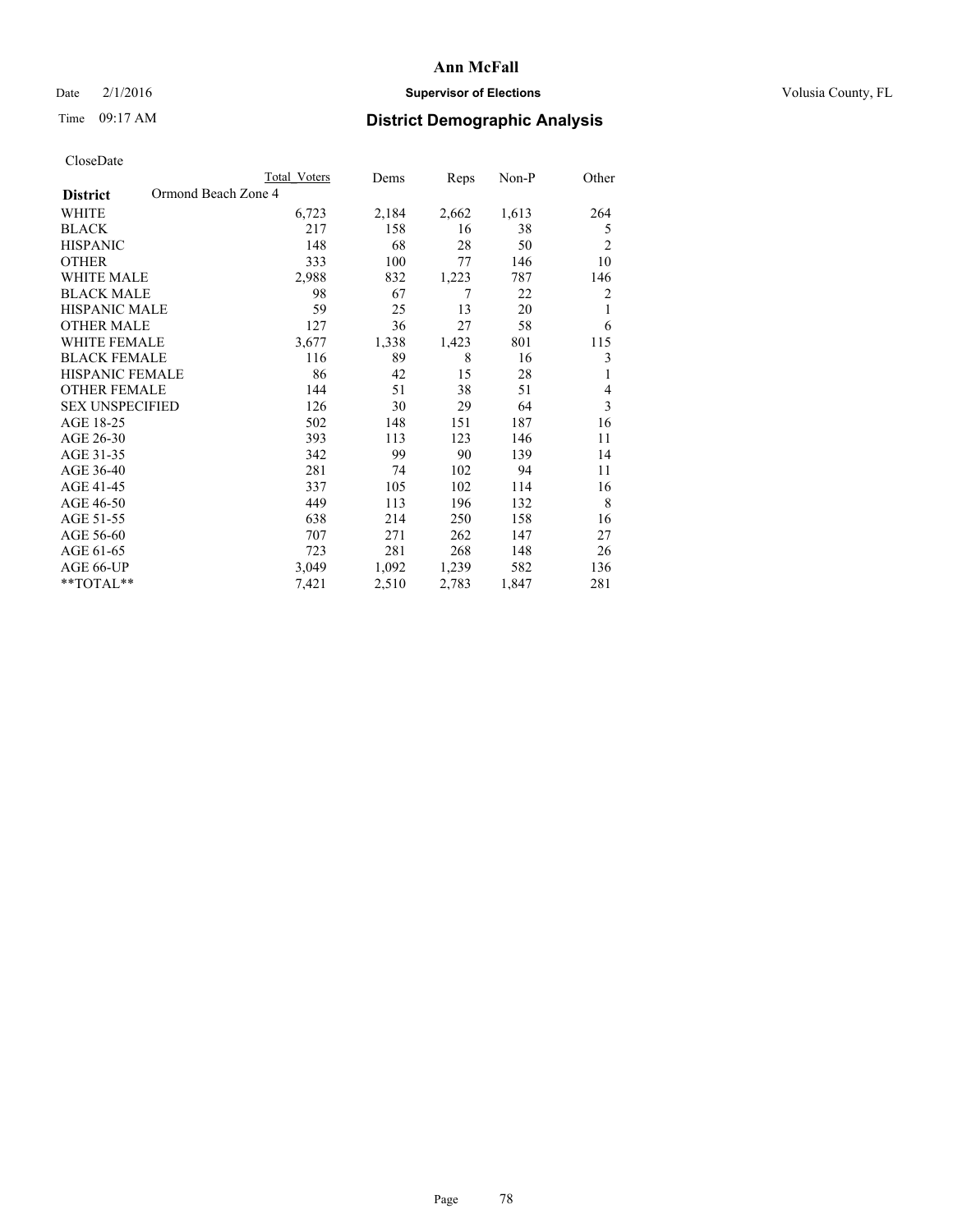# Ann McFall

Date 2/1/2016 **Supervisor of Elections** Volusia County, FL

Time 09:17 AM **District Demographic Analysis**

CloseDate

| District | Ormond Beach Zone 4 Total Voters | Dems | Reps | Non-P | Other |
|---|---|---|---|---|---|
| WHITE | 6,723 | 2,184 | 2,662 | 1,613 | 264 |
| BLACK | 217 | 158 | 16 | 38 | 5 |
| HISPANIC | 148 | 68 | 28 | 50 | 2 |
| OTHER | 333 | 100 | 77 | 146 | 10 |
| WHITE MALE | 2,988 | 832 | 1,223 | 787 | 146 |
| BLACK MALE | 98 | 67 | 7 | 22 | 2 |
| HISPANIC MALE | 59 | 25 | 13 | 20 | 1 |
| OTHER MALE | 127 | 36 | 27 | 58 | 6 |
| WHITE FEMALE | 3,677 | 1,338 | 1,423 | 801 | 115 |
| BLACK FEMALE | 116 | 89 | 8 | 16 | 3 |
| HISPANIC FEMALE | 86 | 42 | 15 | 28 | 1 |
| OTHER FEMALE | 144 | 51 | 38 | 51 | 4 |
| SEX UNSPECIFIED | 126 | 30 | 29 | 64 | 3 |
| AGE 18-25 | 502 | 148 | 151 | 187 | 16 |
| AGE 26-30 | 393 | 113 | 123 | 146 | 11 |
| AGE 31-35 | 342 | 99 | 90 | 139 | 14 |
| AGE 36-40 | 281 | 74 | 102 | 94 | 11 |
| AGE 41-45 | 337 | 105 | 102 | 114 | 16 |
| AGE 46-50 | 449 | 113 | 196 | 132 | 8 |
| AGE 51-55 | 638 | 214 | 250 | 158 | 16 |
| AGE 56-60 | 707 | 271 | 262 | 147 | 27 |
| AGE 61-65 | 723 | 281 | 268 | 148 | 26 |
| AGE 66-UP | 3,049 | 1,092 | 1,239 | 582 | 136 |
| **TOTAL** | 7,421 | 2,510 | 2,783 | 1,847 | 281 |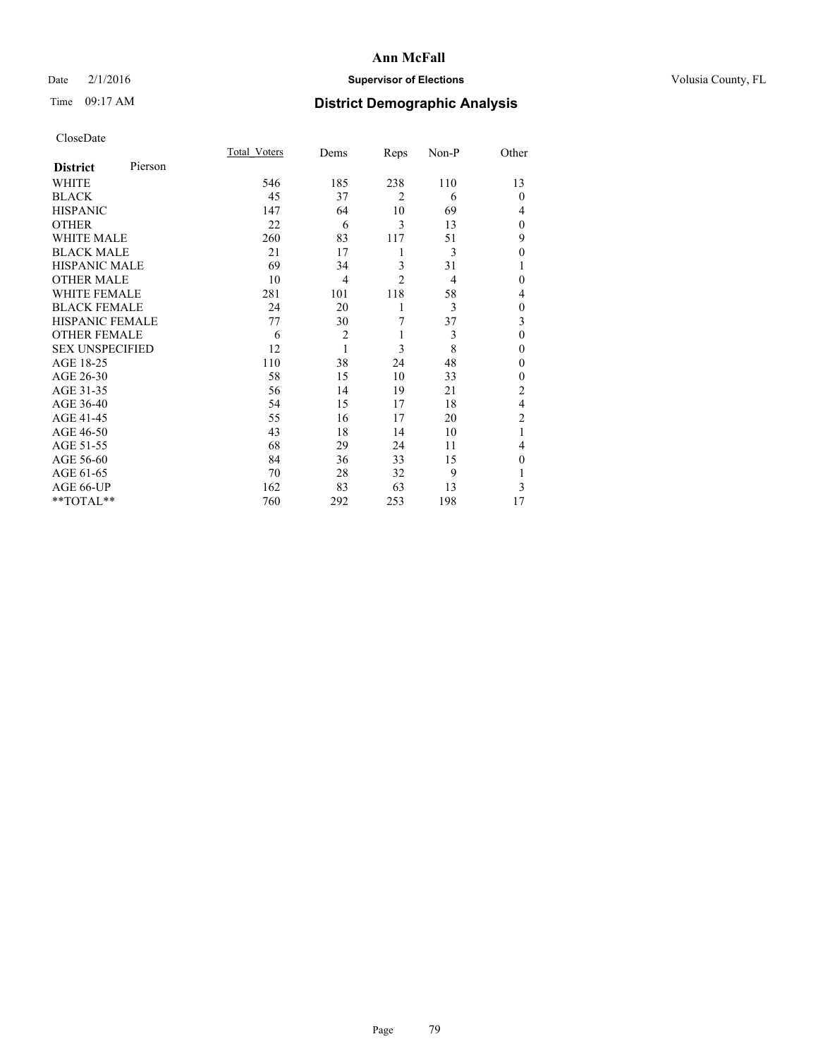# Ann McFall

Date 2/1/2016 **Supervisor of Elections** Volusia County, FL

Time 09:17 AM **District Demographic Analysis**

CloseDate

| **District** Pierson | Total_Voters | Dems | Reps | Non-P | Other |
|---|---|---|---|---|---|
| WHITE | 546 | 185 | 238 | 110 | 13 |
| BLACK | 45 | 37 | 2 | 6 | 0 |
| HISPANIC | 147 | 64 | 10 | 69 | 4 |
| OTHER | 22 | 6 | 3 | 13 | 0 |
| WHITE MALE | 260 | 83 | 117 | 51 | 9 |
| BLACK MALE | 21 | 17 | 1 | 3 | 0 |
| HISPANIC MALE | 69 | 34 | 3 | 31 | 1 |
| OTHER MALE | 10 | 4 | 2 | 4 | 0 |
| WHITE FEMALE | 281 | 101 | 118 | 58 | 4 |
| BLACK FEMALE | 24 | 20 | 1 | 3 | 0 |
| HISPANIC FEMALE | 77 | 30 | 7 | 37 | 3 |
| OTHER FEMALE | 6 | 2 | 1 | 3 | 0 |
| SEX UNSPECIFIED | 12 | 1 | 3 | 8 | 0 |
| AGE 18-25 | 110 | 38 | 24 | 48 | 0 |
| AGE 26-30 | 58 | 15 | 10 | 33 | 0 |
| AGE 31-35 | 56 | 14 | 19 | 21 | 2 |
| AGE 36-40 | 54 | 15 | 17 | 18 | 4 |
| AGE 41-45 | 55 | 16 | 17 | 20 | 2 |
| AGE 46-50 | 43 | 18 | 14 | 10 | 1 |
| AGE 51-55 | 68 | 29 | 24 | 11 | 4 |
| AGE 56-60 | 84 | 36 | 33 | 15 | 0 |
| AGE 61-65 | 70 | 28 | 32 | 9 | 1 |
| AGE 66-UP | 162 | 83 | 63 | 13 | 3 |
| **TOTAL** | 760 | 292 | 253 | 198 | 17 |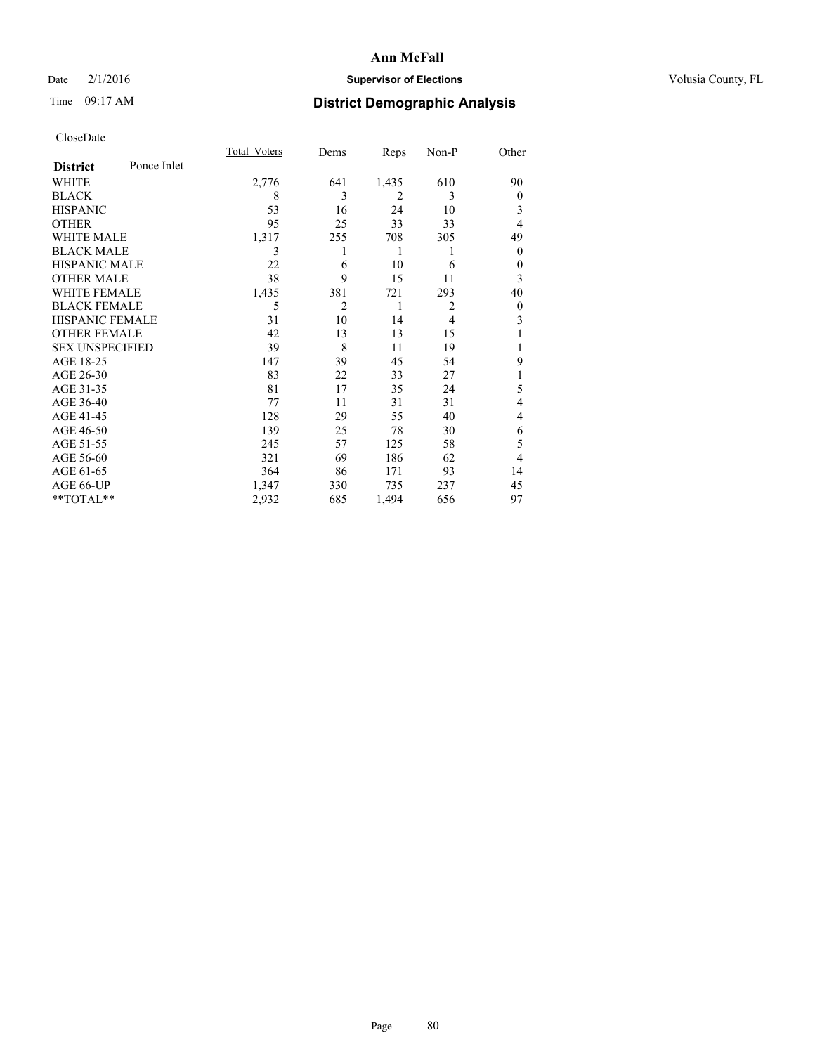# Ann McFall

Date 2/1/2016 **Supervisor of Elections** Volusia County, FL

Time 09:17 AM **District Demographic Analysis**

CloseDate

| **District** Ponce Inlet | Total_Voters | Dems | Reps | Non-P | Other |
|---|---|---|---|---|---|
| WHITE | 2,776 | 641 | 1,435 | 610 | 90 |
| BLACK | 8 | 3 | 2 | 3 | 0 |
| HISPANIC | 53 | 16 | 24 | 10 | 3 |
| OTHER | 95 | 25 | 33 | 33 | 4 |
| WHITE MALE | 1,317 | 255 | 708 | 305 | 49 |
| BLACK MALE | 3 | 1 | 1 | 1 | 0 |
| HISPANIC MALE | 22 | 6 | 10 | 6 | 0 |
| OTHER MALE | 38 | 9 | 15 | 11 | 3 |
| WHITE FEMALE | 1,435 | 381 | 721 | 293 | 40 |
| BLACK FEMALE | 5 | 2 | 1 | 2 | 0 |
| HISPANIC FEMALE | 31 | 10 | 14 | 4 | 3 |
| OTHER FEMALE | 42 | 13 | 13 | 15 | 1 |
| SEX UNSPECIFIED | 39 | 8 | 11 | 19 | 1 |
| AGE 18-25 | 147 | 39 | 45 | 54 | 9 |
| AGE 26-30 | 83 | 22 | 33 | 27 | 1 |
| AGE 31-35 | 81 | 17 | 35 | 24 | 5 |
| AGE 36-40 | 77 | 11 | 31 | 31 | 4 |
| AGE 41-45 | 128 | 29 | 55 | 40 | 4 |
| AGE 46-50 | 139 | 25 | 78 | 30 | 6 |
| AGE 51-55 | 245 | 57 | 125 | 58 | 5 |
| AGE 56-60 | 321 | 69 | 186 | 62 | 4 |
| AGE 61-65 | 364 | 86 | 171 | 93 | 14 |
| AGE 66-UP | 1,347 | 330 | 735 | 237 | 45 |
| **TOTAL** | 2,932 | 685 | 1,494 | 656 | 97 |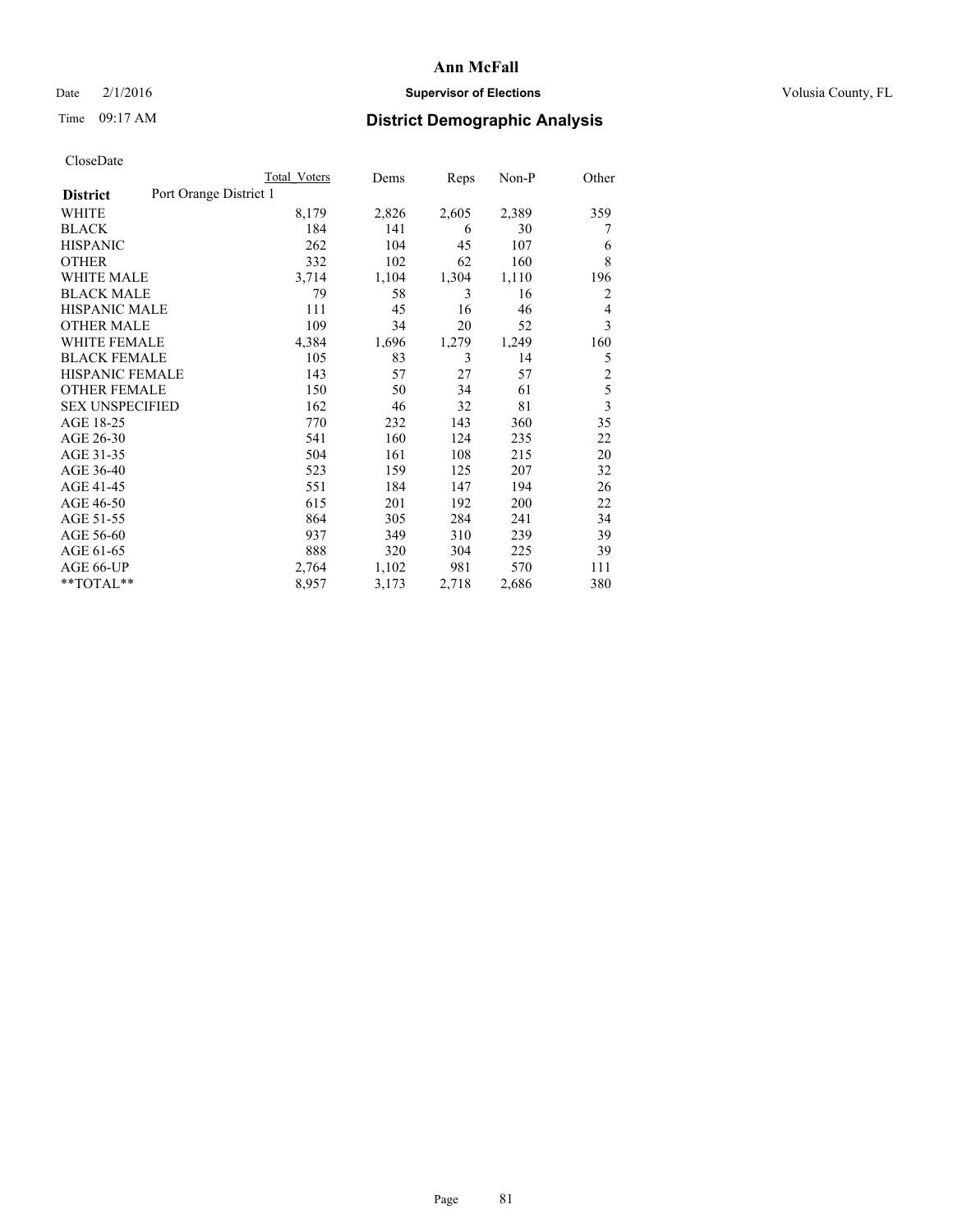# Ann McFall

Date 2/1/2016 **Supervisor of Elections** Volusia County, FL

Time 09:17 AM **District Demographic Analysis**

CloseDate

| | Total Voters | Dems | Reps | Non-P | Other |
|---|---|---|---|---|---|
| **District** Port Orange District 1 | | | | | |
| WHITE | 8,179 | 2,826 | 2,605 | 2,389 | 359 |
| BLACK | 184 | 141 | 6 | 30 | 7 |
| HISPANIC | 262 | 104 | 45 | 107 | 6 |
| OTHER | 332 | 102 | 62 | 160 | 8 |
| WHITE MALE | 3,714 | 1,104 | 1,304 | 1,110 | 196 |
| BLACK MALE | 79 | 58 | 3 | 16 | 2 |
| HISPANIC MALE | 111 | 45 | 16 | 46 | 4 |
| OTHER MALE | 109 | 34 | 20 | 52 | 3 |
| WHITE FEMALE | 4,384 | 1,696 | 1,279 | 1,249 | 160 |
| BLACK FEMALE | 105 | 83 | 3 | 14 | 5 |
| HISPANIC FEMALE | 143 | 57 | 27 | 57 | 2 |
| OTHER FEMALE | 150 | 50 | 34 | 61 | 5 |
| SEX UNSPECIFIED | 162 | 46 | 32 | 81 | 3 |
| AGE 18-25 | 770 | 232 | 143 | 360 | 35 |
| AGE 26-30 | 541 | 160 | 124 | 235 | 22 |
| AGE 31-35 | 504 | 161 | 108 | 215 | 20 |
| AGE 36-40 | 523 | 159 | 125 | 207 | 32 |
| AGE 41-45 | 551 | 184 | 147 | 194 | 26 |
| AGE 46-50 | 615 | 201 | 192 | 200 | 22 |
| AGE 51-55 | 864 | 305 | 284 | 241 | 34 |
| AGE 56-60 | 937 | 349 | 310 | 239 | 39 |
| AGE 61-65 | 888 | 320 | 304 | 225 | 39 |
| AGE 66-UP | 2,764 | 1,102 | 981 | 570 | 111 |
| **TOTAL** | 8,957 | 3,173 | 2,718 | 2,686 | 380 |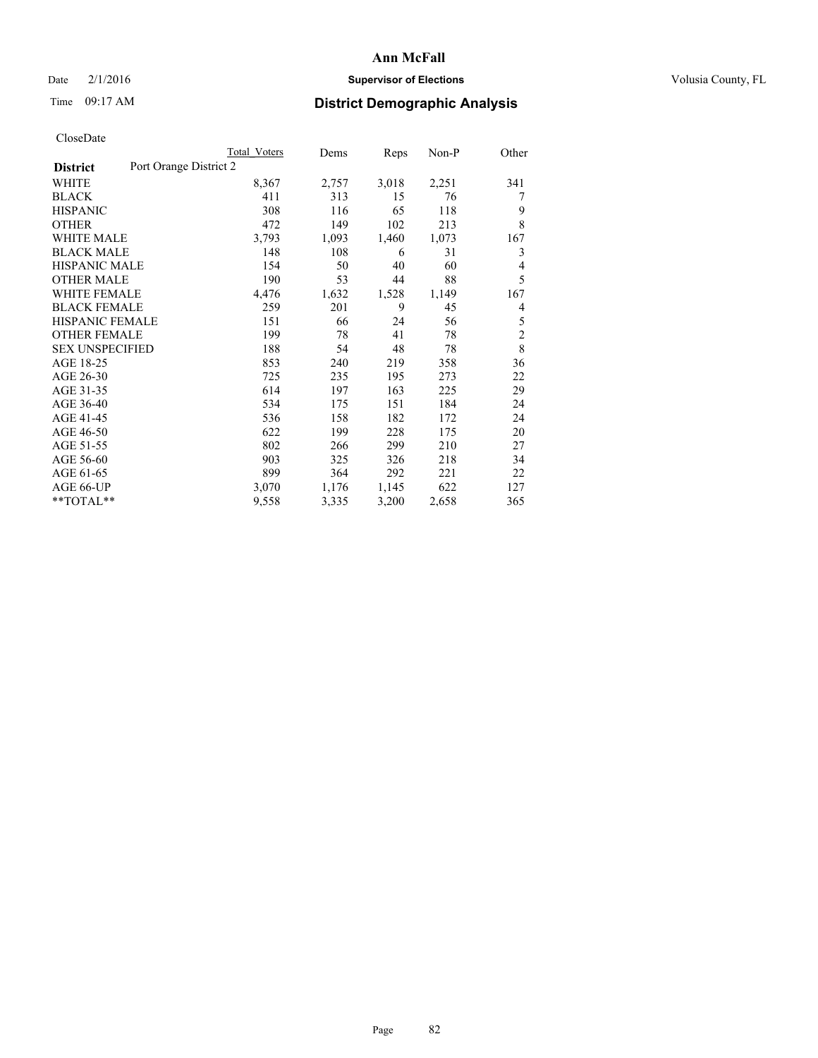# Ann McFall

Date 2/1/2016 **Supervisor of Elections** Volusia County, FL

Time 09:17 AM **District Demographic Analysis**

CloseDate

| District | Port Orange District 2 | Total Voters | Dems | Reps | Non-P | Other |
|---|---|---|---|---|---|---|
| WHITE | | 8,367 | 2,757 | 3,018 | 2,251 | 341 |
| BLACK | | 411 | 313 | 15 | 76 | 7 |
| HISPANIC | | 308 | 116 | 65 | 118 | 9 |
| OTHER | | 472 | 149 | 102 | 213 | 8 |
| WHITE MALE | | 3,793 | 1,093 | 1,460 | 1,073 | 167 |
| BLACK MALE | | 148 | 108 | 6 | 31 | 3 |
| HISPANIC MALE | | 154 | 50 | 40 | 60 | 4 |
| OTHER MALE | | 190 | 53 | 44 | 88 | 5 |
| WHITE FEMALE | | 4,476 | 1,632 | 1,528 | 1,149 | 167 |
| BLACK FEMALE | | 259 | 201 | 9 | 45 | 4 |
| HISPANIC FEMALE | | 151 | 66 | 24 | 56 | 5 |
| OTHER FEMALE | | 199 | 78 | 41 | 78 | 2 |
| SEX UNSPECIFIED | | 188 | 54 | 48 | 78 | 8 |
| AGE 18-25 | | 853 | 240 | 219 | 358 | 36 |
| AGE 26-30 | | 725 | 235 | 195 | 273 | 22 |
| AGE 31-35 | | 614 | 197 | 163 | 225 | 29 |
| AGE 36-40 | | 534 | 175 | 151 | 184 | 24 |
| AGE 41-45 | | 536 | 158 | 182 | 172 | 24 |
| AGE 46-50 | | 622 | 199 | 228 | 175 | 20 |
| AGE 51-55 | | 802 | 266 | 299 | 210 | 27 |
| AGE 56-60 | | 903 | 325 | 326 | 218 | 34 |
| AGE 61-65 | | 899 | 364 | 292 | 221 | 22 |
| AGE 66-UP | | 3,070 | 1,176 | 1,145 | 622 | 127 |
| **TOTAL** | | 9,558 | 3,335 | 3,200 | 2,658 | 365 |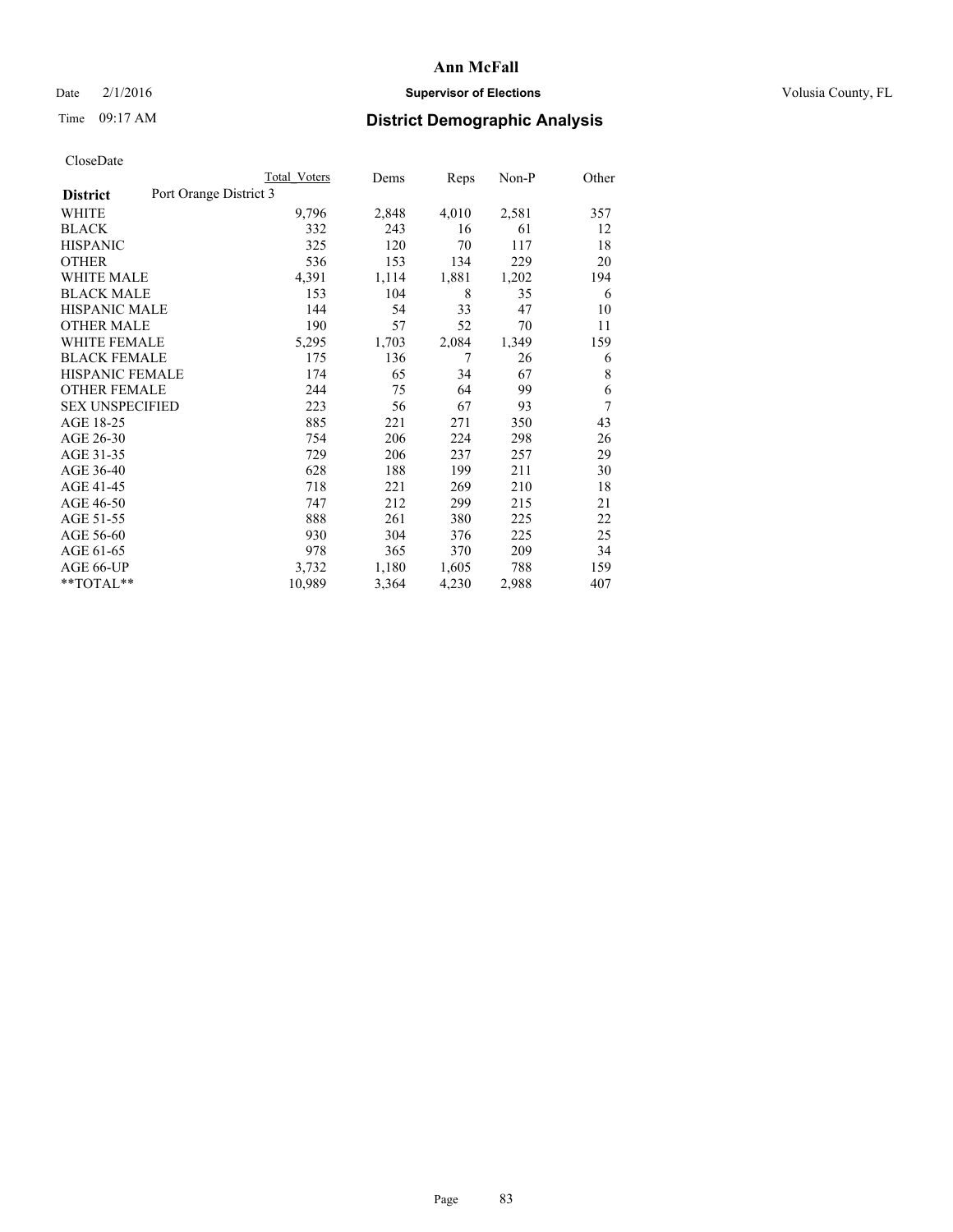# Ann McFall

Date 2/1/2016 **Supervisor of Elections** Volusia County, FL

Time 09:17 AM **District Demographic Analysis**

CloseDate

| **District** | Port Orange District 3 | Total Voters | Dems | Reps | Non-P | Other |
|---|---|---|---|---|---|---|
| WHITE | | 9,796 | 2,848 | 4,010 | 2,581 | 357 |
| BLACK | | 332 | 243 | 16 | 61 | 12 |
| HISPANIC | | 325 | 120 | 70 | 117 | 18 |
| OTHER | | 536 | 153 | 134 | 229 | 20 |
| WHITE MALE | | 4,391 | 1,114 | 1,881 | 1,202 | 194 |
| BLACK MALE | | 153 | 104 | 8 | 35 | 6 |
| HISPANIC MALE | | 144 | 54 | 33 | 47 | 10 |
| OTHER MALE | | 190 | 57 | 52 | 70 | 11 |
| WHITE FEMALE | | 5,295 | 1,703 | 2,084 | 1,349 | 159 |
| BLACK FEMALE | | 175 | 136 | 7 | 26 | 6 |
| HISPANIC FEMALE | | 174 | 65 | 34 | 67 | 8 |
| OTHER FEMALE | | 244 | 75 | 64 | 99 | 6 |
| SEX UNSPECIFIED | | 223 | 56 | 67 | 93 | 7 |
| AGE 18-25 | | 885 | 221 | 271 | 350 | 43 |
| AGE 26-30 | | 754 | 206 | 224 | 298 | 26 |
| AGE 31-35 | | 729 | 206 | 237 | 257 | 29 |
| AGE 36-40 | | 628 | 188 | 199 | 211 | 30 |
| AGE 41-45 | | 718 | 221 | 269 | 210 | 18 |
| AGE 46-50 | | 747 | 212 | 299 | 215 | 21 |
| AGE 51-55 | | 888 | 261 | 380 | 225 | 22 |
| AGE 56-60 | | 930 | 304 | 376 | 225 | 25 |
| AGE 61-65 | | 978 | 365 | 370 | 209 | 34 |
| AGE 66-UP | | 3,732 | 1,180 | 1,605 | 788 | 159 |
| **TOTAL** | | 10,989 | 3,364 | 4,230 | 2,988 | 407 |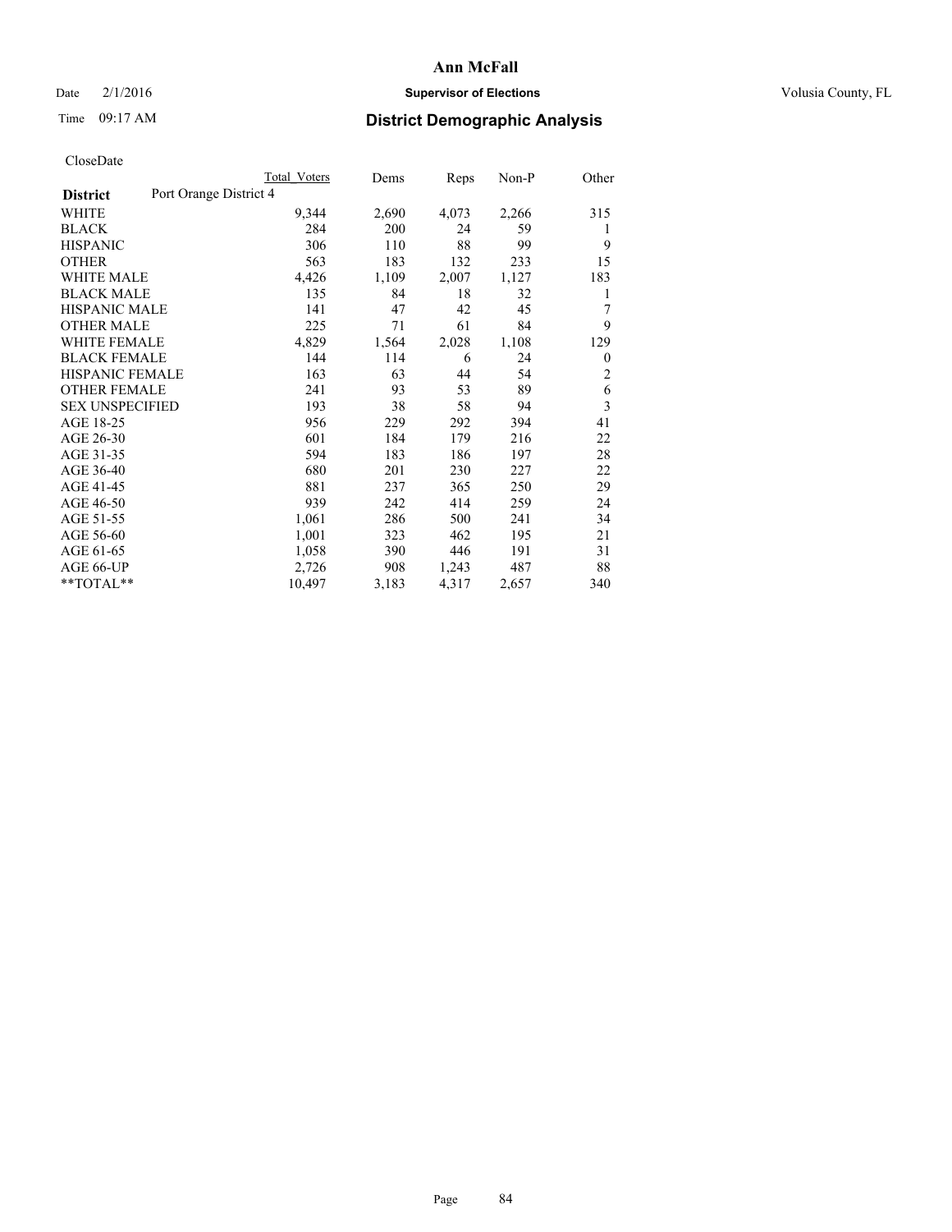Date 2/1/2016

Time 09:17 AM

# Ann McFall

## Supervisor of Elections

Volusia County, FL

## District Demographic Analysis

CloseDate

| District | Port Orange District 4 | Total Voters | Dems | Reps | Non-P | Other |
|---|---|---|---|---|---|---|
| WHITE | | 9,344 | 2,690 | 4,073 | 2,266 | 315 |
| BLACK | | 284 | 200 | 24 | 59 | 1 |
| HISPANIC | | 306 | 110 | 88 | 99 | 9 |
| OTHER | | 563 | 183 | 132 | 233 | 15 |
| WHITE MALE | | 4,426 | 1,109 | 2,007 | 1,127 | 183 |
| BLACK MALE | | 135 | 84 | 18 | 32 | 1 |
| HISPANIC MALE | | 141 | 47 | 42 | 45 | 7 |
| OTHER MALE | | 225 | 71 | 61 | 84 | 9 |
| WHITE FEMALE | | 4,829 | 1,564 | 2,028 | 1,108 | 129 |
| BLACK FEMALE | | 144 | 114 | 6 | 24 | 0 |
| HISPANIC FEMALE | | 163 | 63 | 44 | 54 | 2 |
| OTHER FEMALE | | 241 | 93 | 53 | 89 | 6 |
| SEX UNSPECIFIED | | 193 | 38 | 58 | 94 | 3 |
| AGE 18-25 | | 956 | 229 | 292 | 394 | 41 |
| AGE 26-30 | | 601 | 184 | 179 | 216 | 22 |
| AGE 31-35 | | 594 | 183 | 186 | 197 | 28 |
| AGE 36-40 | | 680 | 201 | 230 | 227 | 22 |
| AGE 41-45 | | 881 | 237 | 365 | 250 | 29 |
| AGE 46-50 | | 939 | 242 | 414 | 259 | 24 |
| AGE 51-55 | | 1,061 | 286 | 500 | 241 | 34 |
| AGE 56-60 | | 1,001 | 323 | 462 | 195 | 21 |
| AGE 61-65 | | 1,058 | 390 | 446 | 191 | 31 |
| AGE 66-UP | | 2,726 | 908 | 1,243 | 487 | 88 |
| **TOTAL** | | 10,497 | 3,183 | 4,317 | 2,657 | 340 |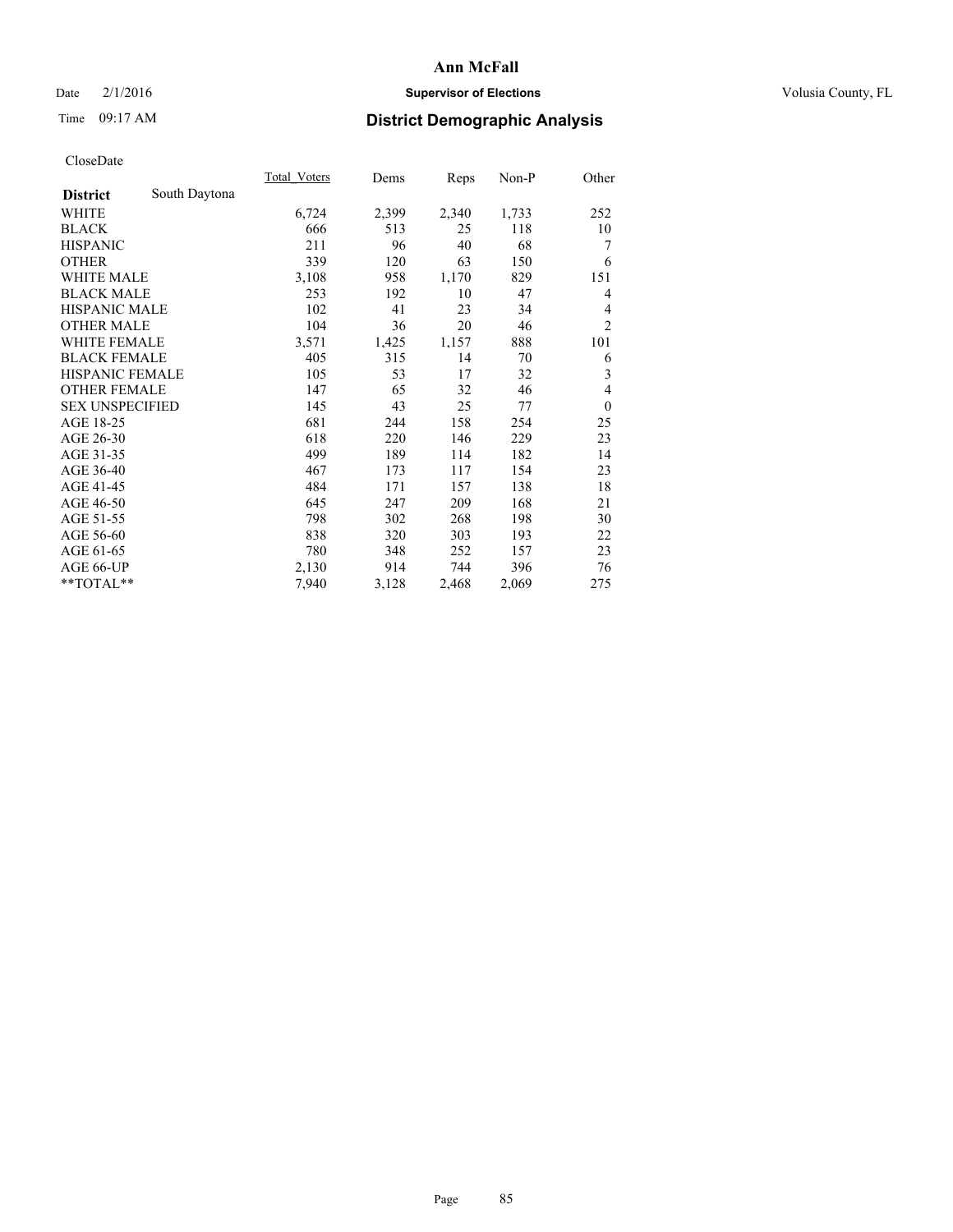# Ann McFall

Date 2/1/2016 **Supervisor of Elections** Volusia County, FL

Time 09:17 AM **District Demographic Analysis**

CloseDate

| **District** South Daytona | Total_Voters | Dems | Reps | Non-P | Other |
|---|---|---|---|---|---|
| WHITE | 6,724 | 2,399 | 2,340 | 1,733 | 252 |
| BLACK | 666 | 513 | 25 | 118 | 10 |
| HISPANIC | 211 | 96 | 40 | 68 | 7 |
| OTHER | 339 | 120 | 63 | 150 | 6 |
| WHITE MALE | 3,108 | 958 | 1,170 | 829 | 151 |
| BLACK MALE | 253 | 192 | 10 | 47 | 4 |
| HISPANIC MALE | 102 | 41 | 23 | 34 | 4 |
| OTHER MALE | 104 | 36 | 20 | 46 | 2 |
| WHITE FEMALE | 3,571 | 1,425 | 1,157 | 888 | 101 |
| BLACK FEMALE | 405 | 315 | 14 | 70 | 6 |
| HISPANIC FEMALE | 105 | 53 | 17 | 32 | 3 |
| OTHER FEMALE | 147 | 65 | 32 | 46 | 4 |
| SEX UNSPECIFIED | 145 | 43 | 25 | 77 | 0 |
| AGE 18-25 | 681 | 244 | 158 | 254 | 25 |
| AGE 26-30 | 618 | 220 | 146 | 229 | 23 |
| AGE 31-35 | 499 | 189 | 114 | 182 | 14 |
| AGE 36-40 | 467 | 173 | 117 | 154 | 23 |
| AGE 41-45 | 484 | 171 | 157 | 138 | 18 |
| AGE 46-50 | 645 | 247 | 209 | 168 | 21 |
| AGE 51-55 | 798 | 302 | 268 | 198 | 30 |
| AGE 56-60 | 838 | 320 | 303 | 193 | 22 |
| AGE 61-65 | 780 | 348 | 252 | 157 | 23 |
| AGE 66-UP | 2,130 | 914 | 744 | 396 | 76 |
| **TOTAL** | 7,940 | 3,128 | 2,468 | 2,069 | 275 |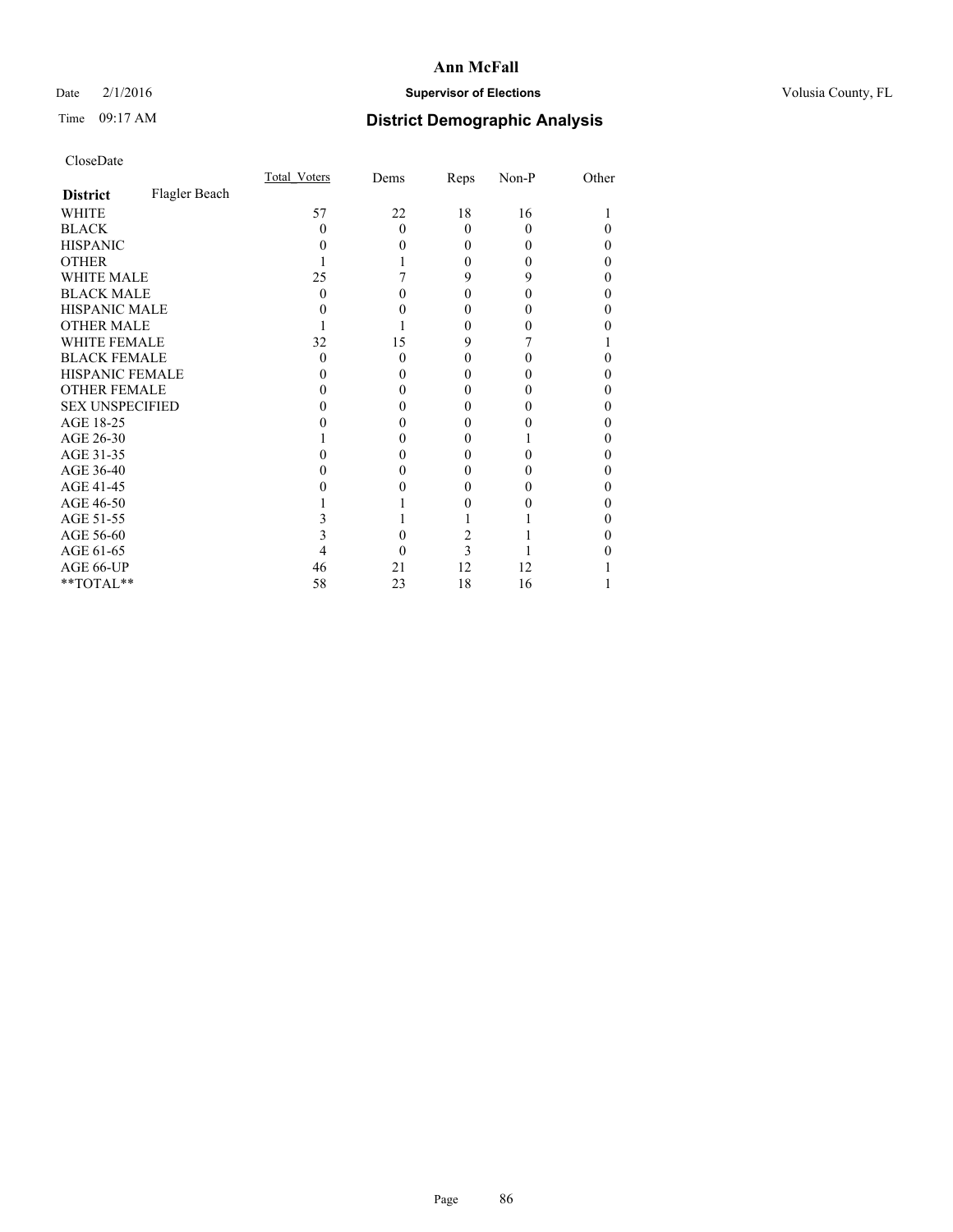# Ann McFall

Date 2/1/2016 **Supervisor of Elections** Volusia County, FL

Time 09:17 AM **District Demographic Analysis**

CloseDate

| | Total_Voters | Dems | Reps | Non-P | Other |
|---|---|---|---|---|---|
| **District** Flagler Beach | | | | | |
| WHITE | 57 | 22 | 18 | 16 | 1 |
| BLACK | 0 | 0 | 0 | 0 | 0 |
| HISPANIC | 0 | 0 | 0 | 0 | 0 |
| OTHER | 1 | 1 | 0 | 0 | 0 |
| WHITE MALE | 25 | 7 | 9 | 9 | 0 |
| BLACK MALE | 0 | 0 | 0 | 0 | 0 |
| HISPANIC MALE | 0 | 0 | 0 | 0 | 0 |
| OTHER MALE | 1 | 1 | 0 | 0 | 0 |
| WHITE FEMALE | 32 | 15 | 9 | 7 | 1 |
| BLACK FEMALE | 0 | 0 | 0 | 0 | 0 |
| HISPANIC FEMALE | 0 | 0 | 0 | 0 | 0 |
| OTHER FEMALE | 0 | 0 | 0 | 0 | 0 |
| SEX UNSPECIFIED | 0 | 0 | 0 | 0 | 0 |
| AGE 18-25 | 0 | 0 | 0 | 0 | 0 |
| AGE 26-30 | 1 | 0 | 0 | 1 | 0 |
| AGE 31-35 | 0 | 0 | 0 | 0 | 0 |
| AGE 36-40 | 0 | 0 | 0 | 0 | 0 |
| AGE 41-45 | 0 | 0 | 0 | 0 | 0 |
| AGE 46-50 | 1 | 1 | 0 | 0 | 0 |
| AGE 51-55 | 3 | 1 | 1 | 1 | 0 |
| AGE 56-60 | 3 | 0 | 2 | 1 | 0 |
| AGE 61-65 | 4 | 0 | 3 | 1 | 0 |
| AGE 66-UP | 46 | 21 | 12 | 12 | 1 |
| **TOTAL** | 58 | 23 | 18 | 16 | 1 |